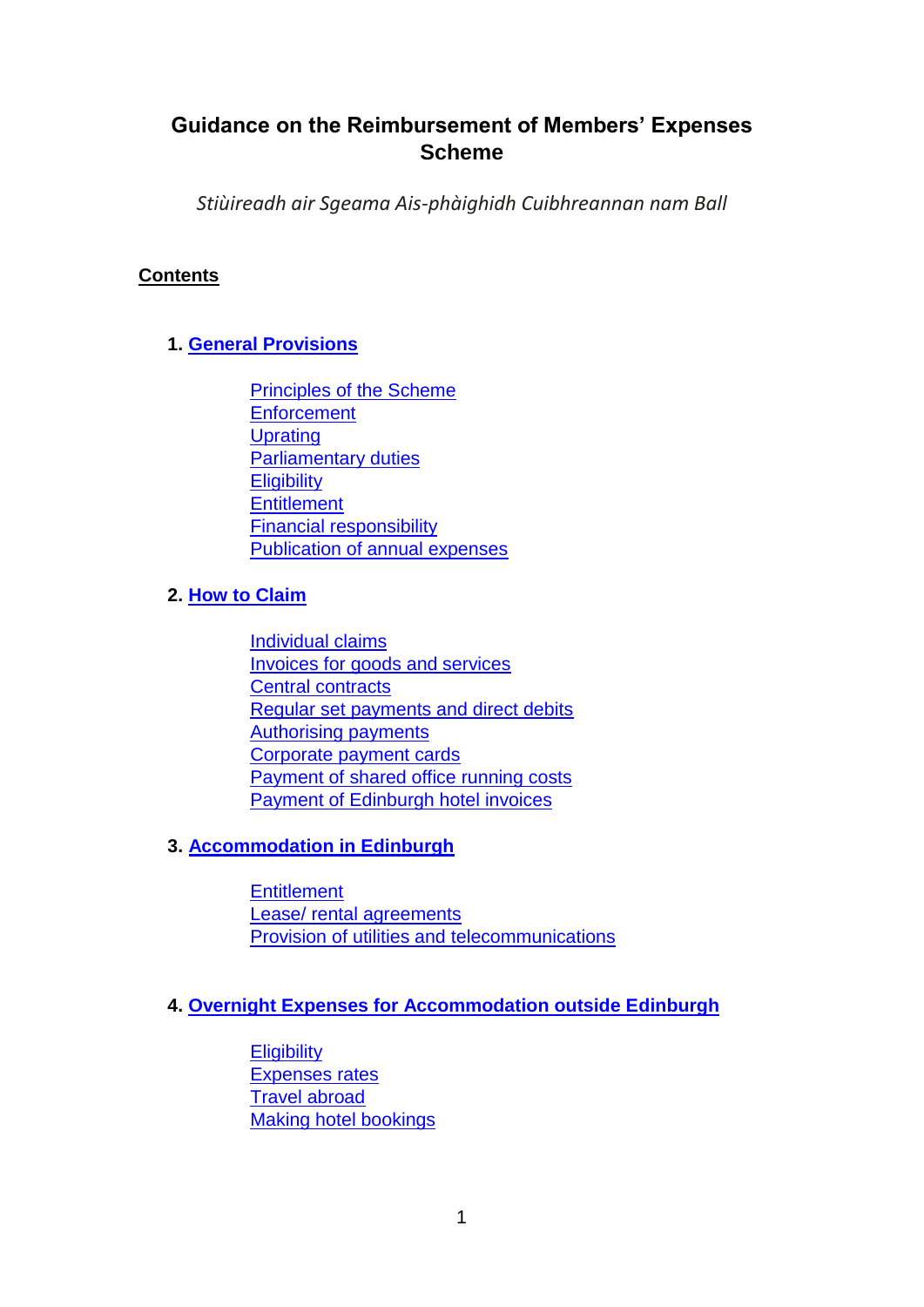# Guidance on the Reimbursement of Members' Expenses Scheme

*Stiùireadh air Sgeama Ais-phàighidh Cuibhreannan nam Ball*

**Contents**

1. **General Provisions**

    - Principles of the Scheme
    - Enforcement
    - Uprating
    - Parliamentary duties
    - Eligibility
    - Entitlement
    - Financial responsibility
    - Publication of annual expenses

2. **How to Claim**

    - Individual claims
    - Invoices for goods and services
    - Central contracts
    - Regular set payments and direct debits
    - Authorising payments
    - Corporate payment cards
    - Payment of shared office running costs
    - Payment of Edinburgh hotel invoices

3. **Accommodation in Edinburgh**

    - Entitlement
    - Lease/ rental agreements
    - Provision of utilities and telecommunications

4. **Overnight Expenses for Accommodation outside Edinburgh**

    - Eligibility
    - Expenses rates
    - Travel abroad
    - Making hotel bookings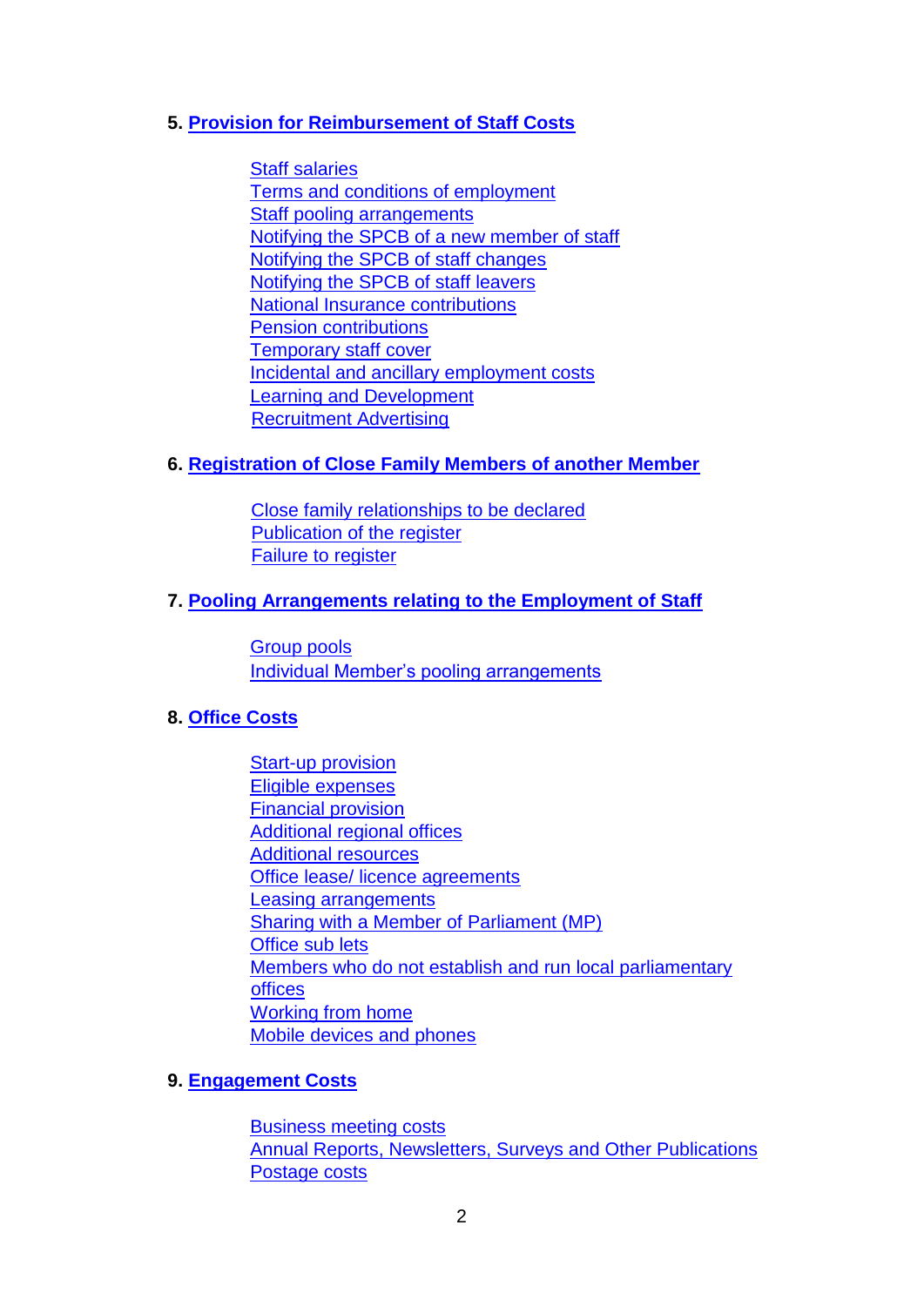**5. Provision for Reimbursement of Staff Costs**

- Staff salaries
- Terms and conditions of employment
- Staff pooling arrangements
- Notifying the SPCB of a new member of staff
- Notifying the SPCB of staff changes
- Notifying the SPCB of staff leavers
- National Insurance contributions
- Pension contributions
- Temporary staff cover
- Incidental and ancillary employment costs
- Learning and Development
- Recruitment Advertising

**6. Registration of Close Family Members of another Member**

- Close family relationships to be declared
- Publication of the register
- Failure to register

**7. Pooling Arrangements relating to the Employment of Staff**

- Group pools
- Individual Member's pooling arrangements

**8. Office Costs**

- Start-up provision
- Eligible expenses
- Financial provision
- Additional regional offices
- Additional resources
- Office lease/ licence agreements
- Leasing arrangements
- Sharing with a Member of Parliament (MP)
- Office sub lets
- Members who do not establish and run local parliamentary offices
- Working from home
- Mobile devices and phones

**9. Engagement Costs**

- Business meeting costs
- Annual Reports, Newsletters, Surveys and Other Publications
- Postage costs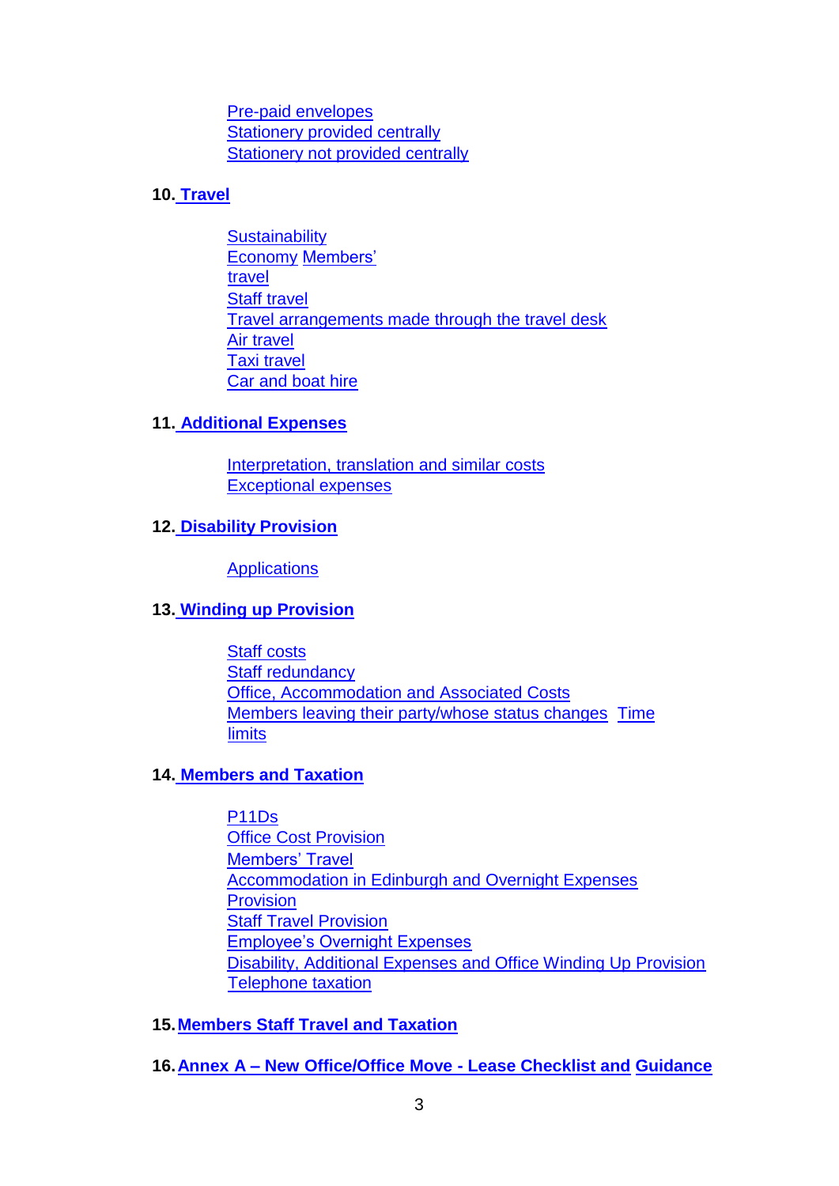Pre-paid envelopes
Stationery provided centrally
Stationery not provided centrally

**10. Travel**

Sustainability
Economy Members' travel
Staff travel
Travel arrangements made through the travel desk
Air travel
Taxi travel
Car and boat hire

**11. Additional Expenses**

Interpretation, translation and similar costs
Exceptional expenses

**12. Disability Provision**

Applications

**13. Winding up Provision**

Staff costs
Staff redundancy
Office, Accommodation and Associated Costs
Members leaving their party/whose status changes
Time limits

**14. Members and Taxation**

P11Ds
Office Cost Provision
Members' Travel
Accommodation in Edinburgh and Overnight Expenses Provision
Staff Travel Provision
Employee's Overnight Expenses
Disability, Additional Expenses and Office Winding Up Provision
Telephone taxation

**15. Members Staff Travel and Taxation**

**16. Annex A – New Office/Office Move - Lease Checklist and Guidance**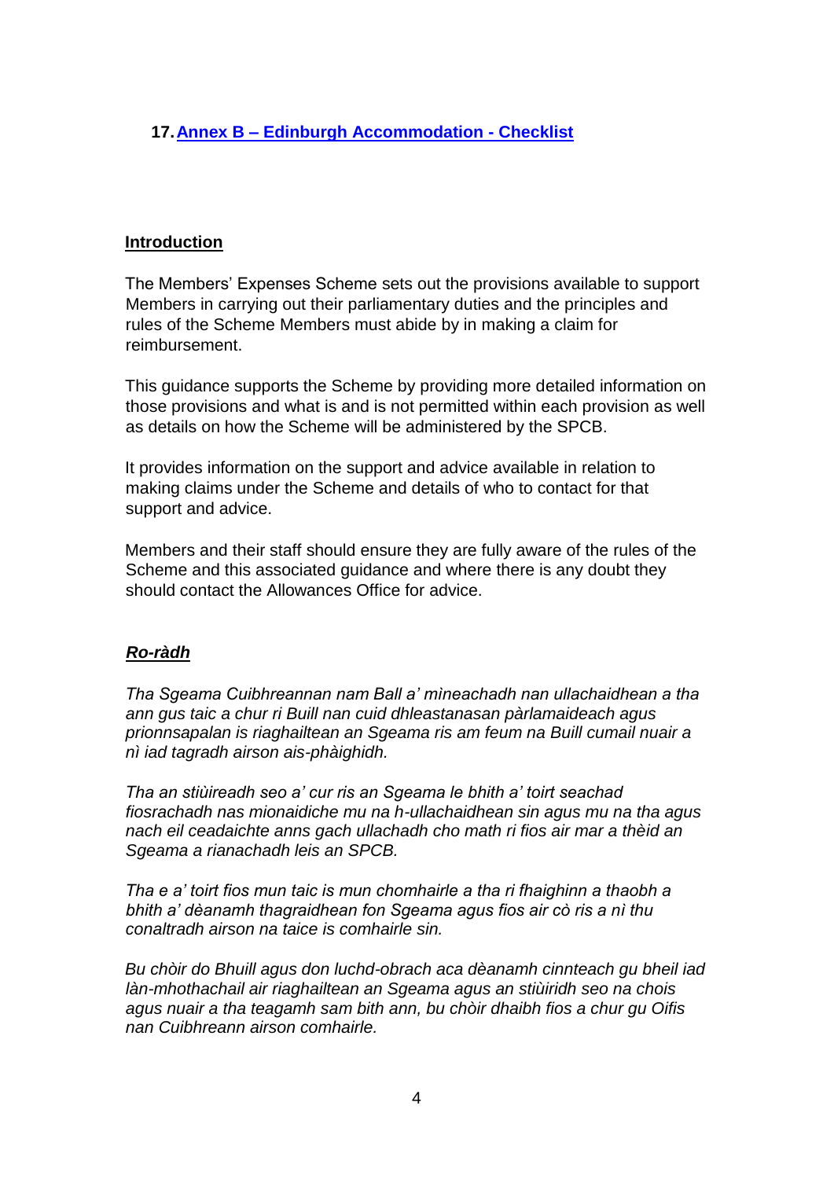17. **Annex B – Edinburgh Accommodation - Checklist**

**Introduction**

The Members' Expenses Scheme sets out the provisions available to support Members in carrying out their parliamentary duties and the principles and rules of the Scheme Members must abide by in making a claim for reimbursement.

This guidance supports the Scheme by providing more detailed information on those provisions and what is and is not permitted within each provision as well as details on how the Scheme will be administered by the SPCB.

It provides information on the support and advice available in relation to making claims under the Scheme and details of who to contact for that support and advice.

Members and their staff should ensure they are fully aware of the rules of the Scheme and this associated guidance and where there is any doubt they should contact the Allowances Office for advice.

***Ro-ràdh***

*Tha Sgeama Cuibhreannan nam Ball a' mìneachadh nan ullachaidhean a tha ann gus taic a chur ri Buill nan cuid dhleastanasan pàrlamaideach agus prionnsapalan is riaghailtean an Sgeama ris am feum na Buill cumail nuair a nì iad tagradh airson ais-phàighidh.*

*Tha an stiùireadh seo a' cur ris an Sgeama le bhith a' toirt seachad fiosrachadh nas mionaidiche mu na h-ullachaidhean sin agus mu na tha agus nach eil ceadaichte anns gach ullachadh cho math ri fios air mar a thèid an Sgeama a rianachadh leis an SPCB.*

*Tha e a' toirt fios mun taic is mun chomhairle a tha ri fhaighinn a thaobh a bhith a' dèanamh thagraidhean fon Sgeama agus fios air cò ris a nì thu conaltradh airson na taice is comhairle sin.*

*Bu chòir do Bhuill agus don luchd-obrach aca dèanamh cinnteach gu bheil iad làn-mhothachail air riaghailtean an Sgeama agus an stiùiridh seo na chois agus nuair a tha teagamh sam bith ann, bu chòir dhaibh fios a chur gu Oifis nan Cuibhreann airson comhairle.*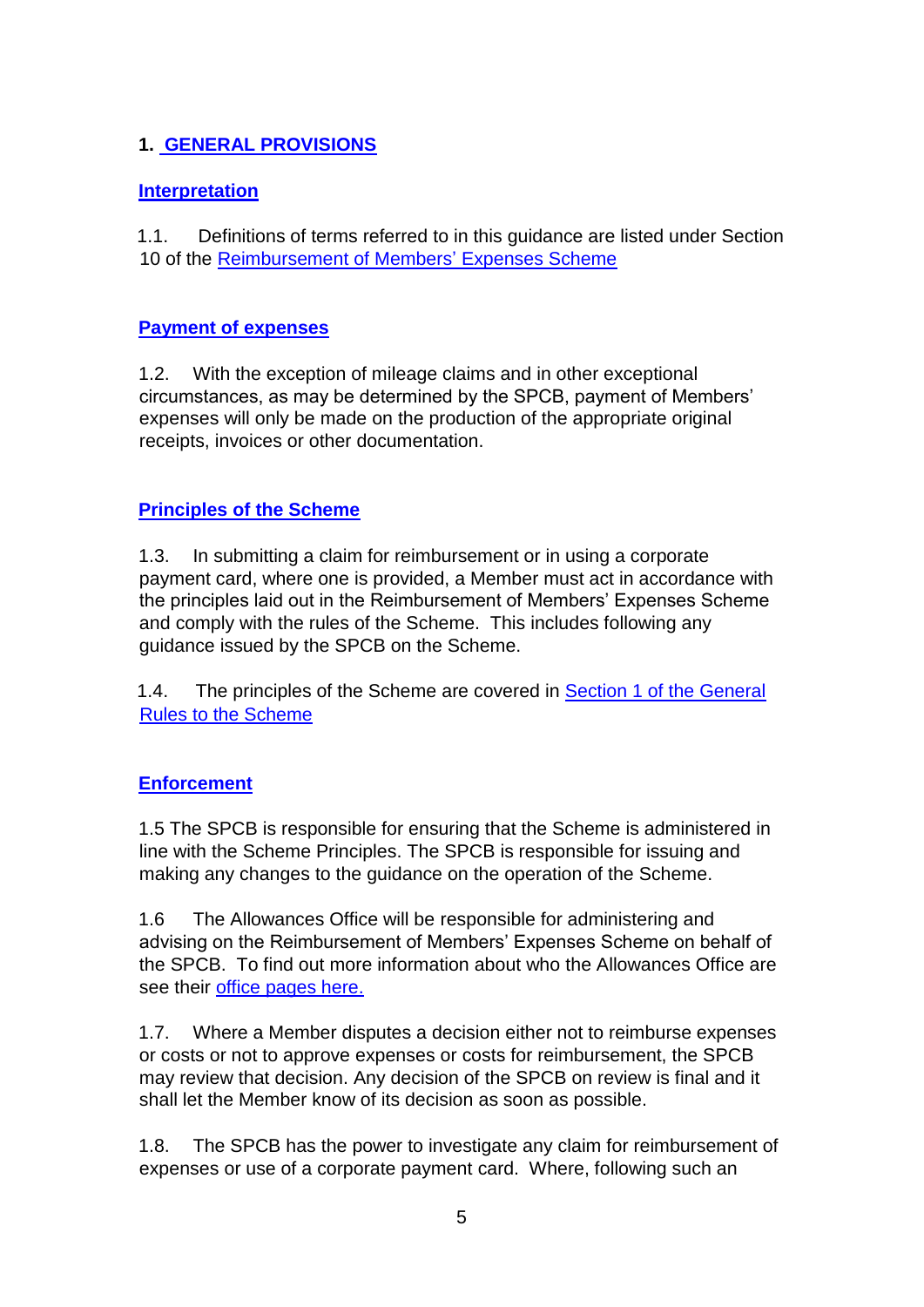## 1. GENERAL PROVISIONS

### Interpretation

1.1. Definitions of terms referred to in this guidance are listed under Section 10 of the Reimbursement of Members' Expenses Scheme

### Payment of expenses

1.2. With the exception of mileage claims and in other exceptional circumstances, as may be determined by the SPCB, payment of Members' expenses will only be made on the production of the appropriate original receipts, invoices or other documentation.

### Principles of the Scheme

1.3. In submitting a claim for reimbursement or in using a corporate payment card, where one is provided, a Member must act in accordance with the principles laid out in the Reimbursement of Members' Expenses Scheme and comply with the rules of the Scheme. This includes following any guidance issued by the SPCB on the Scheme.

1.4. The principles of the Scheme are covered in Section 1 of the General Rules to the Scheme

### Enforcement

1.5 The SPCB is responsible for ensuring that the Scheme is administered in line with the Scheme Principles. The SPCB is responsible for issuing and making any changes to the guidance on the operation of the Scheme.

1.6 The Allowances Office will be responsible for administering and advising on the Reimbursement of Members' Expenses Scheme on behalf of the SPCB. To find out more information about who the Allowances Office are see their office pages here.

1.7. Where a Member disputes a decision either not to reimburse expenses or costs or not to approve expenses or costs for reimbursement, the SPCB may review that decision. Any decision of the SPCB on review is final and it shall let the Member know of its decision as soon as possible.

1.8. The SPCB has the power to investigate any claim for reimbursement of expenses or use of a corporate payment card. Where, following such an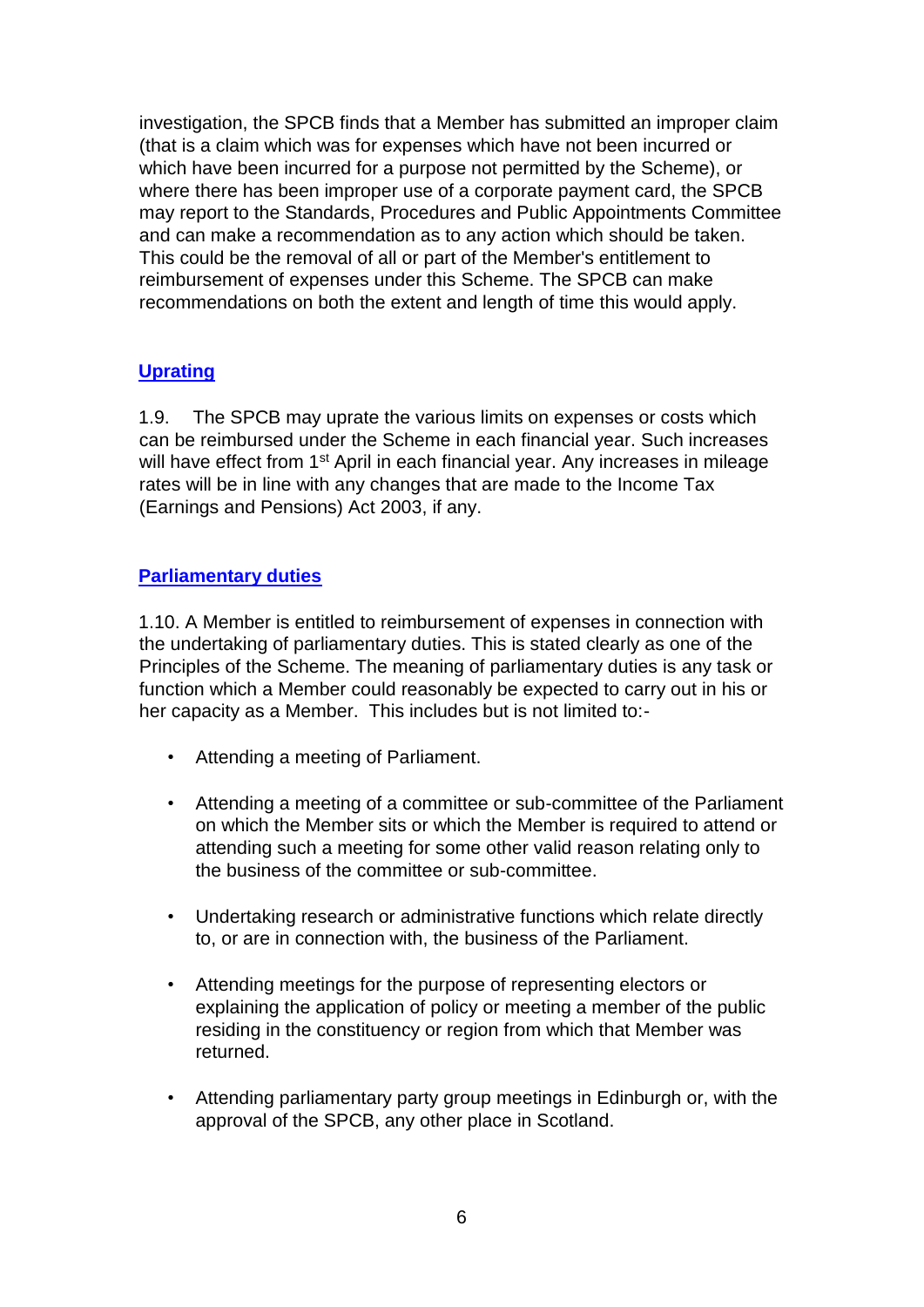investigation, the SPCB finds that a Member has submitted an improper claim (that is a claim which was for expenses which have not been incurred or which have been incurred for a purpose not permitted by the Scheme), or where there has been improper use of a corporate payment card, the SPCB may report to the Standards, Procedures and Public Appointments Committee and can make a recommendation as to any action which should be taken. This could be the removal of all or part of the Member's entitlement to reimbursement of expenses under this Scheme. The SPCB can make recommendations on both the extent and length of time this would apply.

## Uprating

1.9. The SPCB may uprate the various limits on expenses or costs which can be reimbursed under the Scheme in each financial year. Such increases will have effect from 1st April in each financial year. Any increases in mileage rates will be in line with any changes that are made to the Income Tax (Earnings and Pensions) Act 2003, if any.

## Parliamentary duties

1.10. A Member is entitled to reimbursement of expenses in connection with the undertaking of parliamentary duties. This is stated clearly as one of the Principles of the Scheme. The meaning of parliamentary duties is any task or function which a Member could reasonably be expected to carry out in his or her capacity as a Member. This includes but is not limited to:-

- Attending a meeting of Parliament.
- Attending a meeting of a committee or sub-committee of the Parliament on which the Member sits or which the Member is required to attend or attending such a meeting for some other valid reason relating only to the business of the committee or sub-committee.
- Undertaking research or administrative functions which relate directly to, or are in connection with, the business of the Parliament.
- Attending meetings for the purpose of representing electors or explaining the application of policy or meeting a member of the public residing in the constituency or region from which that Member was returned.
- Attending parliamentary party group meetings in Edinburgh or, with the approval of the SPCB, any other place in Scotland.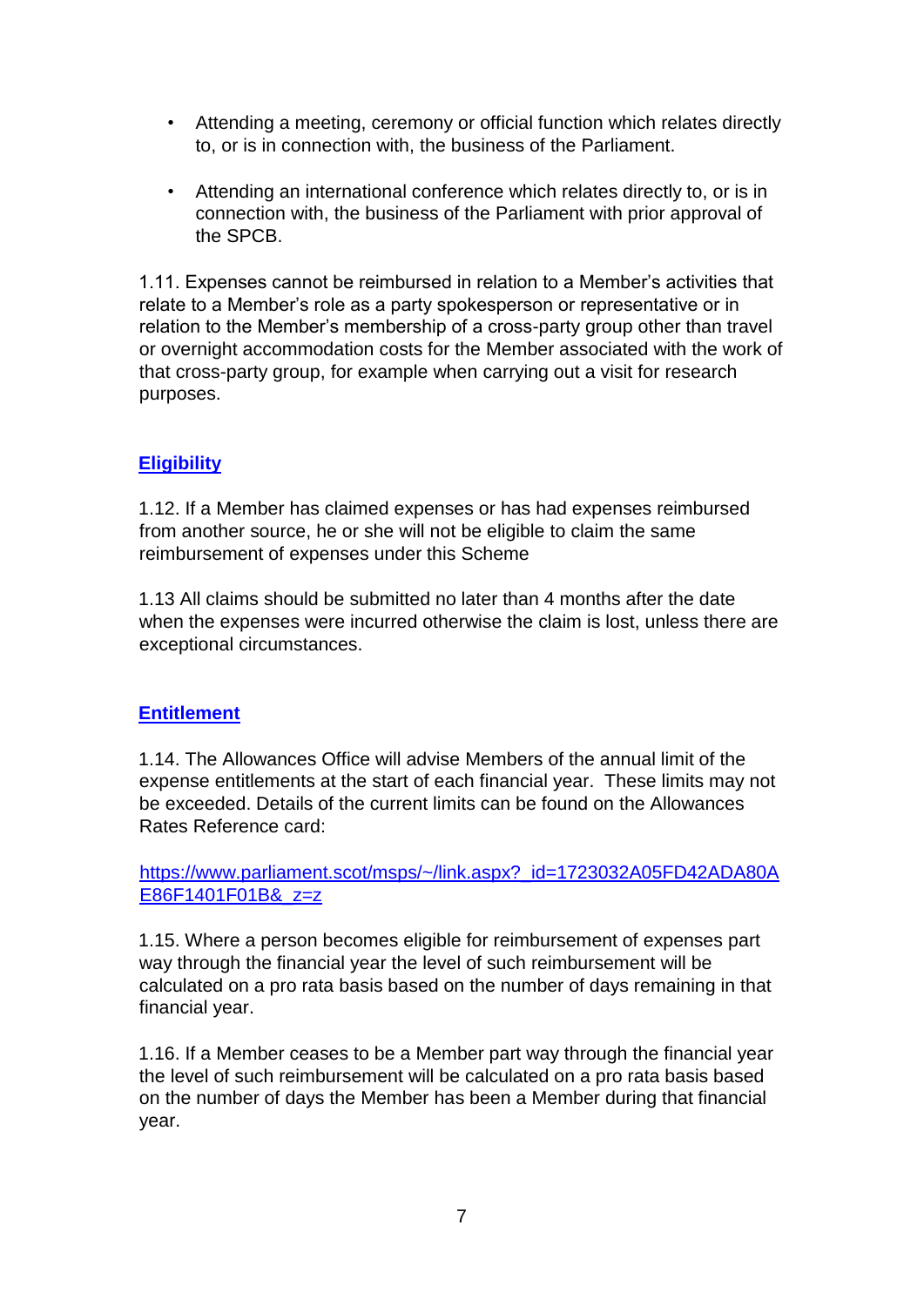- Attending a meeting, ceremony or official function which relates directly to, or is in connection with, the business of the Parliament.
- Attending an international conference which relates directly to, or is in connection with, the business of the Parliament with prior approval of the SPCB.

1.11. Expenses cannot be reimbursed in relation to a Member's activities that relate to a Member's role as a party spokesperson or representative or in relation to the Member's membership of a cross-party group other than travel or overnight accommodation costs for the Member associated with the work of that cross-party group, for example when carrying out a visit for research purposes.

## Eligibility

1.12. If a Member has claimed expenses or has had expenses reimbursed from another source, he or she will not be eligible to claim the same reimbursement of expenses under this Scheme

1.13 All claims should be submitted no later than 4 months after the date when the expenses were incurred otherwise the claim is lost, unless there are exceptional circumstances.

## Entitlement

1.14. The Allowances Office will advise Members of the annual limit of the expense entitlements at the start of each financial year. These limits may not be exceeded. Details of the current limits can be found on the Allowances Rates Reference card:

https://www.parliament.scot/msps/~/link.aspx?_id=1723032A05FD42ADA80AE86F1401F01B&_z=z

1.15. Where a person becomes eligible for reimbursement of expenses part way through the financial year the level of such reimbursement will be calculated on a pro rata basis based on the number of days remaining in that financial year.

1.16. If a Member ceases to be a Member part way through the financial year the level of such reimbursement will be calculated on a pro rata basis based on the number of days the Member has been a Member during that financial year.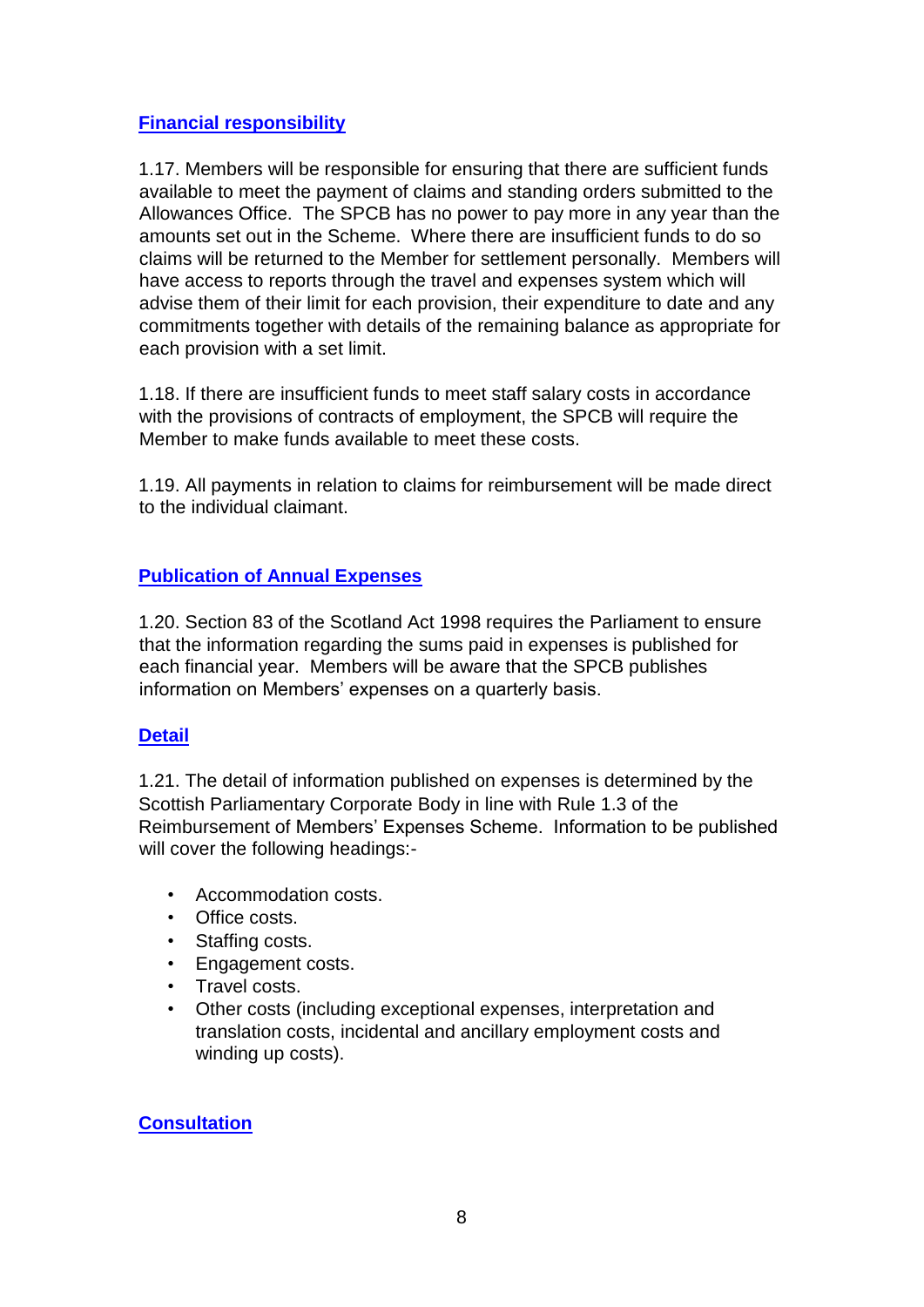## Financial responsibility

1.17. Members will be responsible for ensuring that there are sufficient funds available to meet the payment of claims and standing orders submitted to the Allowances Office. The SPCB has no power to pay more in any year than the amounts set out in the Scheme. Where there are insufficient funds to do so claims will be returned to the Member for settlement personally. Members will have access to reports through the travel and expenses system which will advise them of their limit for each provision, their expenditure to date and any commitments together with details of the remaining balance as appropriate for each provision with a set limit.

1.18. If there are insufficient funds to meet staff salary costs in accordance with the provisions of contracts of employment, the SPCB will require the Member to make funds available to meet these costs.

1.19. All payments in relation to claims for reimbursement will be made direct to the individual claimant.

## Publication of Annual Expenses

1.20. Section 83 of the Scotland Act 1998 requires the Parliament to ensure that the information regarding the sums paid in expenses is published for each financial year. Members will be aware that the SPCB publishes information on Members' expenses on a quarterly basis.

## Detail

1.21. The detail of information published on expenses is determined by the Scottish Parliamentary Corporate Body in line with Rule 1.3 of the Reimbursement of Members' Expenses Scheme. Information to be published will cover the following headings:-

- Accommodation costs.
- Office costs.
- Staffing costs.
- Engagement costs.
- Travel costs.
- Other costs (including exceptional expenses, interpretation and translation costs, incidental and ancillary employment costs and winding up costs).

## Consultation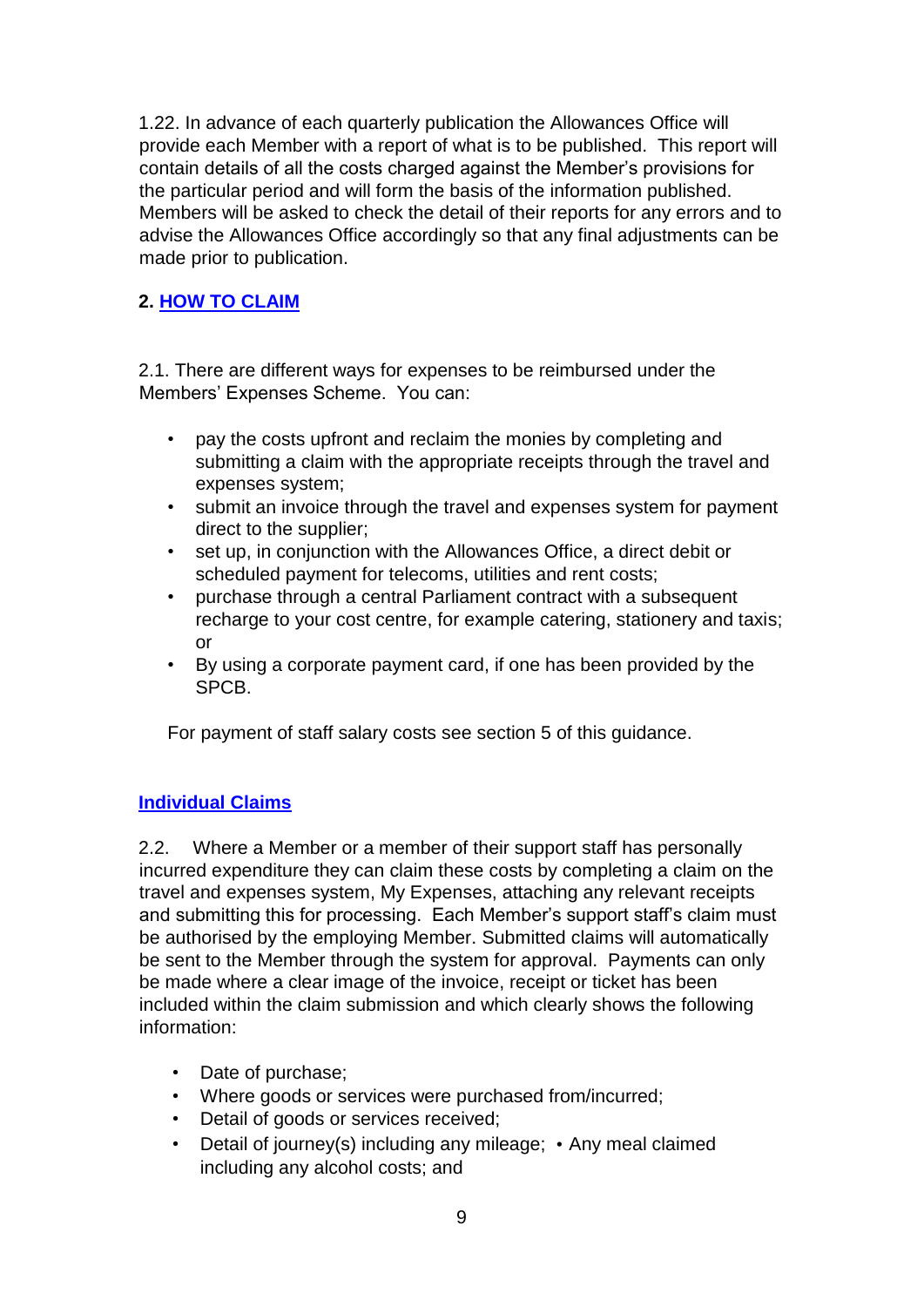1.22. In advance of each quarterly publication the Allowances Office will provide each Member with a report of what is to be published. This report will contain details of all the costs charged against the Member's provisions for the particular period and will form the basis of the information published. Members will be asked to check the detail of their reports for any errors and to advise the Allowances Office accordingly so that any final adjustments can be made prior to publication.

## 2. HOW TO CLAIM

2.1. There are different ways for expenses to be reimbursed under the Members' Expenses Scheme. You can:

- pay the costs upfront and reclaim the monies by completing and submitting a claim with the appropriate receipts through the travel and expenses system;
- submit an invoice through the travel and expenses system for payment direct to the supplier;
- set up, in conjunction with the Allowances Office, a direct debit or scheduled payment for telecoms, utilities and rent costs;
- purchase through a central Parliament contract with a subsequent recharge to your cost centre, for example catering, stationery and taxis; or
- By using a corporate payment card, if one has been provided by the SPCB.

For payment of staff salary costs see section 5 of this guidance.

### Individual Claims

2.2. Where a Member or a member of their support staff has personally incurred expenditure they can claim these costs by completing a claim on the travel and expenses system, My Expenses, attaching any relevant receipts and submitting this for processing. Each Member's support staff's claim must be authorised by the employing Member. Submitted claims will automatically be sent to the Member through the system for approval. Payments can only be made where a clear image of the invoice, receipt or ticket has been included within the claim submission and which clearly shows the following information:

- Date of purchase;
- Where goods or services were purchased from/incurred;
- Detail of goods or services received;
- Detail of journey(s) including any mileage;
- Any meal claimed including any alcohol costs; and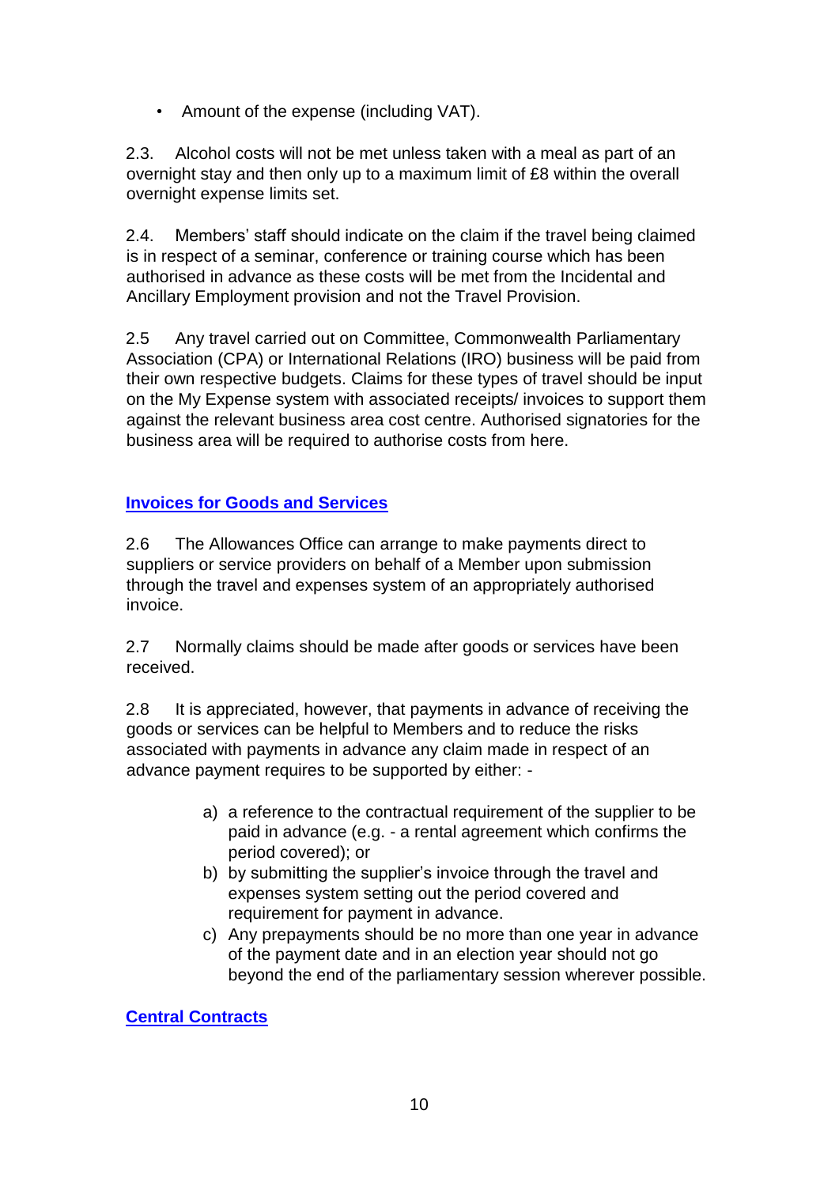- Amount of the expense (including VAT).

2.3. Alcohol costs will not be met unless taken with a meal as part of an overnight stay and then only up to a maximum limit of £8 within the overall overnight expense limits set.

2.4. Members' staff should indicate on the claim if the travel being claimed is in respect of a seminar, conference or training course which has been authorised in advance as these costs will be met from the Incidental and Ancillary Employment provision and not the Travel Provision.

2.5 Any travel carried out on Committee, Commonwealth Parliamentary Association (CPA) or International Relations (IRO) business will be paid from their own respective budgets. Claims for these types of travel should be input on the My Expense system with associated receipts/ invoices to support them against the relevant business area cost centre. Authorised signatories for the business area will be required to authorise costs from here.

## Invoices for Goods and Services

2.6 The Allowances Office can arrange to make payments direct to suppliers or service providers on behalf of a Member upon submission through the travel and expenses system of an appropriately authorised invoice.

2.7 Normally claims should be made after goods or services have been received.

2.8 It is appreciated, however, that payments in advance of receiving the goods or services can be helpful to Members and to reduce the risks associated with payments in advance any claim made in respect of an advance payment requires to be supported by either: -

a) a reference to the contractual requirement of the supplier to be paid in advance (e.g. - a rental agreement which confirms the period covered); or
b) by submitting the supplier's invoice through the travel and expenses system setting out the period covered and requirement for payment in advance.
c) Any prepayments should be no more than one year in advance of the payment date and in an election year should not go beyond the end of the parliamentary session wherever possible.

## Central Contracts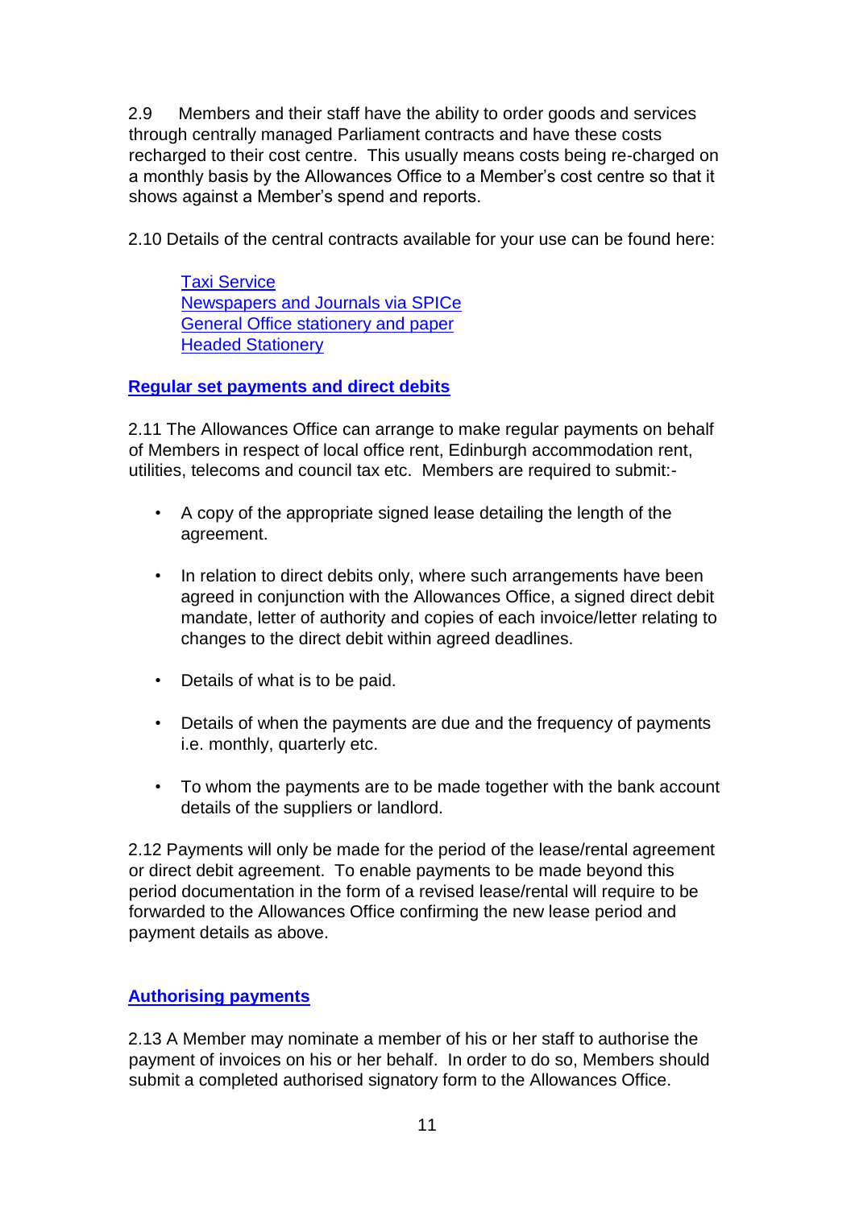2.9 Members and their staff have the ability to order goods and services through centrally managed Parliament contracts and have these costs recharged to their cost centre. This usually means costs being re-charged on a monthly basis by the Allowances Office to a Member's cost centre so that it shows against a Member's spend and reports.

2.10 Details of the central contracts available for your use can be found here:

Taxi Service
Newspapers and Journals via SPICe
General Office stationery and paper
Headed Stationery

**Regular set payments and direct debits**

2.11 The Allowances Office can arrange to make regular payments on behalf of Members in respect of local office rent, Edinburgh accommodation rent, utilities, telecoms and council tax etc. Members are required to submit:-

- A copy of the appropriate signed lease detailing the length of the agreement.
- In relation to direct debits only, where such arrangements have been agreed in conjunction with the Allowances Office, a signed direct debit mandate, letter of authority and copies of each invoice/letter relating to changes to the direct debit within agreed deadlines.
- Details of what is to be paid.
- Details of when the payments are due and the frequency of payments i.e. monthly, quarterly etc.
- To whom the payments are to be made together with the bank account details of the suppliers or landlord.

2.12 Payments will only be made for the period of the lease/rental agreement or direct debit agreement. To enable payments to be made beyond this period documentation in the form of a revised lease/rental will require to be forwarded to the Allowances Office confirming the new lease period and payment details as above.

**Authorising payments**

2.13 A Member may nominate a member of his or her staff to authorise the payment of invoices on his or her behalf. In order to do so, Members should submit a completed authorised signatory form to the Allowances Office.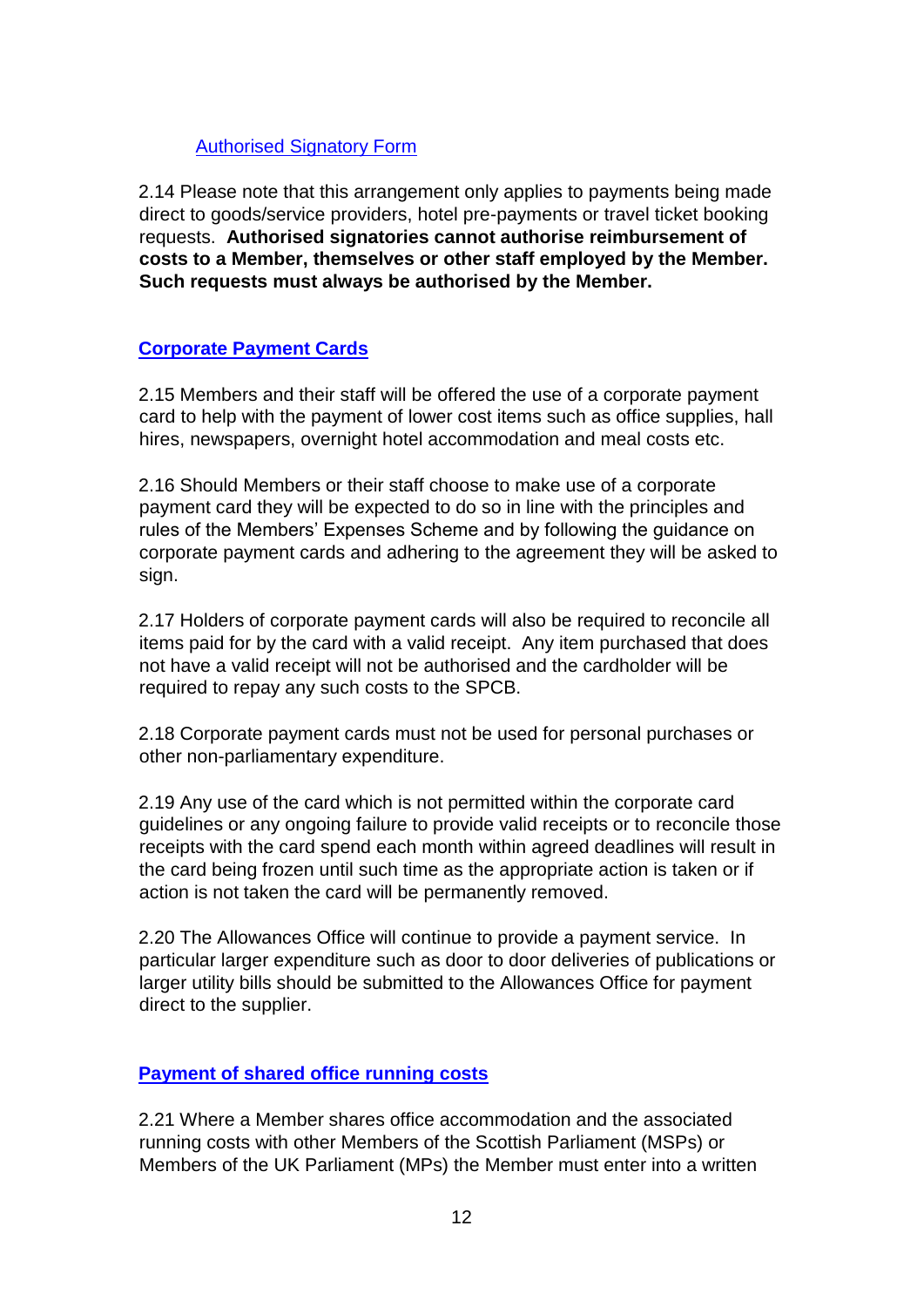[Authorised Signatory Form]

2.14 Please note that this arrangement only applies to payments being made direct to goods/service providers, hotel pre-payments or travel ticket booking requests. **Authorised signatories cannot authorise reimbursement of costs to a Member, themselves or other staff employed by the Member. Such requests must always be authorised by the Member.**

### Corporate Payment Cards

2.15 Members and their staff will be offered the use of a corporate payment card to help with the payment of lower cost items such as office supplies, hall hires, newspapers, overnight hotel accommodation and meal costs etc.

2.16 Should Members or their staff choose to make use of a corporate payment card they will be expected to do so in line with the principles and rules of the Members' Expenses Scheme and by following the guidance on corporate payment cards and adhering to the agreement they will be asked to sign.

2.17 Holders of corporate payment cards will also be required to reconcile all items paid for by the card with a valid receipt. Any item purchased that does not have a valid receipt will not be authorised and the cardholder will be required to repay any such costs to the SPCB.

2.18 Corporate payment cards must not be used for personal purchases or other non-parliamentary expenditure.

2.19 Any use of the card which is not permitted within the corporate card guidelines or any ongoing failure to provide valid receipts or to reconcile those receipts with the card spend each month within agreed deadlines will result in the card being frozen until such time as the appropriate action is taken or if action is not taken the card will be permanently removed.

2.20 The Allowances Office will continue to provide a payment service. In particular larger expenditure such as door to door deliveries of publications or larger utility bills should be submitted to the Allowances Office for payment direct to the supplier.

### Payment of shared office running costs

2.21 Where a Member shares office accommodation and the associated running costs with other Members of the Scottish Parliament (MSPs) or Members of the UK Parliament (MPs) the Member must enter into a written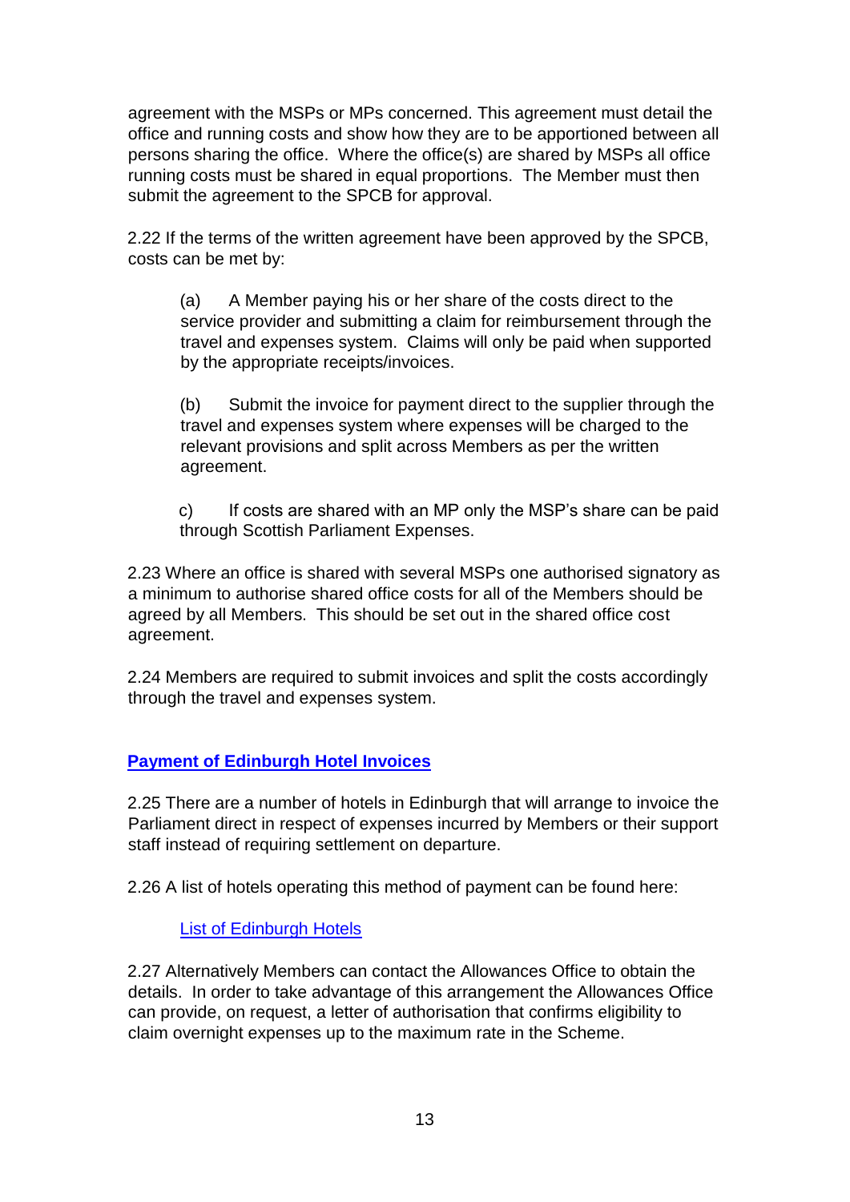agreement with the MSPs or MPs concerned. This agreement must detail the office and running costs and show how they are to be apportioned between all persons sharing the office. Where the office(s) are shared by MSPs all office running costs must be shared in equal proportions. The Member must then submit the agreement to the SPCB for approval.

2.22 If the terms of the written agreement have been approved by the SPCB, costs can be met by:

> (a) A Member paying his or her share of the costs direct to the service provider and submitting a claim for reimbursement through the travel and expenses system. Claims will only be paid when supported by the appropriate receipts/invoices.
>
> (b) Submit the invoice for payment direct to the supplier through the travel and expenses system where expenses will be charged to the relevant provisions and split across Members as per the written agreement.
>
> c) If costs are shared with an MP only the MSP's share can be paid through Scottish Parliament Expenses.

2.23 Where an office is shared with several MSPs one authorised signatory as a minimum to authorise shared office costs for all of the Members should be agreed by all Members. This should be set out in the shared office cost agreement.

2.24 Members are required to submit invoices and split the costs accordingly through the travel and expenses system.

## Payment of Edinburgh Hotel Invoices

2.25 There are a number of hotels in Edinburgh that will arrange to invoice the Parliament direct in respect of expenses incurred by Members or their support staff instead of requiring settlement on departure.

2.26 A list of hotels operating this method of payment can be found here:

> List of Edinburgh Hotels

2.27 Alternatively Members can contact the Allowances Office to obtain the details. In order to take advantage of this arrangement the Allowances Office can provide, on request, a letter of authorisation that confirms eligibility to claim overnight expenses up to the maximum rate in the Scheme.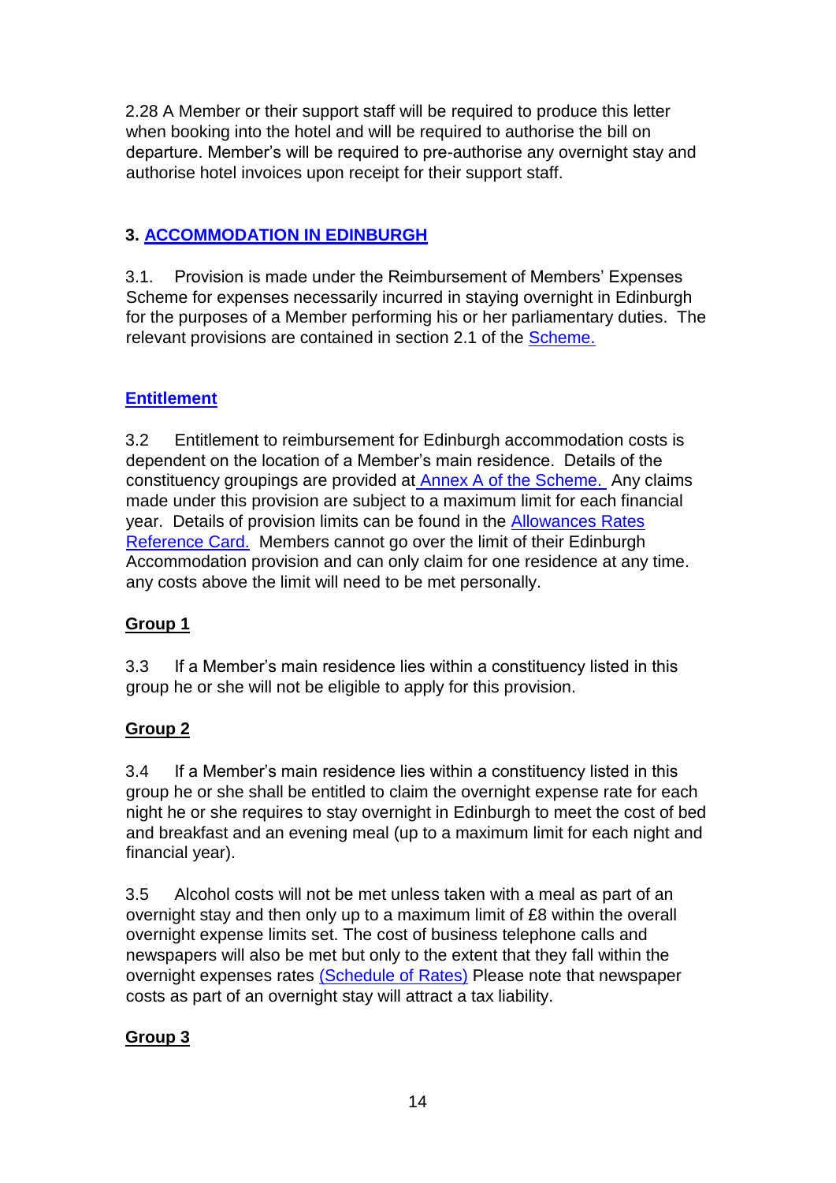2.28 A Member or their support staff will be required to produce this letter when booking into the hotel and will be required to authorise the bill on departure. Member's will be required to pre-authorise any overnight stay and authorise hotel invoices upon receipt for their support staff.

## 3. ACCOMMODATION IN EDINBURGH

3.1. Provision is made under the Reimbursement of Members' Expenses Scheme for expenses necessarily incurred in staying overnight in Edinburgh for the purposes of a Member performing his or her parliamentary duties. The relevant provisions are contained in section 2.1 of the Scheme.

### Entitlement

3.2 Entitlement to reimbursement for Edinburgh accommodation costs is dependent on the location of a Member's main residence. Details of the constituency groupings are provided at Annex A of the Scheme. Any claims made under this provision are subject to a maximum limit for each financial year. Details of provision limits can be found in the Allowances Rates Reference Card. Members cannot go over the limit of their Edinburgh Accommodation provision and can only claim for one residence at any time. any costs above the limit will need to be met personally.

### Group 1

3.3 If a Member's main residence lies within a constituency listed in this group he or she will not be eligible to apply for this provision.

### Group 2

3.4 If a Member's main residence lies within a constituency listed in this group he or she shall be entitled to claim the overnight expense rate for each night he or she requires to stay overnight in Edinburgh to meet the cost of bed and breakfast and an evening meal (up to a maximum limit for each night and financial year).

3.5 Alcohol costs will not be met unless taken with a meal as part of an overnight stay and then only up to a maximum limit of £8 within the overall overnight expense limits set. The cost of business telephone calls and newspapers will also be met but only to the extent that they fall within the overnight expenses rates (Schedule of Rates) Please note that newspaper costs as part of an overnight stay will attract a tax liability.

### Group 3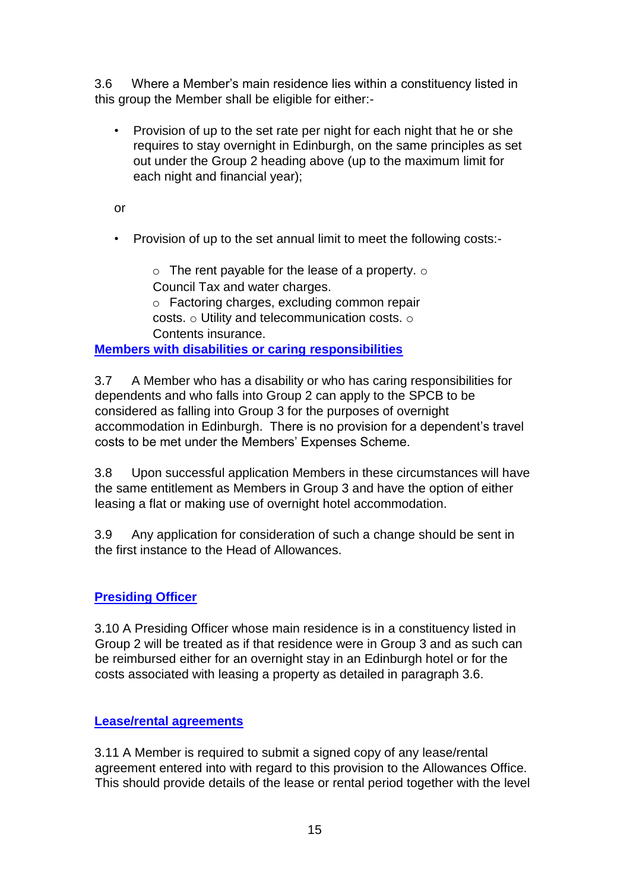3.6 Where a Member's main residence lies within a constituency listed in this group the Member shall be eligible for either:-

- Provision of up to the set rate per night for each night that he or she requires to stay overnight in Edinburgh, on the same principles as set out under the Group 2 heading above (up to the maximum limit for each night and financial year);

or

- Provision of up to the set annual limit to meet the following costs:-
  - The rent payable for the lease of a property.
  - Council Tax and water charges.
  - Factoring charges, excluding common repair costs.
  - Utility and telecommunication costs.
  - Contents insurance.

**Members with disabilities or caring responsibilities**

3.7 A Member who has a disability or who has caring responsibilities for dependents and who falls into Group 2 can apply to the SPCB to be considered as falling into Group 3 for the purposes of overnight accommodation in Edinburgh. There is no provision for a dependent's travel costs to be met under the Members' Expenses Scheme.

3.8 Upon successful application Members in these circumstances will have the same entitlement as Members in Group 3 and have the option of either leasing a flat or making use of overnight hotel accommodation.

3.9 Any application for consideration of such a change should be sent in the first instance to the Head of Allowances.

**Presiding Officer**

3.10 A Presiding Officer whose main residence is in a constituency listed in Group 2 will be treated as if that residence were in Group 3 and as such can be reimbursed either for an overnight stay in an Edinburgh hotel or for the costs associated with leasing a property as detailed in paragraph 3.6.

**Lease/rental agreements**

3.11 A Member is required to submit a signed copy of any lease/rental agreement entered into with regard to this provision to the Allowances Office. This should provide details of the lease or rental period together with the level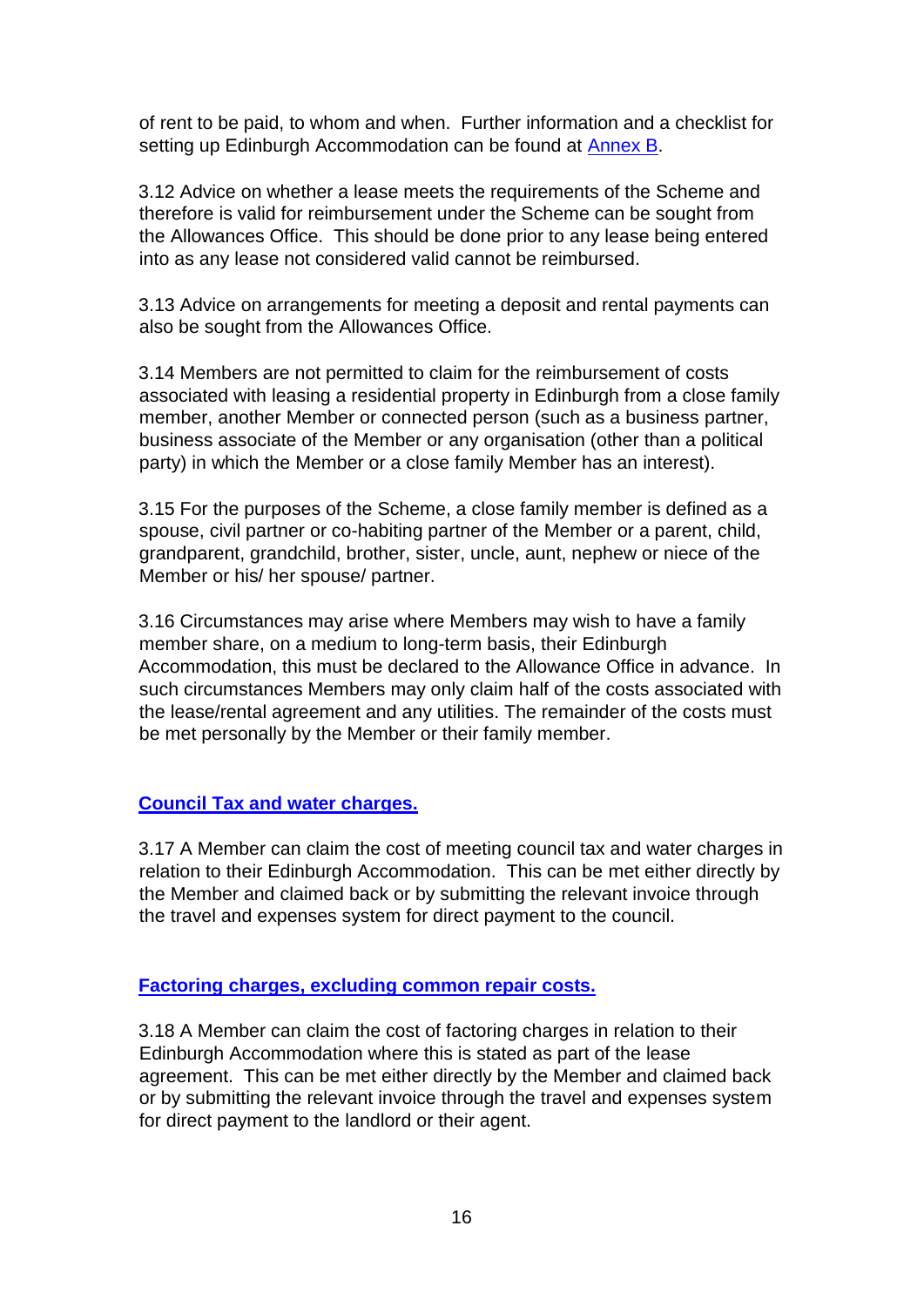of rent to be paid, to whom and when. Further information and a checklist for setting up Edinburgh Accommodation can be found at [Annex B](#).

3.12 Advice on whether a lease meets the requirements of the Scheme and therefore is valid for reimbursement under the Scheme can be sought from the Allowances Office. This should be done prior to any lease being entered into as any lease not considered valid cannot be reimbursed.

3.13 Advice on arrangements for meeting a deposit and rental payments can also be sought from the Allowances Office.

3.14 Members are not permitted to claim for the reimbursement of costs associated with leasing a residential property in Edinburgh from a close family member, another Member or connected person (such as a business partner, business associate of the Member or any organisation (other than a political party) in which the Member or a close family Member has an interest).

3.15 For the purposes of the Scheme, a close family member is defined as a spouse, civil partner or co-habiting partner of the Member or a parent, child, grandparent, grandchild, brother, sister, uncle, aunt, nephew or niece of the Member or his/ her spouse/ partner.

3.16 Circumstances may arise where Members may wish to have a family member share, on a medium to long-term basis, their Edinburgh Accommodation, this must be declared to the Allowance Office in advance. In such circumstances Members may only claim half of the costs associated with the lease/rental agreement and any utilities. The remainder of the costs must be met personally by the Member or their family member.

### Council Tax and water charges.

3.17 A Member can claim the cost of meeting council tax and water charges in relation to their Edinburgh Accommodation. This can be met either directly by the Member and claimed back or by submitting the relevant invoice through the travel and expenses system for direct payment to the council.

### Factoring charges, excluding common repair costs.

3.18 A Member can claim the cost of factoring charges in relation to their Edinburgh Accommodation where this is stated as part of the lease agreement. This can be met either directly by the Member and claimed back or by submitting the relevant invoice through the travel and expenses system for direct payment to the landlord or their agent.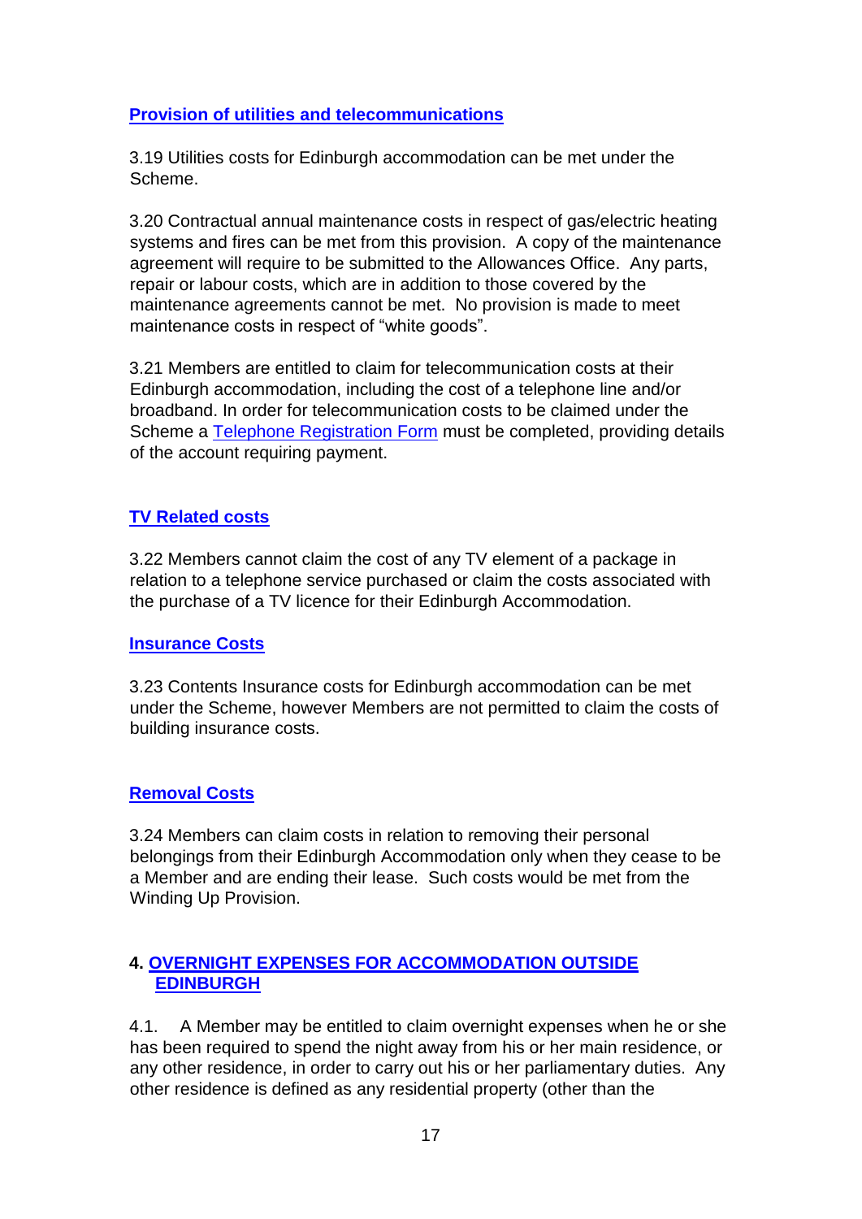### Provision of utilities and telecommunications

3.19 Utilities costs for Edinburgh accommodation can be met under the Scheme.

3.20 Contractual annual maintenance costs in respect of gas/electric heating systems and fires can be met from this provision. A copy of the maintenance agreement will require to be submitted to the Allowances Office. Any parts, repair or labour costs, which are in addition to those covered by the maintenance agreements cannot be met. No provision is made to meet maintenance costs in respect of "white goods".

3.21 Members are entitled to claim for telecommunication costs at their Edinburgh accommodation, including the cost of a telephone line and/or broadband. In order for telecommunication costs to be claimed under the Scheme a Telephone Registration Form must be completed, providing details of the account requiring payment.

### TV Related costs

3.22 Members cannot claim the cost of any TV element of a package in relation to a telephone service purchased or claim the costs associated with the purchase of a TV licence for their Edinburgh Accommodation.

### Insurance Costs

3.23 Contents Insurance costs for Edinburgh accommodation can be met under the Scheme, however Members are not permitted to claim the costs of building insurance costs.

### Removal Costs

3.24 Members can claim costs in relation to removing their personal belongings from their Edinburgh Accommodation only when they cease to be a Member and are ending their lease. Such costs would be met from the Winding Up Provision.

## 4. OVERNIGHT EXPENSES FOR ACCOMMODATION OUTSIDE EDINBURGH

4.1. A Member may be entitled to claim overnight expenses when he or she has been required to spend the night away from his or her main residence, or any other residence, in order to carry out his or her parliamentary duties. Any other residence is defined as any residential property (other than the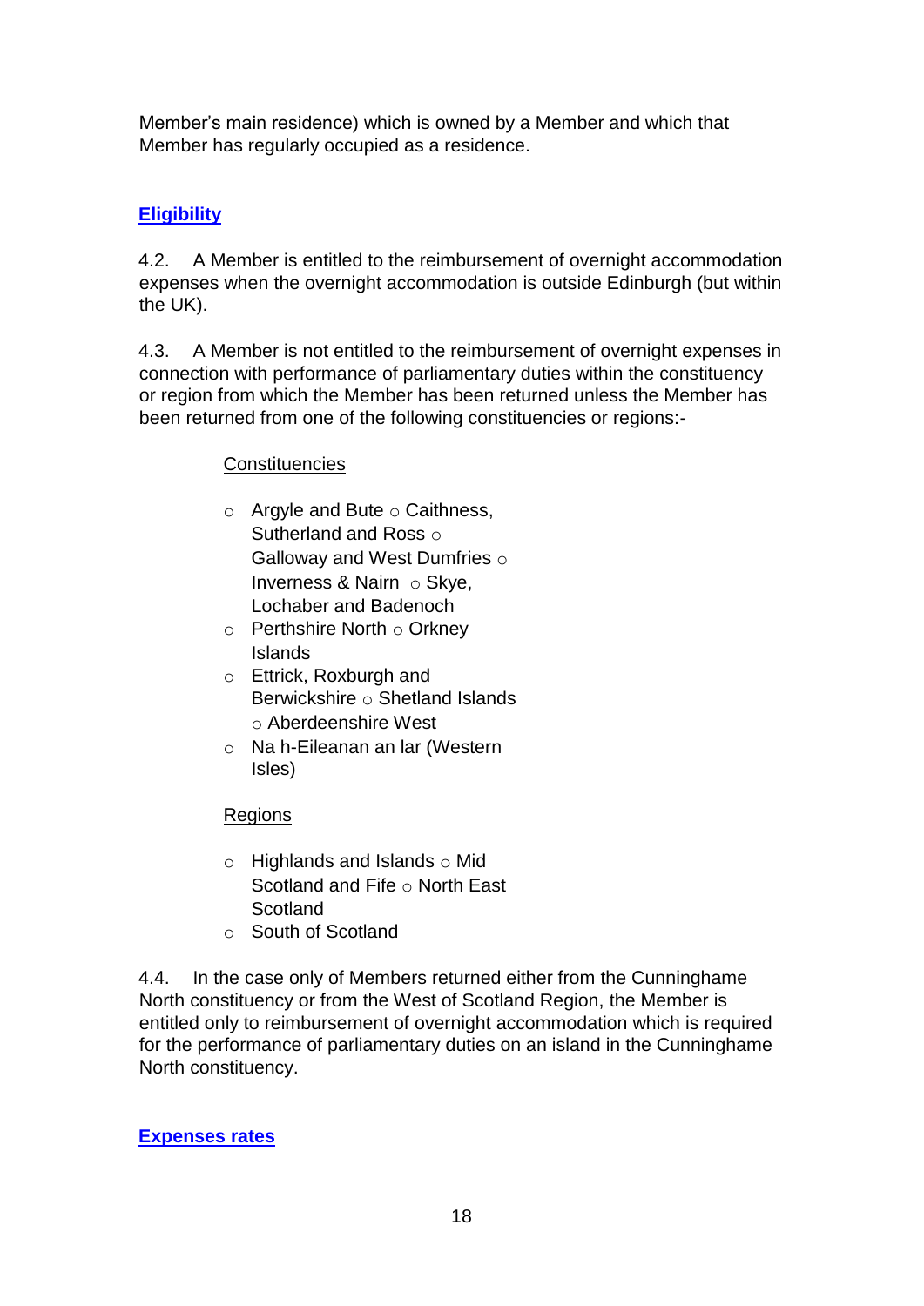Member's main residence) which is owned by a Member and which that Member has regularly occupied as a residence.

## Eligibility

4.2. A Member is entitled to the reimbursement of overnight accommodation expenses when the overnight accommodation is outside Edinburgh (but within the UK).

4.3. A Member is not entitled to the reimbursement of overnight expenses in connection with performance of parliamentary duties within the constituency or region from which the Member has been returned unless the Member has been returned from one of the following constituencies or regions:-

<u>Constituencies</u>

- Argyle and Bute
- Caithness, Sutherland and Ross
- Galloway and West Dumfries
- Inverness & Nairn
- Skye, Lochaber and Badenoch
- Perthshire North
- Orkney Islands
- Ettrick, Roxburgh and Berwickshire
- Shetland Islands
- Aberdeenshire West
- Na h-Eileanan an Iar (Western Isles)

<u>Regions</u>

- Highlands and Islands
- Mid Scotland and Fife
- North East Scotland
- South of Scotland

4.4. In the case only of Members returned either from the Cunninghame North constituency or from the West of Scotland Region, the Member is entitled only to reimbursement of overnight accommodation which is required for the performance of parliamentary duties on an island in the Cunninghame North constituency.

## Expenses rates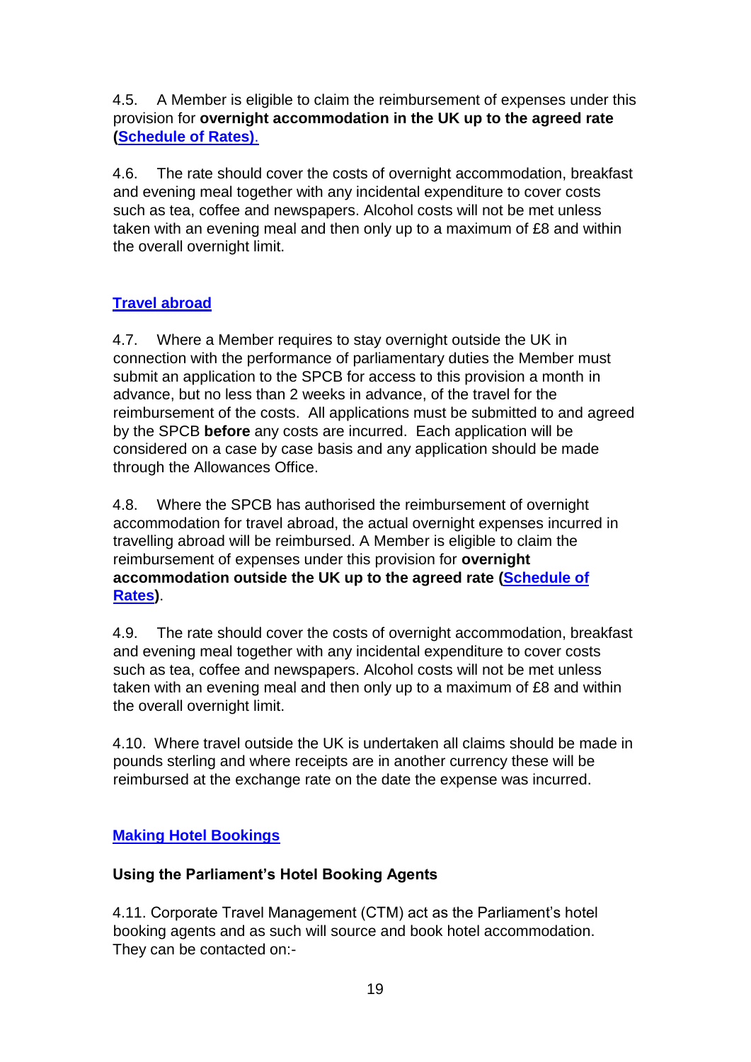4.5. A Member is eligible to claim the reimbursement of expenses under this provision for **overnight accommodation in the UK up to the agreed rate (Schedule of Rates)**.

4.6. The rate should cover the costs of overnight accommodation, breakfast and evening meal together with any incidental expenditure to cover costs such as tea, coffee and newspapers. Alcohol costs will not be met unless taken with an evening meal and then only up to a maximum of £8 and within the overall overnight limit.

## Travel abroad

4.7. Where a Member requires to stay overnight outside the UK in connection with the performance of parliamentary duties the Member must submit an application to the SPCB for access to this provision a month in advance, but no less than 2 weeks in advance, of the travel for the reimbursement of the costs. All applications must be submitted to and agreed by the SPCB **before** any costs are incurred. Each application will be considered on a case by case basis and any application should be made through the Allowances Office.

4.8. Where the SPCB has authorised the reimbursement of overnight accommodation for travel abroad, the actual overnight expenses incurred in travelling abroad will be reimbursed. A Member is eligible to claim the reimbursement of expenses under this provision for **overnight accommodation outside the UK up to the agreed rate (Schedule of Rates)**.

4.9. The rate should cover the costs of overnight accommodation, breakfast and evening meal together with any incidental expenditure to cover costs such as tea, coffee and newspapers. Alcohol costs will not be met unless taken with an evening meal and then only up to a maximum of £8 and within the overall overnight limit.

4.10. Where travel outside the UK is undertaken all claims should be made in pounds sterling and where receipts are in another currency these will be reimbursed at the exchange rate on the date the expense was incurred.

## Making Hotel Bookings

### Using the Parliament's Hotel Booking Agents

4.11. Corporate Travel Management (CTM) act as the Parliament's hotel booking agents and as such will source and book hotel accommodation. They can be contacted on:-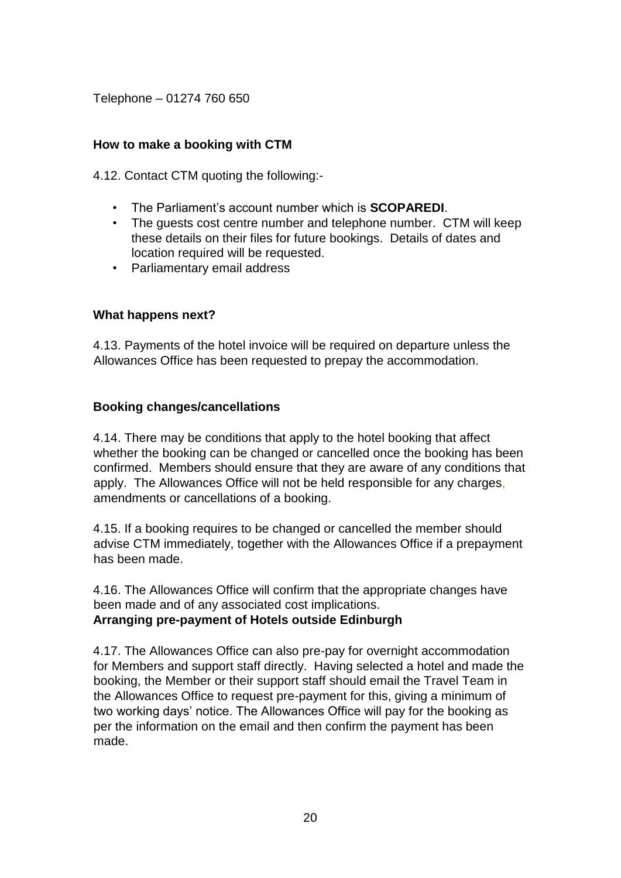Telephone – 01274 760 650

### How to make a booking with CTM

4.12. Contact CTM quoting the following:-

- The Parliament's account number which is **SCOPAREDI**.
- The guests cost centre number and telephone number. CTM will keep these details on their files for future bookings. Details of dates and location required will be requested.
- Parliamentary email address

### What happens next?

4.13. Payments of the hotel invoice will be required on departure unless the Allowances Office has been requested to prepay the accommodation.

### Booking changes/cancellations

4.14. There may be conditions that apply to the hotel booking that affect whether the booking can be changed or cancelled once the booking has been confirmed. Members should ensure that they are aware of any conditions that apply. The Allowances Office will not be held responsible for any charges, amendments or cancellations of a booking.

4.15. If a booking requires to be changed or cancelled the member should advise CTM immediately, together with the Allowances Office if a prepayment has been made.

4.16. The Allowances Office will confirm that the appropriate changes have been made and of any associated cost implications.

### Arranging pre-payment of Hotels outside Edinburgh

4.17. The Allowances Office can also pre-pay for overnight accommodation for Members and support staff directly. Having selected a hotel and made the booking, the Member or their support staff should email the Travel Team in the Allowances Office to request pre-payment for this, giving a minimum of two working days' notice. The Allowances Office will pay for the booking as per the information on the email and then confirm the payment has been made.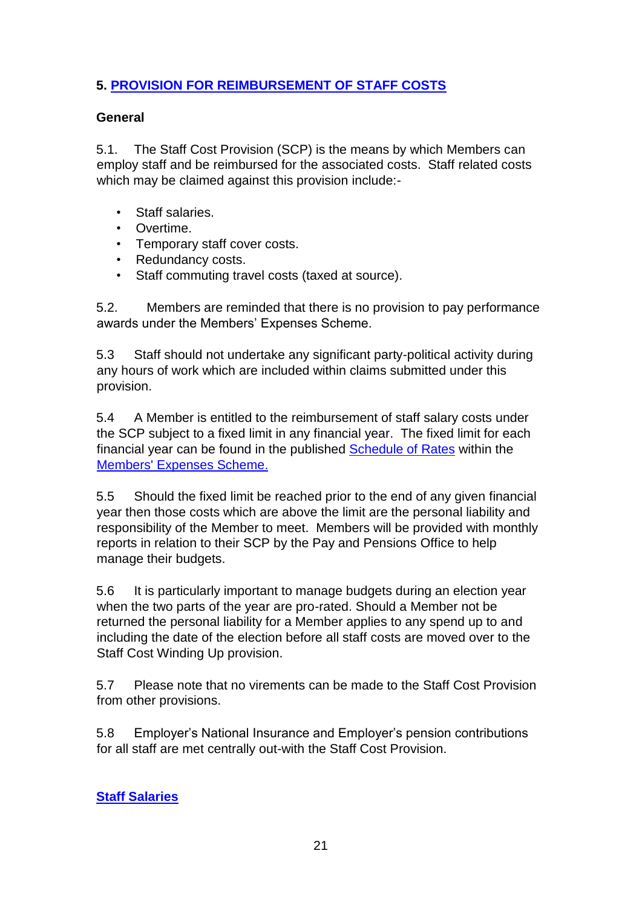## 5. PROVISION FOR REIMBURSEMENT OF STAFF COSTS

### General

5.1. The Staff Cost Provision (SCP) is the means by which Members can employ staff and be reimbursed for the associated costs. Staff related costs which may be claimed against this provision include:-

- Staff salaries.
- Overtime.
- Temporary staff cover costs.
- Redundancy costs.
- Staff commuting travel costs (taxed at source).

5.2. Members are reminded that there is no provision to pay performance awards under the Members' Expenses Scheme.

5.3 Staff should not undertake any significant party-political activity during any hours of work which are included within claims submitted under this provision.

5.4 A Member is entitled to the reimbursement of staff salary costs under the SCP subject to a fixed limit in any financial year. The fixed limit for each financial year can be found in the published Schedule of Rates within the Members' Expenses Scheme.

5.5 Should the fixed limit be reached prior to the end of any given financial year then those costs which are above the limit are the personal liability and responsibility of the Member to meet. Members will be provided with monthly reports in relation to their SCP by the Pay and Pensions Office to help manage their budgets.

5.6 It is particularly important to manage budgets during an election year when the two parts of the year are pro-rated. Should a Member not be returned the personal liability for a Member applies to any spend up to and including the date of the election before all staff costs are moved over to the Staff Cost Winding Up provision.

5.7 Please note that no virements can be made to the Staff Cost Provision from other provisions.

5.8 Employer's National Insurance and Employer's pension contributions for all staff are met centrally out-with the Staff Cost Provision.

### Staff Salaries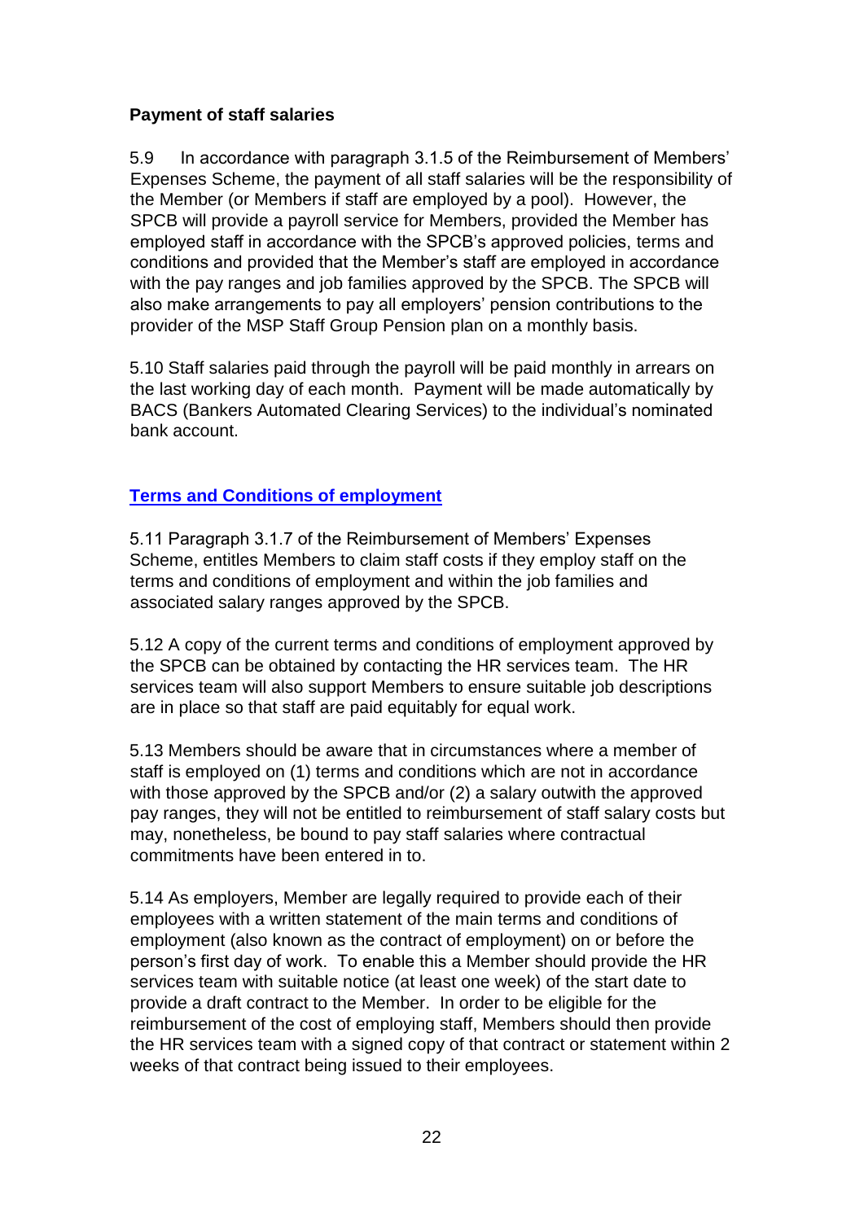**Payment of staff salaries**

5.9 In accordance with paragraph 3.1.5 of the Reimbursement of Members' Expenses Scheme, the payment of all staff salaries will be the responsibility of the Member (or Members if staff are employed by a pool). However, the SPCB will provide a payroll service for Members, provided the Member has employed staff in accordance with the SPCB's approved policies, terms and conditions and provided that the Member's staff are employed in accordance with the pay ranges and job families approved by the SPCB. The SPCB will also make arrangements to pay all employers' pension contributions to the provider of the MSP Staff Group Pension plan on a monthly basis.

5.10 Staff salaries paid through the payroll will be paid monthly in arrears on the last working day of each month. Payment will be made automatically by BACS (Bankers Automated Clearing Services) to the individual's nominated bank account.

**Terms and Conditions of employment**

5.11 Paragraph 3.1.7 of the Reimbursement of Members' Expenses Scheme, entitles Members to claim staff costs if they employ staff on the terms and conditions of employment and within the job families and associated salary ranges approved by the SPCB.

5.12 A copy of the current terms and conditions of employment approved by the SPCB can be obtained by contacting the HR services team. The HR services team will also support Members to ensure suitable job descriptions are in place so that staff are paid equitably for equal work.

5.13 Members should be aware that in circumstances where a member of staff is employed on (1) terms and conditions which are not in accordance with those approved by the SPCB and/or (2) a salary outwith the approved pay ranges, they will not be entitled to reimbursement of staff salary costs but may, nonetheless, be bound to pay staff salaries where contractual commitments have been entered in to.

5.14 As employers, Member are legally required to provide each of their employees with a written statement of the main terms and conditions of employment (also known as the contract of employment) on or before the person's first day of work. To enable this a Member should provide the HR services team with suitable notice (at least one week) of the start date to provide a draft contract to the Member. In order to be eligible for the reimbursement of the cost of employing staff, Members should then provide the HR services team with a signed copy of that contract or statement within 2 weeks of that contract being issued to their employees.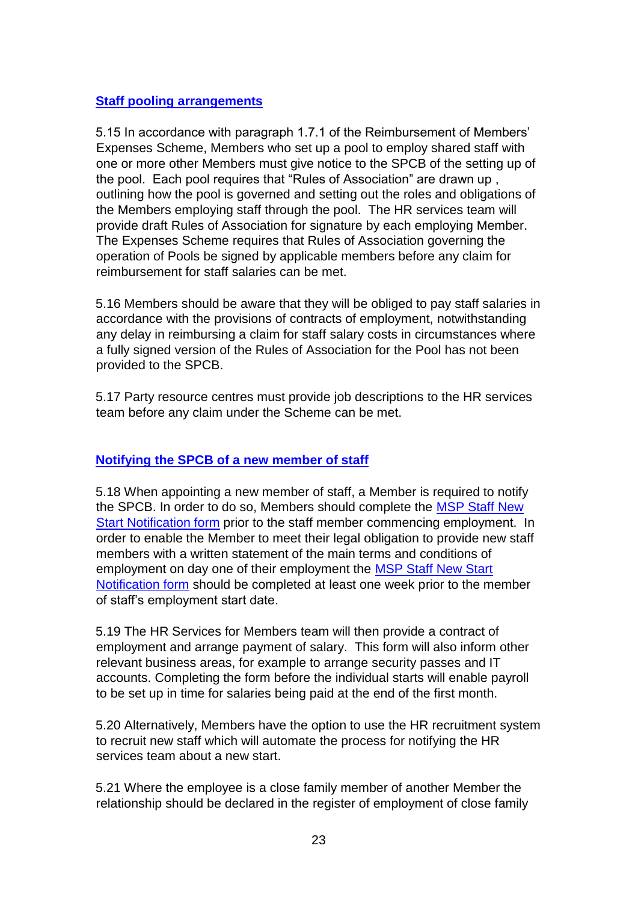### Staff pooling arrangements

5.15 In accordance with paragraph 1.7.1 of the Reimbursement of Members' Expenses Scheme, Members who set up a pool to employ shared staff with one or more other Members must give notice to the SPCB of the setting up of the pool. Each pool requires that "Rules of Association" are drawn up , outlining how the pool is governed and setting out the roles and obligations of the Members employing staff through the pool. The HR services team will provide draft Rules of Association for signature by each employing Member. The Expenses Scheme requires that Rules of Association governing the operation of Pools be signed by applicable members before any claim for reimbursement for staff salaries can be met.

5.16 Members should be aware that they will be obliged to pay staff salaries in accordance with the provisions of contracts of employment, notwithstanding any delay in reimbursing a claim for staff salary costs in circumstances where a fully signed version of the Rules of Association for the Pool has not been provided to the SPCB.

5.17 Party resource centres must provide job descriptions to the HR services team before any claim under the Scheme can be met.

### Notifying the SPCB of a new member of staff

5.18 When appointing a new member of staff, a Member is required to notify the SPCB. In order to do so, Members should complete the MSP Staff New Start Notification form prior to the staff member commencing employment. In order to enable the Member to meet their legal obligation to provide new staff members with a written statement of the main terms and conditions of employment on day one of their employment the MSP Staff New Start Notification form should be completed at least one week prior to the member of staff's employment start date.

5.19 The HR Services for Members team will then provide a contract of employment and arrange payment of salary. This form will also inform other relevant business areas, for example to arrange security passes and IT accounts. Completing the form before the individual starts will enable payroll to be set up in time for salaries being paid at the end of the first month.

5.20 Alternatively, Members have the option to use the HR recruitment system to recruit new staff which will automate the process for notifying the HR services team about a new start.

5.21 Where the employee is a close family member of another Member the relationship should be declared in the register of employment of close family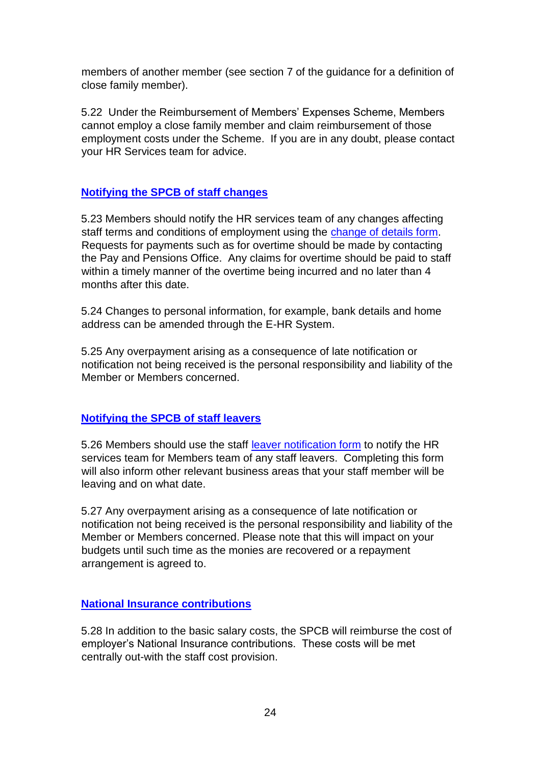members of another member (see section 7 of the guidance for a definition of close family member).

5.22 Under the Reimbursement of Members' Expenses Scheme, Members cannot employ a close family member and claim reimbursement of those employment costs under the Scheme. If you are in any doubt, please contact your HR Services team for advice.

## Notifying the SPCB of staff changes

5.23 Members should notify the HR services team of any changes affecting staff terms and conditions of employment using the change of details form. Requests for payments such as for overtime should be made by contacting the Pay and Pensions Office. Any claims for overtime should be paid to staff within a timely manner of the overtime being incurred and no later than 4 months after this date.

5.24 Changes to personal information, for example, bank details and home address can be amended through the E-HR System.

5.25 Any overpayment arising as a consequence of late notification or notification not being received is the personal responsibility and liability of the Member or Members concerned.

## Notifying the SPCB of staff leavers

5.26 Members should use the staff leaver notification form to notify the HR services team for Members team of any staff leavers. Completing this form will also inform other relevant business areas that your staff member will be leaving and on what date.

5.27 Any overpayment arising as a consequence of late notification or notification not being received is the personal responsibility and liability of the Member or Members concerned. Please note that this will impact on your budgets until such time as the monies are recovered or a repayment arrangement is agreed to.

## National Insurance contributions

5.28 In addition to the basic salary costs, the SPCB will reimburse the cost of employer's National Insurance contributions. These costs will be met centrally out-with the staff cost provision.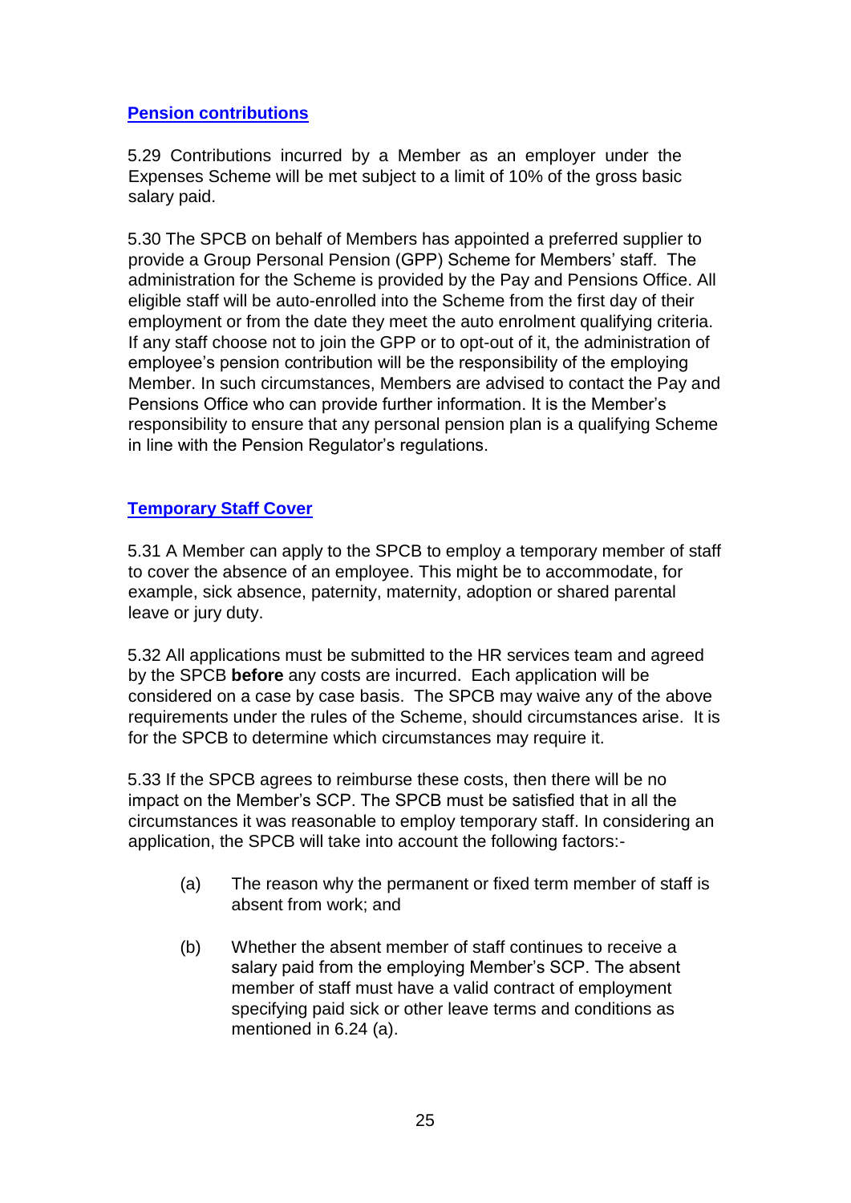## Pension contributions

5.29 Contributions incurred by a Member as an employer under the Expenses Scheme will be met subject to a limit of 10% of the gross basic salary paid.

5.30 The SPCB on behalf of Members has appointed a preferred supplier to provide a Group Personal Pension (GPP) Scheme for Members' staff. The administration for the Scheme is provided by the Pay and Pensions Office. All eligible staff will be auto-enrolled into the Scheme from the first day of their employment or from the date they meet the auto enrolment qualifying criteria. If any staff choose not to join the GPP or to opt-out of it, the administration of employee's pension contribution will be the responsibility of the employing Member. In such circumstances, Members are advised to contact the Pay and Pensions Office who can provide further information. It is the Member's responsibility to ensure that any personal pension plan is a qualifying Scheme in line with the Pension Regulator's regulations.

## Temporary Staff Cover

5.31 A Member can apply to the SPCB to employ a temporary member of staff to cover the absence of an employee. This might be to accommodate, for example, sick absence, paternity, maternity, adoption or shared parental leave or jury duty.

5.32 All applications must be submitted to the HR services team and agreed by the SPCB **before** any costs are incurred. Each application will be considered on a case by case basis. The SPCB may waive any of the above requirements under the rules of the Scheme, should circumstances arise. It is for the SPCB to determine which circumstances may require it.

5.33 If the SPCB agrees to reimburse these costs, then there will be no impact on the Member's SCP. The SPCB must be satisfied that in all the circumstances it was reasonable to employ temporary staff. In considering an application, the SPCB will take into account the following factors:-

(a) The reason why the permanent or fixed term member of staff is absent from work; and

(b) Whether the absent member of staff continues to receive a salary paid from the employing Member's SCP. The absent member of staff must have a valid contract of employment specifying paid sick or other leave terms and conditions as mentioned in 6.24 (a).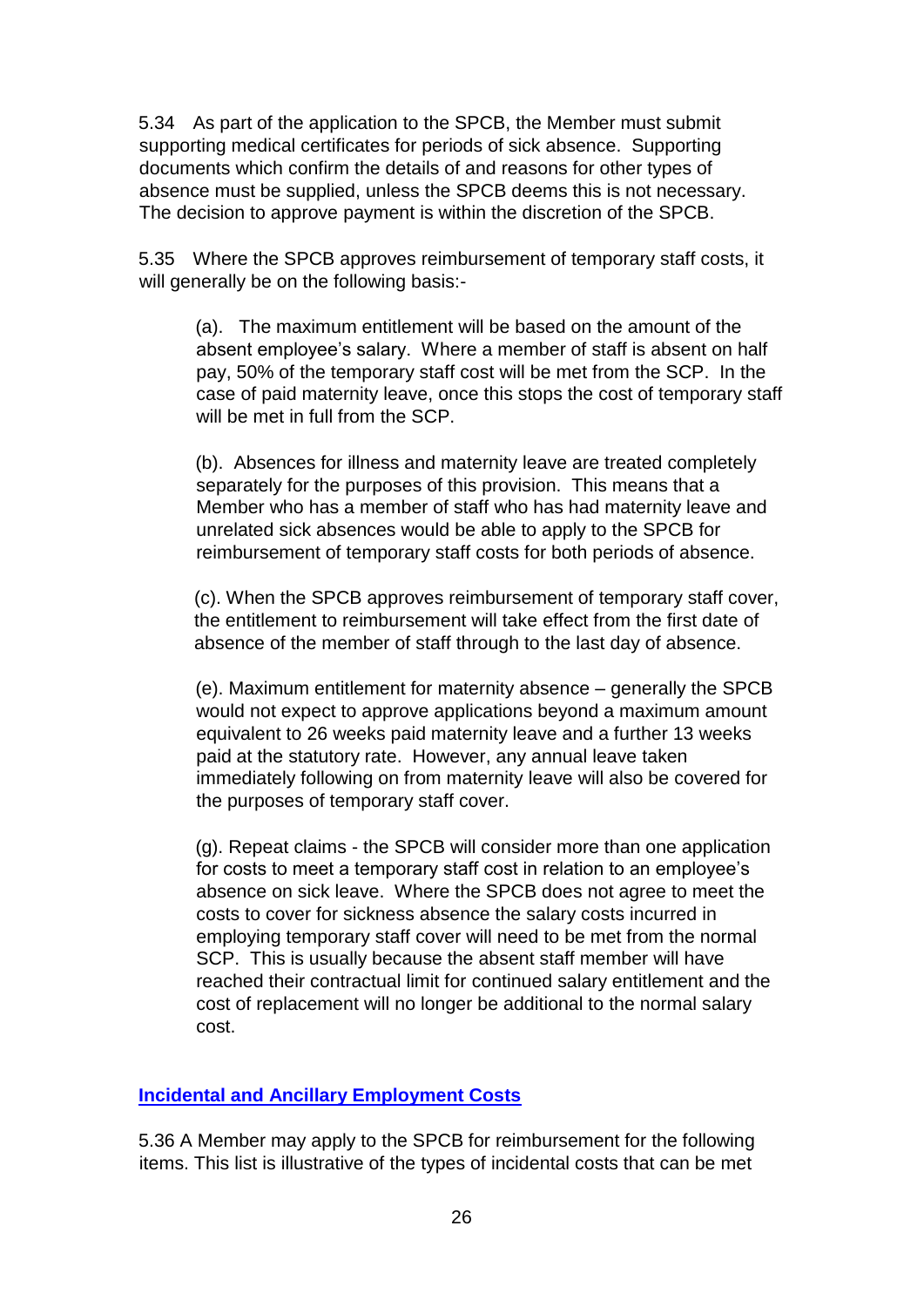5.34 As part of the application to the SPCB, the Member must submit supporting medical certificates for periods of sick absence. Supporting documents which confirm the details of and reasons for other types of absence must be supplied, unless the SPCB deems this is not necessary. The decision to approve payment is within the discretion of the SPCB.

5.35 Where the SPCB approves reimbursement of temporary staff costs, it will generally be on the following basis:-

(a). The maximum entitlement will be based on the amount of the absent employee's salary. Where a member of staff is absent on half pay, 50% of the temporary staff cost will be met from the SCP. In the case of paid maternity leave, once this stops the cost of temporary staff will be met in full from the SCP.

(b). Absences for illness and maternity leave are treated completely separately for the purposes of this provision. This means that a Member who has a member of staff who has had maternity leave and unrelated sick absences would be able to apply to the SPCB for reimbursement of temporary staff costs for both periods of absence.

(c). When the SPCB approves reimbursement of temporary staff cover, the entitlement to reimbursement will take effect from the first date of absence of the member of staff through to the last day of absence.

(e). Maximum entitlement for maternity absence – generally the SPCB would not expect to approve applications beyond a maximum amount equivalent to 26 weeks paid maternity leave and a further 13 weeks paid at the statutory rate. However, any annual leave taken immediately following on from maternity leave will also be covered for the purposes of temporary staff cover.

(g). Repeat claims - the SPCB will consider more than one application for costs to meet a temporary staff cost in relation to an employee's absence on sick leave. Where the SPCB does not agree to meet the costs to cover for sickness absence the salary costs incurred in employing temporary staff cover will need to be met from the normal SCP. This is usually because the absent staff member will have reached their contractual limit for continued salary entitlement and the cost of replacement will no longer be additional to the normal salary cost.

## Incidental and Ancillary Employment Costs

5.36 A Member may apply to the SPCB for reimbursement for the following items. This list is illustrative of the types of incidental costs that can be met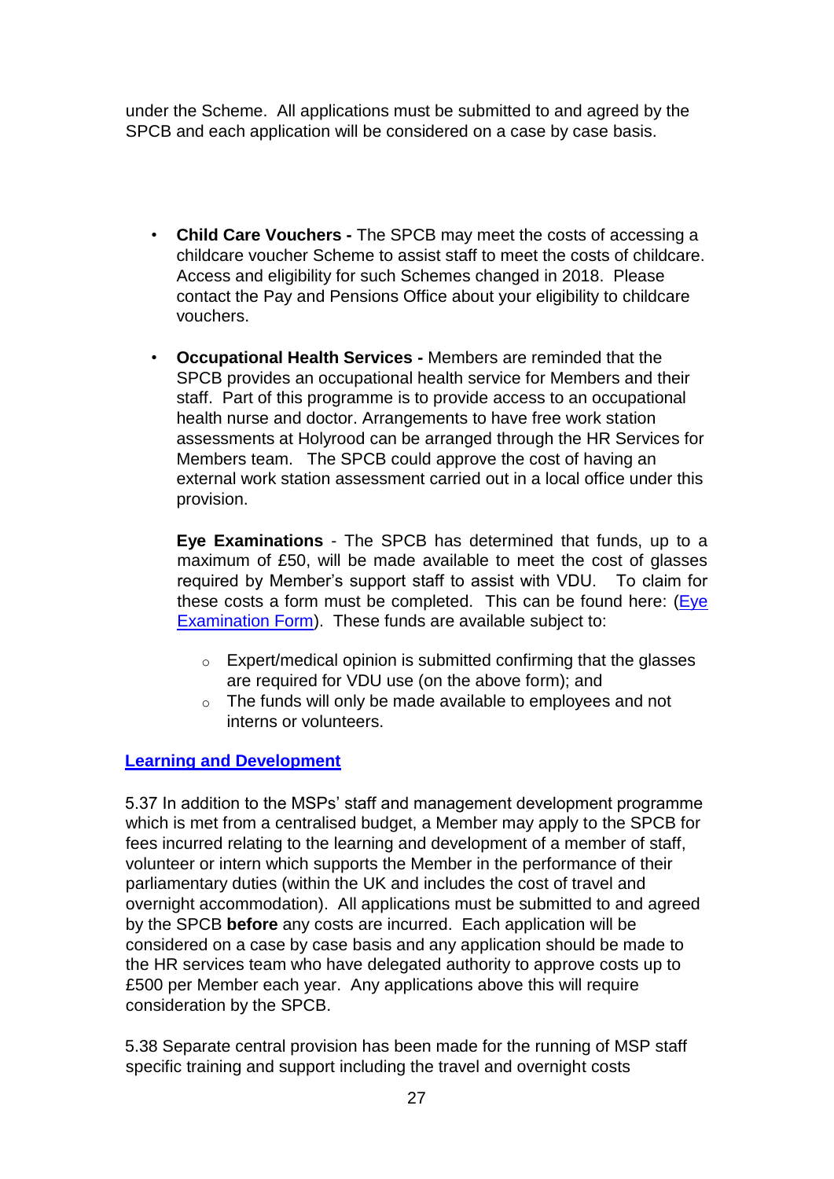under the Scheme. All applications must be submitted to and agreed by the SPCB and each application will be considered on a case by case basis.

- **Child Care Vouchers -** The SPCB may meet the costs of accessing a childcare voucher Scheme to assist staff to meet the costs of childcare. Access and eligibility for such Schemes changed in 2018. Please contact the Pay and Pensions Office about your eligibility to childcare vouchers.

- **Occupational Health Services -** Members are reminded that the SPCB provides an occupational health service for Members and their staff. Part of this programme is to provide access to an occupational health nurse and doctor. Arrangements to have free work station assessments at Holyrood can be arranged through the HR Services for Members team. The SPCB could approve the cost of having an external work station assessment carried out in a local office under this provision.

  **Eye Examinations** - The SPCB has determined that funds, up to a maximum of £50, will be made available to meet the cost of glasses required by Member's support staff to assist with VDU. To claim for these costs a form must be completed. This can be found here: (Eye Examination Form). These funds are available subject to:

  - Expert/medical opinion is submitted confirming that the glasses are required for VDU use (on the above form); and
  - The funds will only be made available to employees and not interns or volunteers.

## Learning and Development

5.37 In addition to the MSPs' staff and management development programme which is met from a centralised budget, a Member may apply to the SPCB for fees incurred relating to the learning and development of a member of staff, volunteer or intern which supports the Member in the performance of their parliamentary duties (within the UK and includes the cost of travel and overnight accommodation). All applications must be submitted to and agreed by the SPCB **before** any costs are incurred. Each application will be considered on a case by case basis and any application should be made to the HR services team who have delegated authority to approve costs up to £500 per Member each year. Any applications above this will require consideration by the SPCB.

5.38 Separate central provision has been made for the running of MSP staff specific training and support including the travel and overnight costs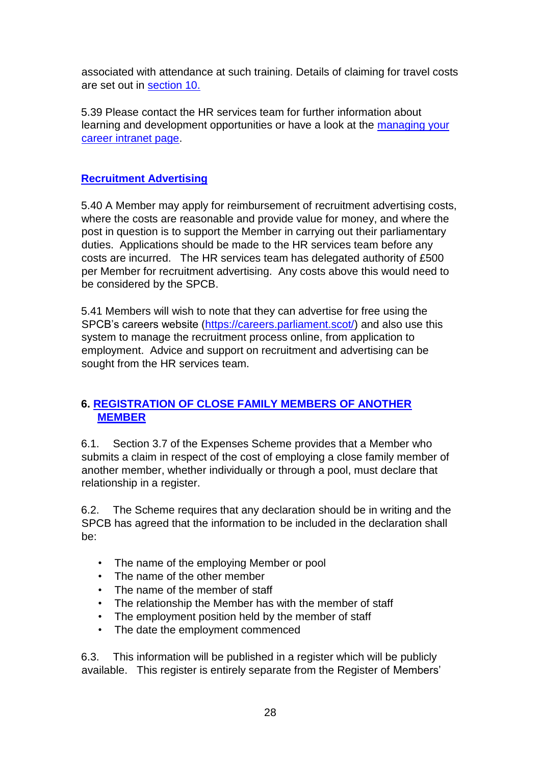associated with attendance at such training. Details of claiming for travel costs are set out in [section 10.](#)

5.39 Please contact the HR services team for further information about learning and development opportunities or have a look at the [managing your career intranet page](#).

### Recruitment Advertising

5.40 A Member may apply for reimbursement of recruitment advertising costs, where the costs are reasonable and provide value for money, and where the post in question is to support the Member in carrying out their parliamentary duties. Applications should be made to the HR services team before any costs are incurred. The HR services team has delegated authority of £500 per Member for recruitment advertising. Any costs above this would need to be considered by the SPCB.

5.41 Members will wish to note that they can advertise for free using the SPCB's careers website (https://careers.parliament.scot/) and also use this system to manage the recruitment process online, from application to employment. Advice and support on recruitment and advertising can be sought from the HR services team.

## 6. REGISTRATION OF CLOSE FAMILY MEMBERS OF ANOTHER MEMBER

6.1. Section 3.7 of the Expenses Scheme provides that a Member who submits a claim in respect of the cost of employing a close family member of another member, whether individually or through a pool, must declare that relationship in a register.

6.2. The Scheme requires that any declaration should be in writing and the SPCB has agreed that the information to be included in the declaration shall be:

- The name of the employing Member or pool
- The name of the other member
- The name of the member of staff
- The relationship the Member has with the member of staff
- The employment position held by the member of staff
- The date the employment commenced

6.3. This information will be published in a register which will be publicly available. This register is entirely separate from the Register of Members'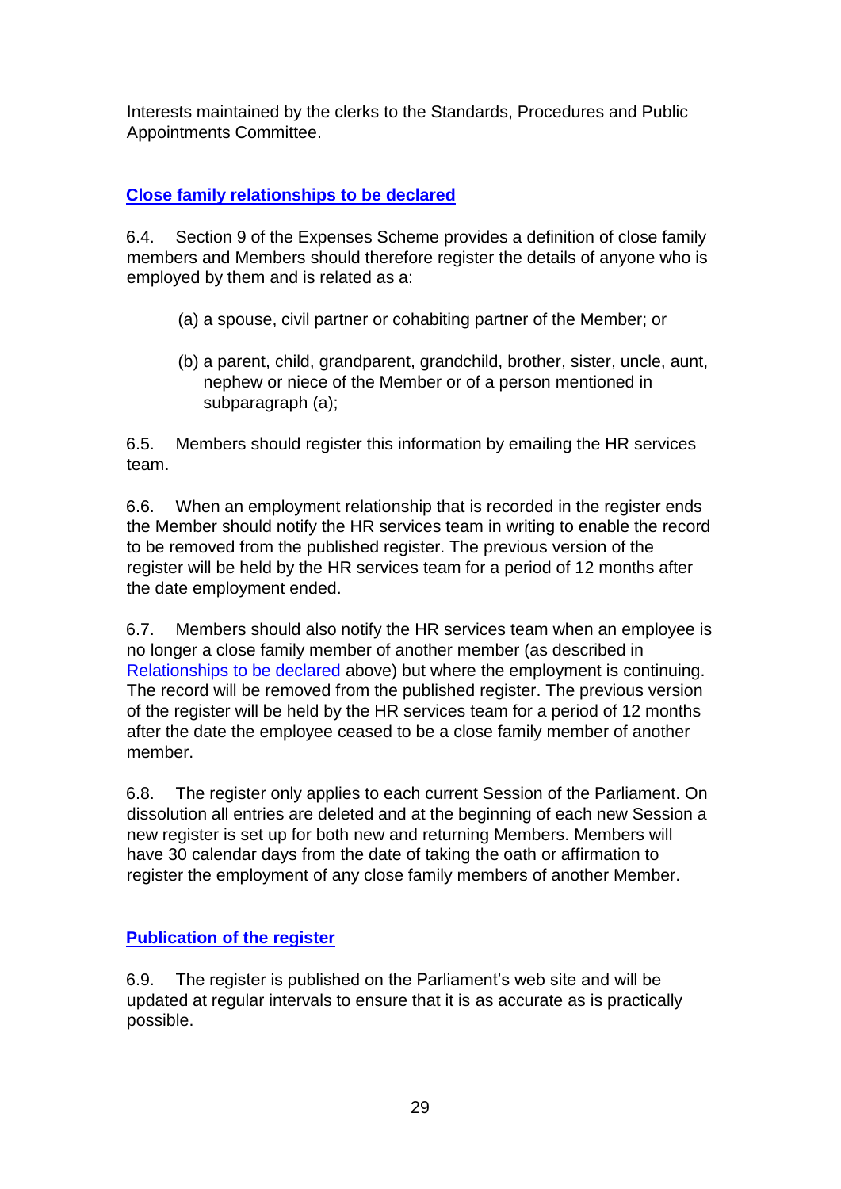Interests maintained by the clerks to the Standards, Procedures and Public Appointments Committee.

### **Close family relationships to be declared**

6.4. Section 9 of the Expenses Scheme provides a definition of close family members and Members should therefore register the details of anyone who is employed by them and is related as a:

(a) a spouse, civil partner or cohabiting partner of the Member; or

(b) a parent, child, grandparent, grandchild, brother, sister, uncle, aunt, nephew or niece of the Member or of a person mentioned in subparagraph (a);

6.5. Members should register this information by emailing the HR services team.

6.6. When an employment relationship that is recorded in the register ends the Member should notify the HR services team in writing to enable the record to be removed from the published register. The previous version of the register will be held by the HR services team for a period of 12 months after the date employment ended.

6.7. Members should also notify the HR services team when an employee is no longer a close family member of another member (as described in Relationships to be declared above) but where the employment is continuing. The record will be removed from the published register. The previous version of the register will be held by the HR services team for a period of 12 months after the date the employee ceased to be a close family member of another member.

6.8. The register only applies to each current Session of the Parliament. On dissolution all entries are deleted and at the beginning of each new Session a new register is set up for both new and returning Members. Members will have 30 calendar days from the date of taking the oath or affirmation to register the employment of any close family members of another Member.

### **Publication of the register**

6.9. The register is published on the Parliament's web site and will be updated at regular intervals to ensure that it is as accurate as is practically possible.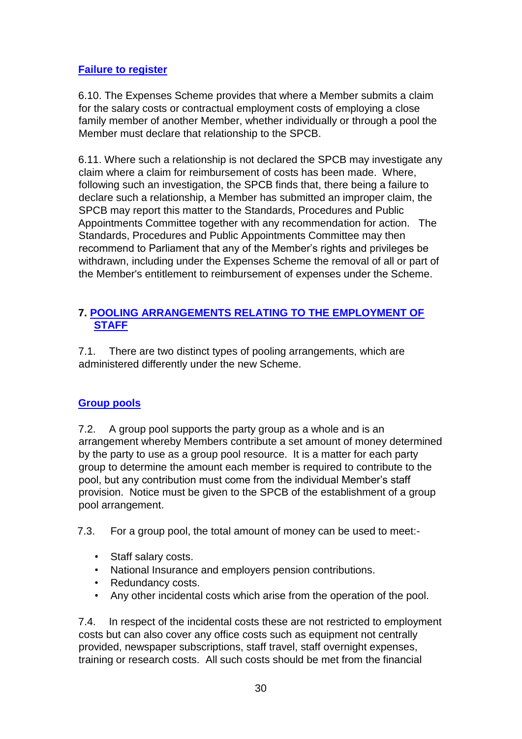### Failure to register

6.10. The Expenses Scheme provides that where a Member submits a claim for the salary costs or contractual employment costs of employing a close family member of another Member, whether individually or through a pool the Member must declare that relationship to the SPCB.

6.11. Where such a relationship is not declared the SPCB may investigate any claim where a claim for reimbursement of costs has been made. Where, following such an investigation, the SPCB finds that, there being a failure to declare such a relationship, a Member has submitted an improper claim, the SPCB may report this matter to the Standards, Procedures and Public Appointments Committee together with any recommendation for action. The Standards, Procedures and Public Appointments Committee may then recommend to Parliament that any of the Member's rights and privileges be withdrawn, including under the Expenses Scheme the removal of all or part of the Member's entitlement to reimbursement of expenses under the Scheme.

## 7. POOLING ARRANGEMENTS RELATING TO THE EMPLOYMENT OF STAFF

7.1. There are two distinct types of pooling arrangements, which are administered differently under the new Scheme.

### Group pools

7.2. A group pool supports the party group as a whole and is an arrangement whereby Members contribute a set amount of money determined by the party to use as a group pool resource. It is a matter for each party group to determine the amount each member is required to contribute to the pool, but any contribution must come from the individual Member's staff provision. Notice must be given to the SPCB of the establishment of a group pool arrangement.

7.3. For a group pool, the total amount of money can be used to meet:-

- Staff salary costs.
- National Insurance and employers pension contributions.
- Redundancy costs.
- Any other incidental costs which arise from the operation of the pool.

7.4. In respect of the incidental costs these are not restricted to employment costs but can also cover any office costs such as equipment not centrally provided, newspaper subscriptions, staff travel, staff overnight expenses, training or research costs. All such costs should be met from the financial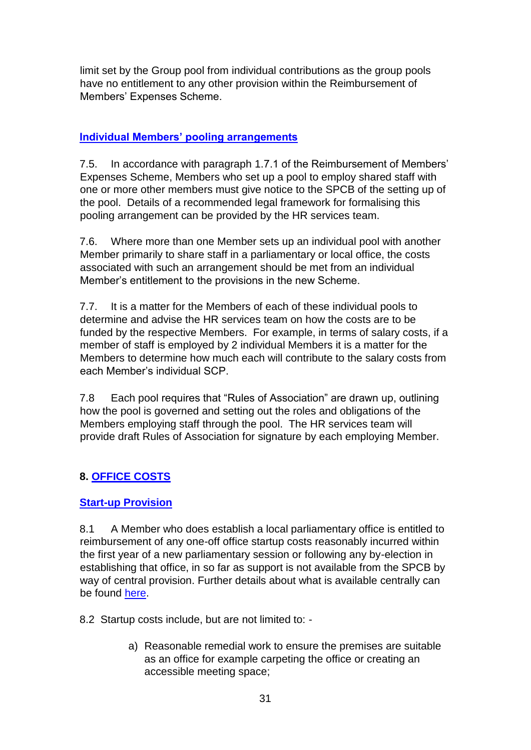limit set by the Group pool from individual contributions as the group pools have no entitlement to any other provision within the Reimbursement of Members' Expenses Scheme.

### Individual Members' pooling arrangements

7.5. In accordance with paragraph 1.7.1 of the Reimbursement of Members' Expenses Scheme, Members who set up a pool to employ shared staff with one or more other members must give notice to the SPCB of the setting up of the pool. Details of a recommended legal framework for formalising this pooling arrangement can be provided by the HR services team.

7.6. Where more than one Member sets up an individual pool with another Member primarily to share staff in a parliamentary or local office, the costs associated with such an arrangement should be met from an individual Member's entitlement to the provisions in the new Scheme.

7.7. It is a matter for the Members of each of these individual pools to determine and advise the HR services team on how the costs are to be funded by the respective Members. For example, in terms of salary costs, if a member of staff is employed by 2 individual Members it is a matter for the Members to determine how much each will contribute to the salary costs from each Member's individual SCP.

7.8 Each pool requires that "Rules of Association" are drawn up, outlining how the pool is governed and setting out the roles and obligations of the Members employing staff through the pool. The HR services team will provide draft Rules of Association for signature by each employing Member.

## 8. OFFICE COSTS

### Start-up Provision

8.1 A Member who does establish a local parliamentary office is entitled to reimbursement of any one-off office startup costs reasonably incurred within the first year of a new parliamentary session or following any by-election in establishing that office, in so far as support is not available from the SPCB by way of central provision. Further details about what is available centrally can be found here.

8.2 Startup costs include, but are not limited to: -

a) Reasonable remedial work to ensure the premises are suitable as an office for example carpeting the office or creating an accessible meeting space;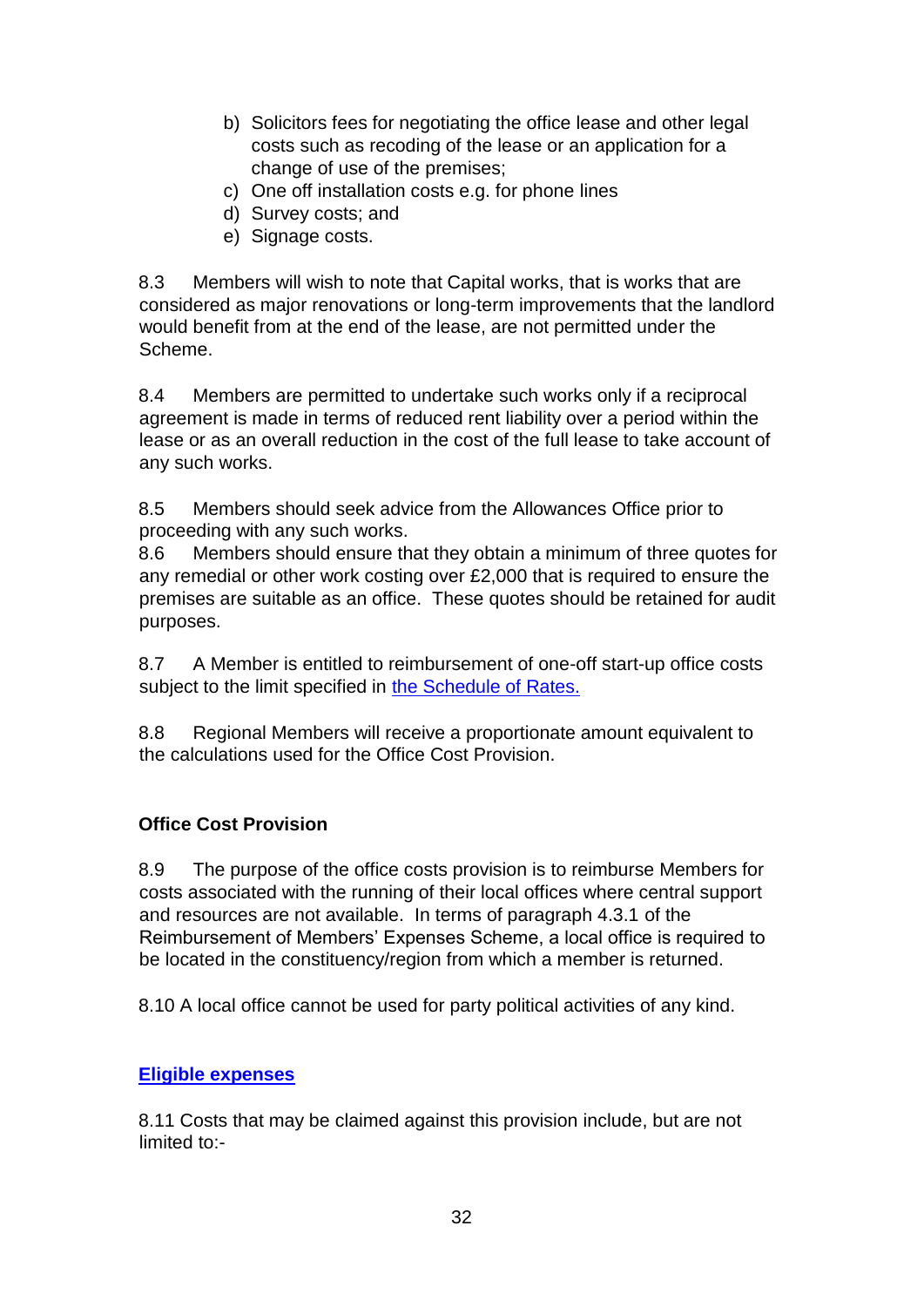b) Solicitors fees for negotiating the office lease and other legal costs such as recoding of the lease or an application for a change of use of the premises;
c) One off installation costs e.g. for phone lines
d) Survey costs; and
e) Signage costs.

8.3 Members will wish to note that Capital works, that is works that are considered as major renovations or long-term improvements that the landlord would benefit from at the end of the lease, are not permitted under the Scheme.

8.4 Members are permitted to undertake such works only if a reciprocal agreement is made in terms of reduced rent liability over a period within the lease or as an overall reduction in the cost of the full lease to take account of any such works.

8.5 Members should seek advice from the Allowances Office prior to proceeding with any such works.

8.6 Members should ensure that they obtain a minimum of three quotes for any remedial or other work costing over £2,000 that is required to ensure the premises are suitable as an office. These quotes should be retained for audit purposes.

8.7 A Member is entitled to reimbursement of one-off start-up office costs subject to the limit specified in the Schedule of Rates.

8.8 Regional Members will receive a proportionate amount equivalent to the calculations used for the Office Cost Provision.

### Office Cost Provision

8.9 The purpose of the office costs provision is to reimburse Members for costs associated with the running of their local offices where central support and resources are not available. In terms of paragraph 4.3.1 of the Reimbursement of Members' Expenses Scheme, a local office is required to be located in the constituency/region from which a member is returned.

8.10 A local office cannot be used for party political activities of any kind.

### Eligible expenses

8.11 Costs that may be claimed against this provision include, but are not limited to:-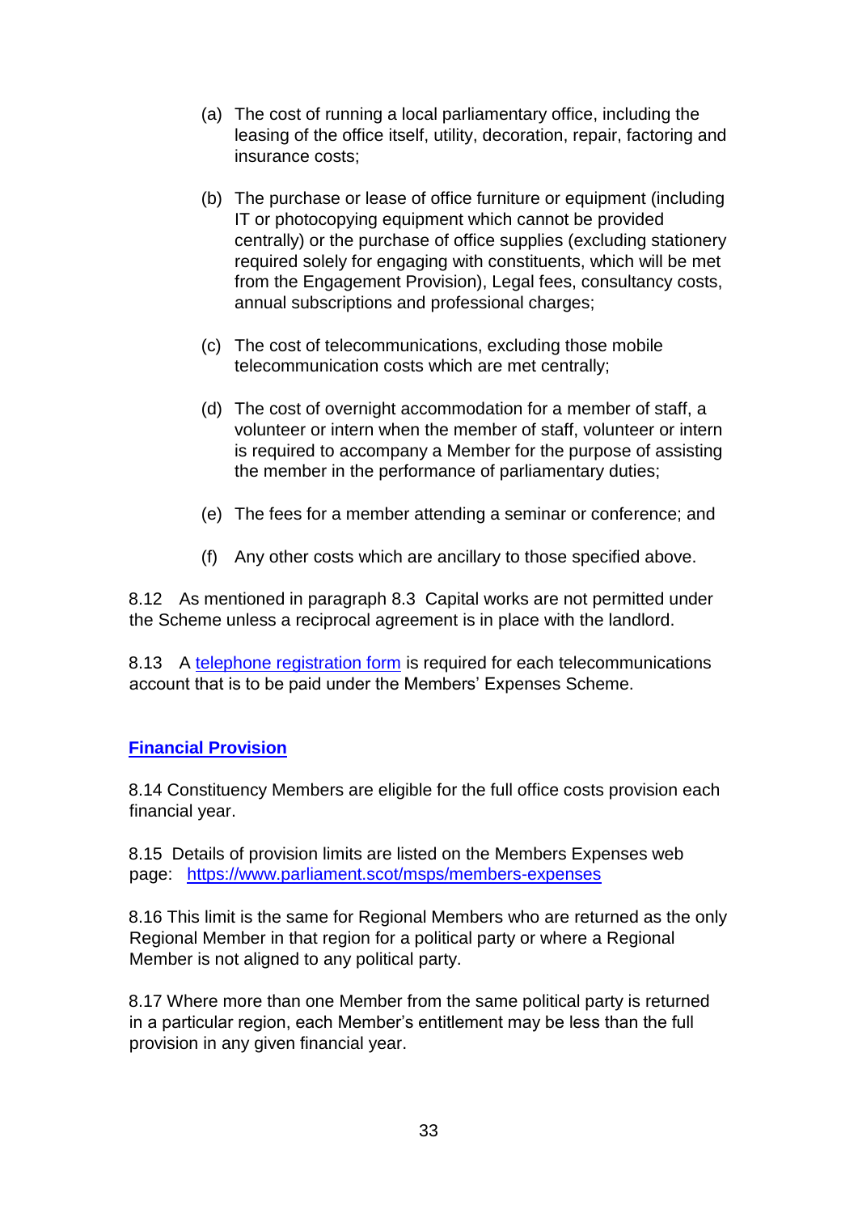(a) The cost of running a local parliamentary office, including the leasing of the office itself, utility, decoration, repair, factoring and insurance costs;

(b) The purchase or lease of office furniture or equipment (including IT or photocopying equipment which cannot be provided centrally) or the purchase of office supplies (excluding stationery required solely for engaging with constituents, which will be met from the Engagement Provision), Legal fees, consultancy costs, annual subscriptions and professional charges;

(c) The cost of telecommunications, excluding those mobile telecommunication costs which are met centrally;

(d) The cost of overnight accommodation for a member of staff, a volunteer or intern when the member of staff, volunteer or intern is required to accompany a Member for the purpose of assisting the member in the performance of parliamentary duties;

(e) The fees for a member attending a seminar or conference; and

(f) Any other costs which are ancillary to those specified above.

8.12 As mentioned in paragraph 8.3 Capital works are not permitted under the Scheme unless a reciprocal agreement is in place with the landlord.

8.13 A telephone registration form is required for each telecommunications account that is to be paid under the Members' Expenses Scheme.

## Financial Provision

8.14 Constituency Members are eligible for the full office costs provision each financial year.

8.15 Details of provision limits are listed on the Members Expenses web page: https://www.parliament.scot/msps/members-expenses

8.16 This limit is the same for Regional Members who are returned as the only Regional Member in that region for a political party or where a Regional Member is not aligned to any political party.

8.17 Where more than one Member from the same political party is returned in a particular region, each Member's entitlement may be less than the full provision in any given financial year.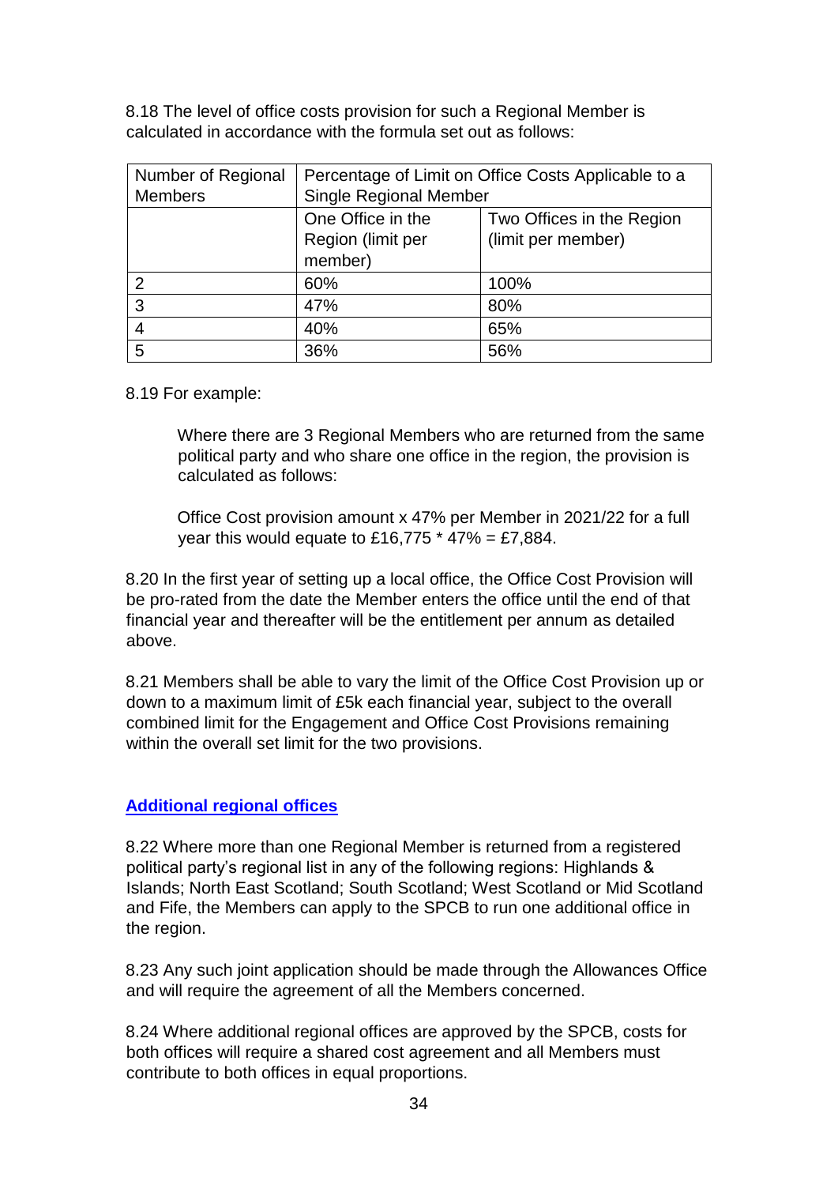8.18 The level of office costs provision for such a Regional Member is calculated in accordance with the formula set out as follows:

| Number of Regional Members | Percentage of Limit on Office Costs Applicable to a Single Regional Member | |
|---|---|---|
| | One Office in the Region (limit per member) | Two Offices in the Region (limit per member) |
| 2 | 60% | 100% |
| 3 | 47% | 80% |
| 4 | 40% | 65% |
| 5 | 36% | 56% |

8.19 For example:

> Where there are 3 Regional Members who are returned from the same political party and who share one office in the region, the provision is calculated as follows:
>
> Office Cost provision amount x 47% per Member in 2021/22 for a full year this would equate to £16,775 * 47% = £7,884.

8.20 In the first year of setting up a local office, the Office Cost Provision will be pro-rated from the date the Member enters the office until the end of that financial year and thereafter will be the entitlement per annum as detailed above.

8.21 Members shall be able to vary the limit of the Office Cost Provision up or down to a maximum limit of £5k each financial year, subject to the overall combined limit for the Engagement and Office Cost Provisions remaining within the overall set limit for the two provisions.

## Additional regional offices

8.22 Where more than one Regional Member is returned from a registered political party's regional list in any of the following regions: Highlands & Islands; North East Scotland; South Scotland; West Scotland or Mid Scotland and Fife, the Members can apply to the SPCB to run one additional office in the region.

8.23 Any such joint application should be made through the Allowances Office and will require the agreement of all the Members concerned.

8.24 Where additional regional offices are approved by the SPCB, costs for both offices will require a shared cost agreement and all Members must contribute to both offices in equal proportions.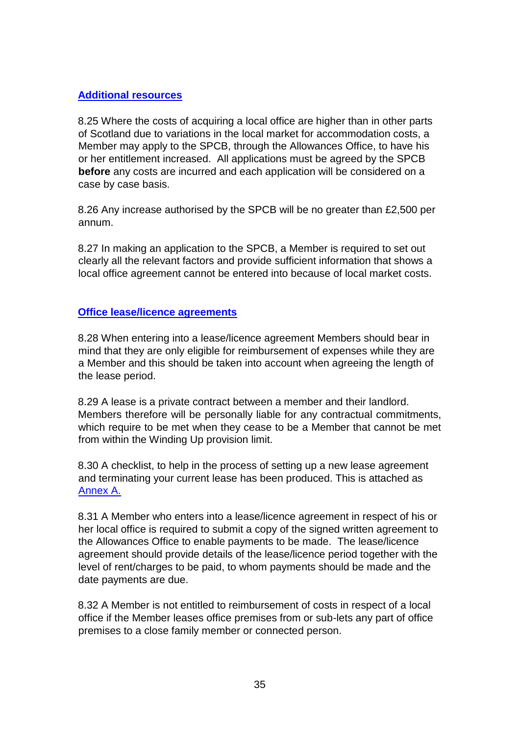## Additional resources

8.25 Where the costs of acquiring a local office are higher than in other parts of Scotland due to variations in the local market for accommodation costs, a Member may apply to the SPCB, through the Allowances Office, to have his or her entitlement increased. All applications must be agreed by the SPCB **before** any costs are incurred and each application will be considered on a case by case basis.

8.26 Any increase authorised by the SPCB will be no greater than £2,500 per annum.

8.27 In making an application to the SPCB, a Member is required to set out clearly all the relevant factors and provide sufficient information that shows a local office agreement cannot be entered into because of local market costs.

## Office lease/licence agreements

8.28 When entering into a lease/licence agreement Members should bear in mind that they are only eligible for reimbursement of expenses while they are a Member and this should be taken into account when agreeing the length of the lease period.

8.29 A lease is a private contract between a member and their landlord. Members therefore will be personally liable for any contractual commitments, which require to be met when they cease to be a Member that cannot be met from within the Winding Up provision limit.

8.30 A checklist, to help in the process of setting up a new lease agreement and terminating your current lease has been produced. This is attached as Annex A.

8.31 A Member who enters into a lease/licence agreement in respect of his or her local office is required to submit a copy of the signed written agreement to the Allowances Office to enable payments to be made. The lease/licence agreement should provide details of the lease/licence period together with the level of rent/charges to be paid, to whom payments should be made and the date payments are due.

8.32 A Member is not entitled to reimbursement of costs in respect of a local office if the Member leases office premises from or sub-lets any part of office premises to a close family member or connected person.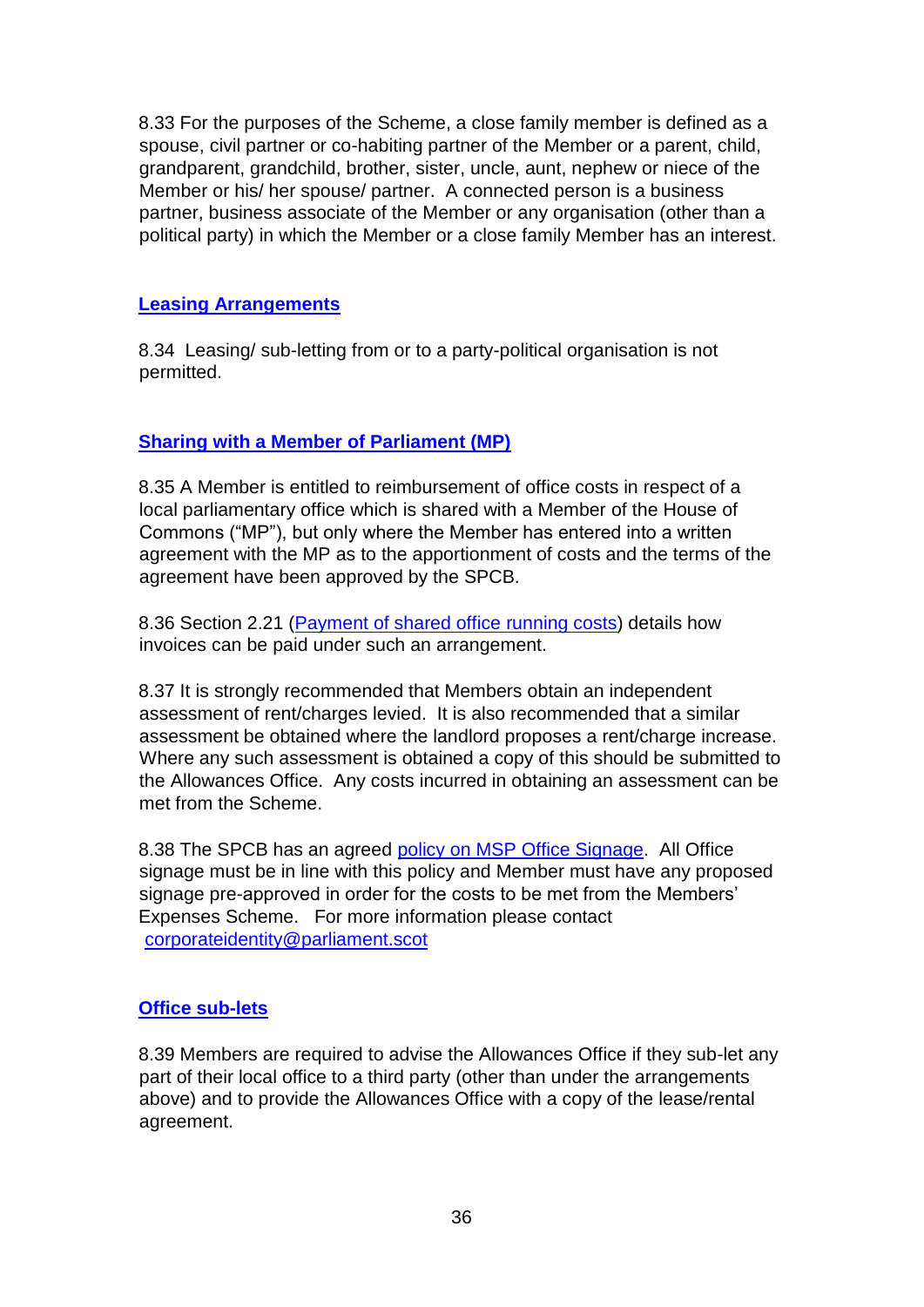8.33 For the purposes of the Scheme, a close family member is defined as a spouse, civil partner or co-habiting partner of the Member or a parent, child, grandparent, grandchild, brother, sister, uncle, aunt, nephew or niece of the Member or his/ her spouse/ partner. A connected person is a business partner, business associate of the Member or any organisation (other than a political party) in which the Member or a close family Member has an interest.

### Leasing Arrangements

8.34 Leasing/ sub-letting from or to a party-political organisation is not permitted.

### Sharing with a Member of Parliament (MP)

8.35 A Member is entitled to reimbursement of office costs in respect of a local parliamentary office which is shared with a Member of the House of Commons ("MP"), but only where the Member has entered into a written agreement with the MP as to the apportionment of costs and the terms of the agreement have been approved by the SPCB.

8.36 Section 2.21 (Payment of shared office running costs) details how invoices can be paid under such an arrangement.

8.37 It is strongly recommended that Members obtain an independent assessment of rent/charges levied. It is also recommended that a similar assessment be obtained where the landlord proposes a rent/charge increase. Where any such assessment is obtained a copy of this should be submitted to the Allowances Office. Any costs incurred in obtaining an assessment can be met from the Scheme.

8.38 The SPCB has an agreed policy on MSP Office Signage. All Office signage must be in line with this policy and Member must have any proposed signage pre-approved in order for the costs to be met from the Members' Expenses Scheme. For more information please contact corporateidentity@parliament.scot

### Office sub-lets

8.39 Members are required to advise the Allowances Office if they sub-let any part of their local office to a third party (other than under the arrangements above) and to provide the Allowances Office with a copy of the lease/rental agreement.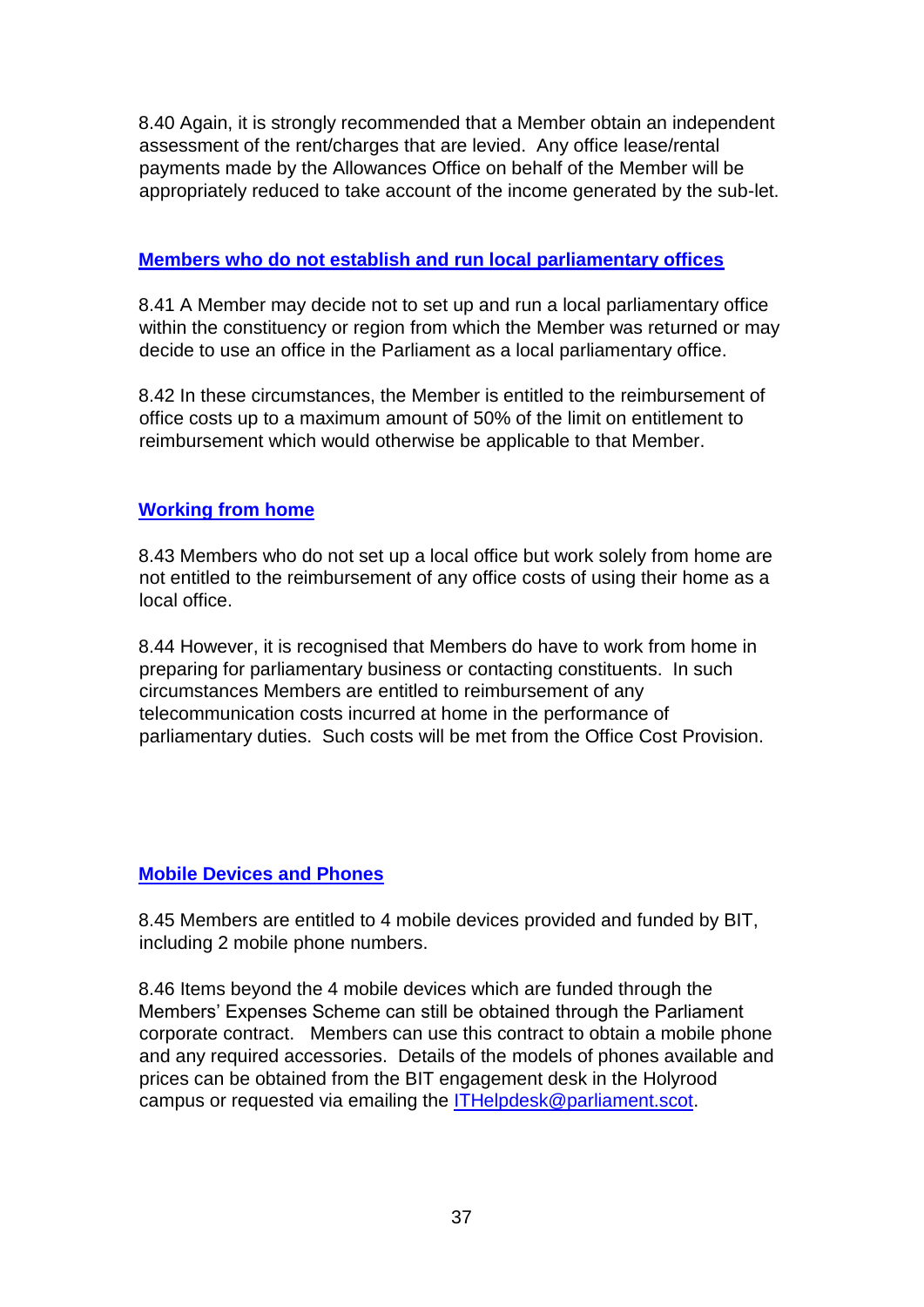8.40 Again, it is strongly recommended that a Member obtain an independent assessment of the rent/charges that are levied. Any office lease/rental payments made by the Allowances Office on behalf of the Member will be appropriately reduced to take account of the income generated by the sub-let.

## Members who do not establish and run local parliamentary offices

8.41 A Member may decide not to set up and run a local parliamentary office within the constituency or region from which the Member was returned or may decide to use an office in the Parliament as a local parliamentary office.

8.42 In these circumstances, the Member is entitled to the reimbursement of office costs up to a maximum amount of 50% of the limit on entitlement to reimbursement which would otherwise be applicable to that Member.

## Working from home

8.43 Members who do not set up a local office but work solely from home are not entitled to the reimbursement of any office costs of using their home as a local office.

8.44 However, it is recognised that Members do have to work from home in preparing for parliamentary business or contacting constituents. In such circumstances Members are entitled to reimbursement of any telecommunication costs incurred at home in the performance of parliamentary duties. Such costs will be met from the Office Cost Provision.

## Mobile Devices and Phones

8.45 Members are entitled to 4 mobile devices provided and funded by BIT, including 2 mobile phone numbers.

8.46 Items beyond the 4 mobile devices which are funded through the Members' Expenses Scheme can still be obtained through the Parliament corporate contract. Members can use this contract to obtain a mobile phone and any required accessories. Details of the models of phones available and prices can be obtained from the BIT engagement desk in the Holyrood campus or requested via emailing the ITHelpdesk@parliament.scot.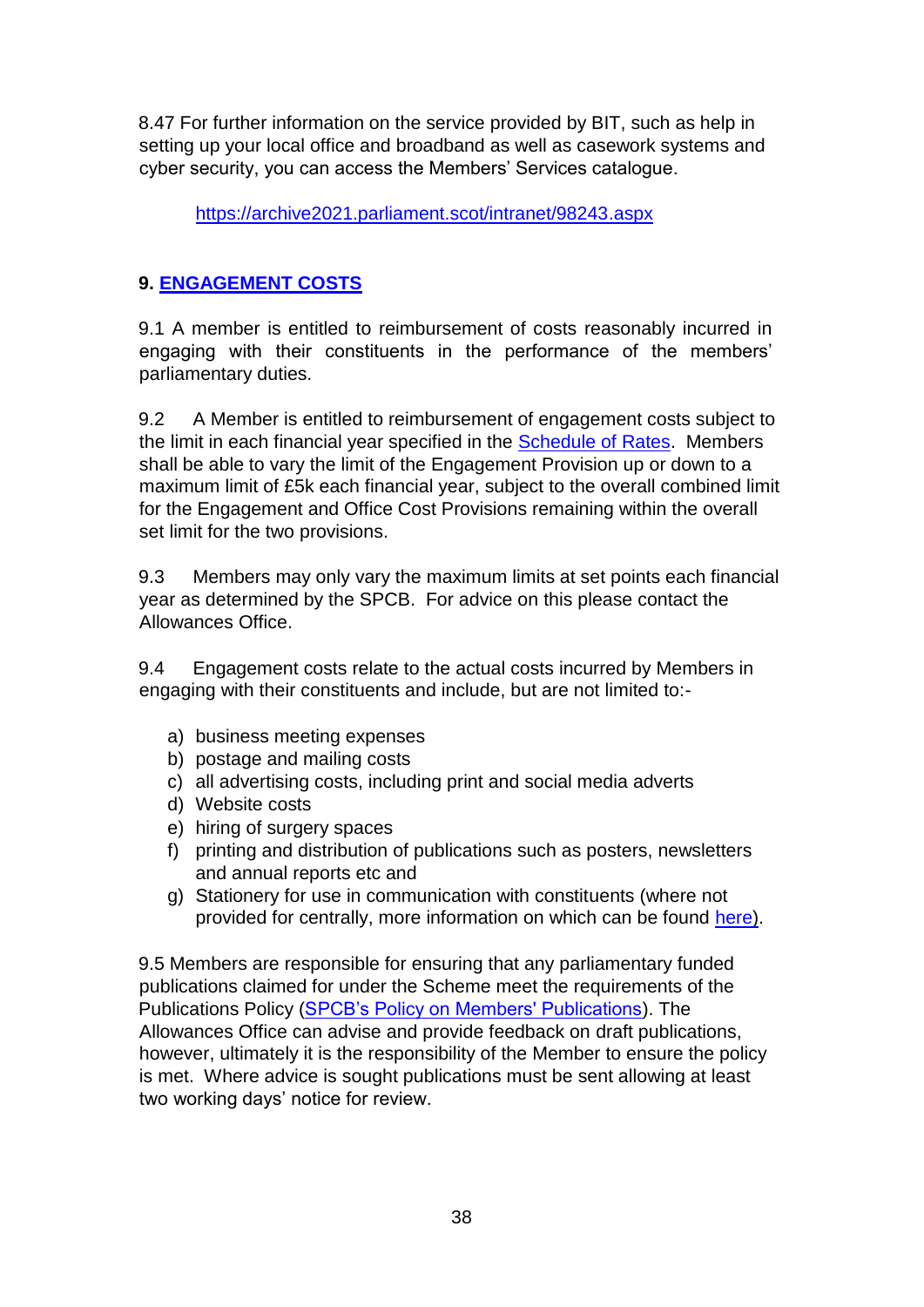8.47 For further information on the service provided by BIT, such as help in setting up your local office and broadband as well as casework systems and cyber security, you can access the Members' Services catalogue.

https://archive2021.parliament.scot/intranet/98243.aspx

## 9. ENGAGEMENT COSTS

9.1 A member is entitled to reimbursement of costs reasonably incurred in engaging with their constituents in the performance of the members' parliamentary duties.

9.2 A Member is entitled to reimbursement of engagement costs subject to the limit in each financial year specified in the Schedule of Rates. Members shall be able to vary the limit of the Engagement Provision up or down to a maximum limit of £5k each financial year, subject to the overall combined limit for the Engagement and Office Cost Provisions remaining within the overall set limit for the two provisions.

9.3 Members may only vary the maximum limits at set points each financial year as determined by the SPCB. For advice on this please contact the Allowances Office.

9.4 Engagement costs relate to the actual costs incurred by Members in engaging with their constituents and include, but are not limited to:-

a) business meeting expenses
b) postage and mailing costs
c) all advertising costs, including print and social media adverts
d) Website costs
e) hiring of surgery spaces
f) printing and distribution of publications such as posters, newsletters and annual reports etc and
g) Stationery for use in communication with constituents (where not provided for centrally, more information on which can be found here).

9.5 Members are responsible for ensuring that any parliamentary funded publications claimed for under the Scheme meet the requirements of the Publications Policy (SPCB's Policy on Members' Publications). The Allowances Office can advise and provide feedback on draft publications, however, ultimately it is the responsibility of the Member to ensure the policy is met. Where advice is sought publications must be sent allowing at least two working days' notice for review.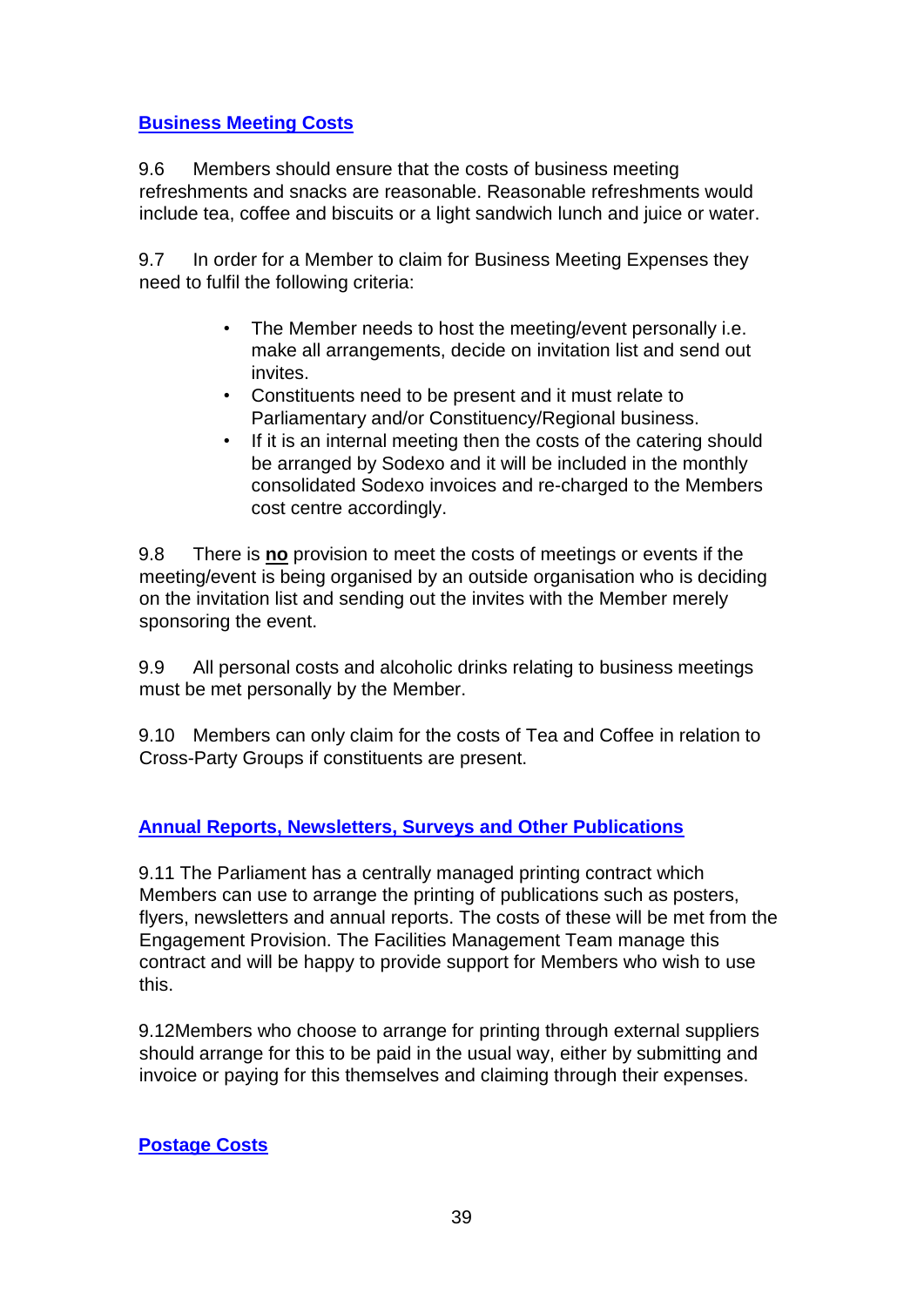## Business Meeting Costs

9.6 Members should ensure that the costs of business meeting refreshments and snacks are reasonable. Reasonable refreshments would include tea, coffee and biscuits or a light sandwich lunch and juice or water.

9.7 In order for a Member to claim for Business Meeting Expenses they need to fulfil the following criteria:

- The Member needs to host the meeting/event personally i.e. make all arrangements, decide on invitation list and send out invites.
- Constituents need to be present and it must relate to Parliamentary and/or Constituency/Regional business.
- If it is an internal meeting then the costs of the catering should be arranged by Sodexo and it will be included in the monthly consolidated Sodexo invoices and re-charged to the Members cost centre accordingly.

9.8 There is **no** provision to meet the costs of meetings or events if the meeting/event is being organised by an outside organisation who is deciding on the invitation list and sending out the invites with the Member merely sponsoring the event.

9.9 All personal costs and alcoholic drinks relating to business meetings must be met personally by the Member.

9.10 Members can only claim for the costs of Tea and Coffee in relation to Cross-Party Groups if constituents are present.

## Annual Reports, Newsletters, Surveys and Other Publications

9.11 The Parliament has a centrally managed printing contract which Members can use to arrange the printing of publications such as posters, flyers, newsletters and annual reports. The costs of these will be met from the Engagement Provision. The Facilities Management Team manage this contract and will be happy to provide support for Members who wish to use this.

9.12Members who choose to arrange for printing through external suppliers should arrange for this to be paid in the usual way, either by submitting and invoice or paying for this themselves and claiming through their expenses.

## Postage Costs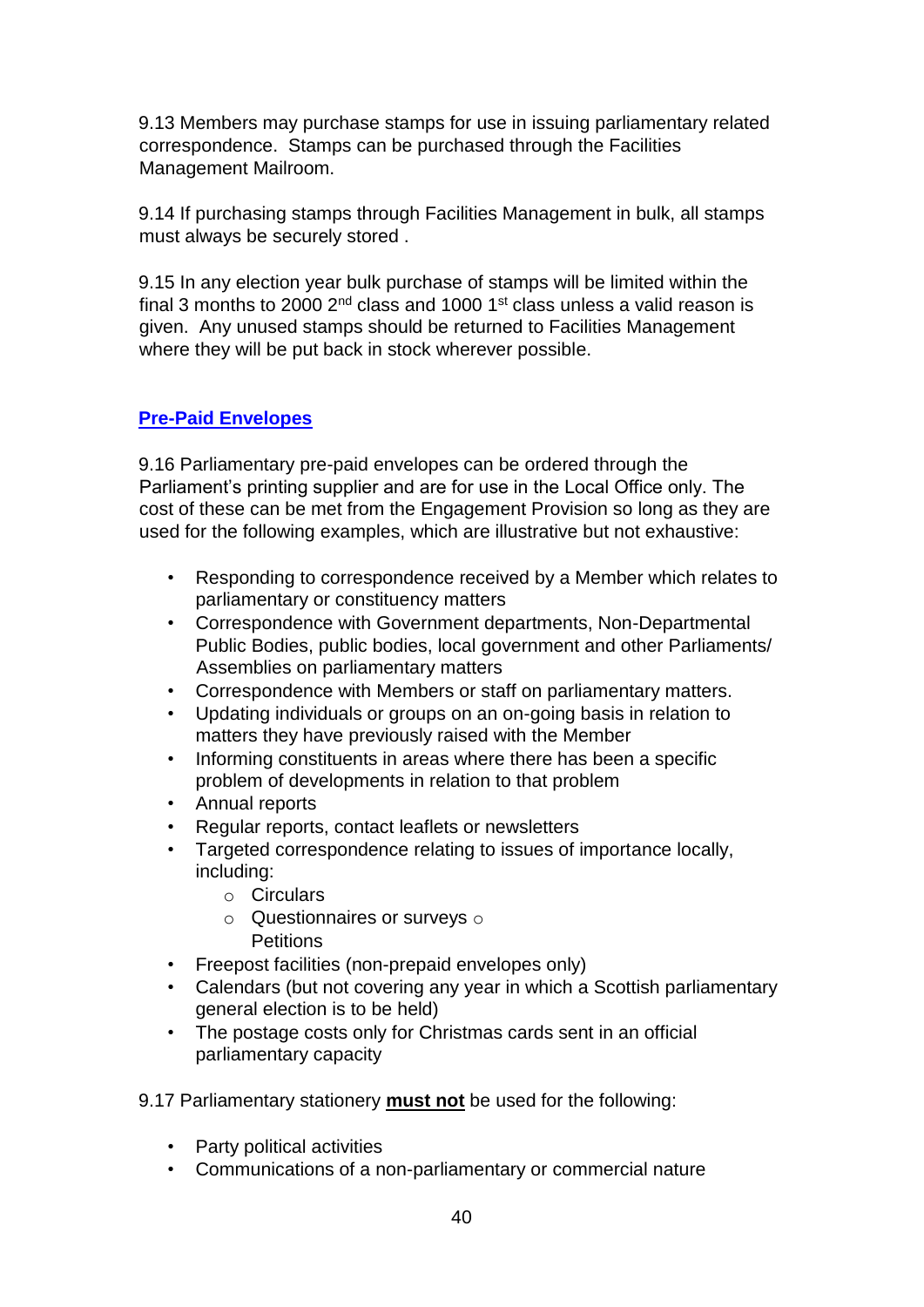9.13 Members may purchase stamps for use in issuing parliamentary related correspondence. Stamps can be purchased through the Facilities Management Mailroom.

9.14 If purchasing stamps through Facilities Management in bulk, all stamps must always be securely stored .

9.15 In any election year bulk purchase of stamps will be limited within the final 3 months to 2000 2nd class and 1000 1st class unless a valid reason is given. Any unused stamps should be returned to Facilities Management where they will be put back in stock wherever possible.

## Pre-Paid Envelopes

9.16 Parliamentary pre-paid envelopes can be ordered through the Parliament's printing supplier and are for use in the Local Office only. The cost of these can be met from the Engagement Provision so long as they are used for the following examples, which are illustrative but not exhaustive:

- Responding to correspondence received by a Member which relates to parliamentary or constituency matters
- Correspondence with Government departments, Non-Departmental Public Bodies, public bodies, local government and other Parliaments/ Assemblies on parliamentary matters
- Correspondence with Members or staff on parliamentary matters.
- Updating individuals or groups on an on-going basis in relation to matters they have previously raised with the Member
- Informing constituents in areas where there has been a specific problem of developments in relation to that problem
- Annual reports
- Regular reports, contact leaflets or newsletters
- Targeted correspondence relating to issues of importance locally, including:
    - Circulars
    - Questionnaires or surveys
    - Petitions
- Freepost facilities (non-prepaid envelopes only)
- Calendars (but not covering any year in which a Scottish parliamentary general election is to be held)
- The postage costs only for Christmas cards sent in an official parliamentary capacity

9.17 Parliamentary stationery **must not** be used for the following:

- Party political activities
- Communications of a non-parliamentary or commercial nature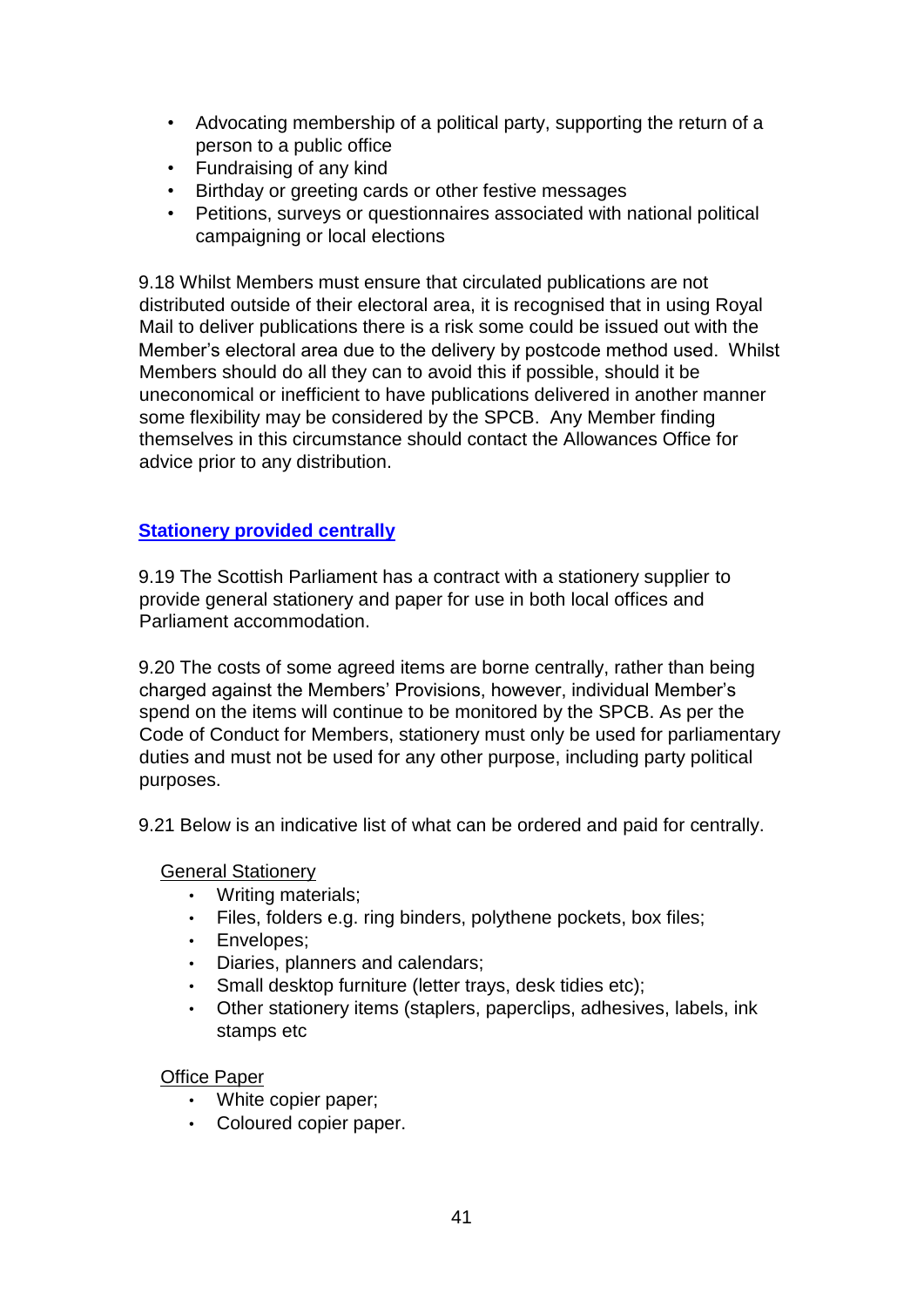- Advocating membership of a political party, supporting the return of a person to a public office
- Fundraising of any kind
- Birthday or greeting cards or other festive messages
- Petitions, surveys or questionnaires associated with national political campaigning or local elections

9.18 Whilst Members must ensure that circulated publications are not distributed outside of their electoral area, it is recognised that in using Royal Mail to deliver publications there is a risk some could be issued out with the Member's electoral area due to the delivery by postcode method used. Whilst Members should do all they can to avoid this if possible, should it be uneconomical or inefficient to have publications delivered in another manner some flexibility may be considered by the SPCB. Any Member finding themselves in this circumstance should contact the Allowances Office for advice prior to any distribution.

## Stationery provided centrally

9.19 The Scottish Parliament has a contract with a stationery supplier to provide general stationery and paper for use in both local offices and Parliament accommodation.

9.20 The costs of some agreed items are borne centrally, rather than being charged against the Members' Provisions, however, individual Member's spend on the items will continue to be monitored by the SPCB. As per the Code of Conduct for Members, stationery must only be used for parliamentary duties and must not be used for any other purpose, including party political purposes.

9.21 Below is an indicative list of what can be ordered and paid for centrally.

General Stationery

- Writing materials;
- Files, folders e.g. ring binders, polythene pockets, box files;
- Envelopes;
- Diaries, planners and calendars;
- Small desktop furniture (letter trays, desk tidies etc);
- Other stationery items (staplers, paperclips, adhesives, labels, ink stamps etc

Office Paper

- White copier paper;
- Coloured copier paper.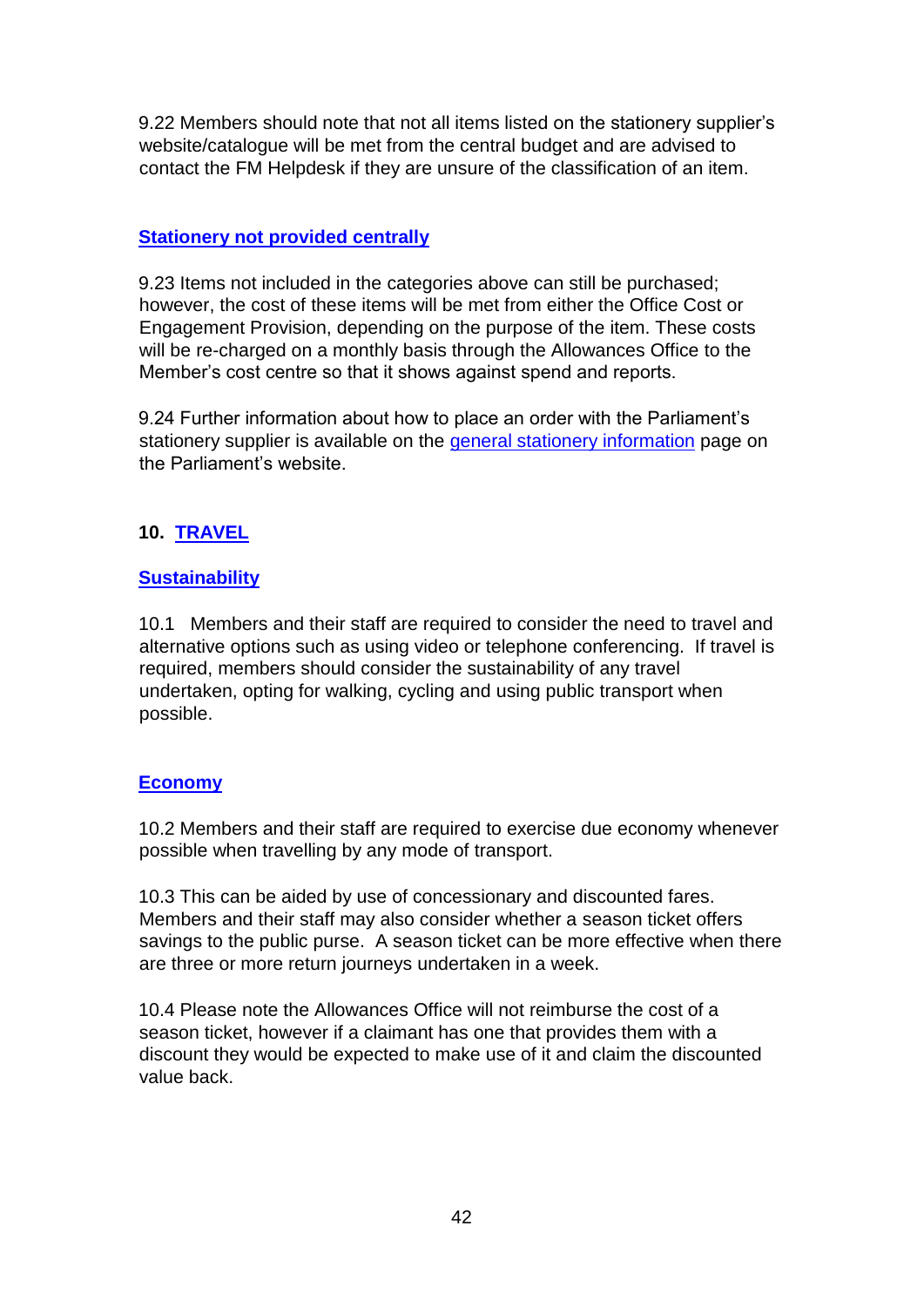9.22 Members should note that not all items listed on the stationery supplier's website/catalogue will be met from the central budget and are advised to contact the FM Helpdesk if they are unsure of the classification of an item.

### Stationery not provided centrally

9.23 Items not included in the categories above can still be purchased; however, the cost of these items will be met from either the Office Cost or Engagement Provision, depending on the purpose of the item. These costs will be re-charged on a monthly basis through the Allowances Office to the Member's cost centre so that it shows against spend and reports.

9.24 Further information about how to place an order with the Parliament's stationery supplier is available on the general stationery information page on the Parliament's website.

## 10. TRAVEL

### Sustainability

10.1 Members and their staff are required to consider the need to travel and alternative options such as using video or telephone conferencing. If travel is required, members should consider the sustainability of any travel undertaken, opting for walking, cycling and using public transport when possible.

### Economy

10.2 Members and their staff are required to exercise due economy whenever possible when travelling by any mode of transport.

10.3 This can be aided by use of concessionary and discounted fares. Members and their staff may also consider whether a season ticket offers savings to the public purse. A season ticket can be more effective when there are three or more return journeys undertaken in a week.

10.4 Please note the Allowances Office will not reimburse the cost of a season ticket, however if a claimant has one that provides them with a discount they would be expected to make use of it and claim the discounted value back.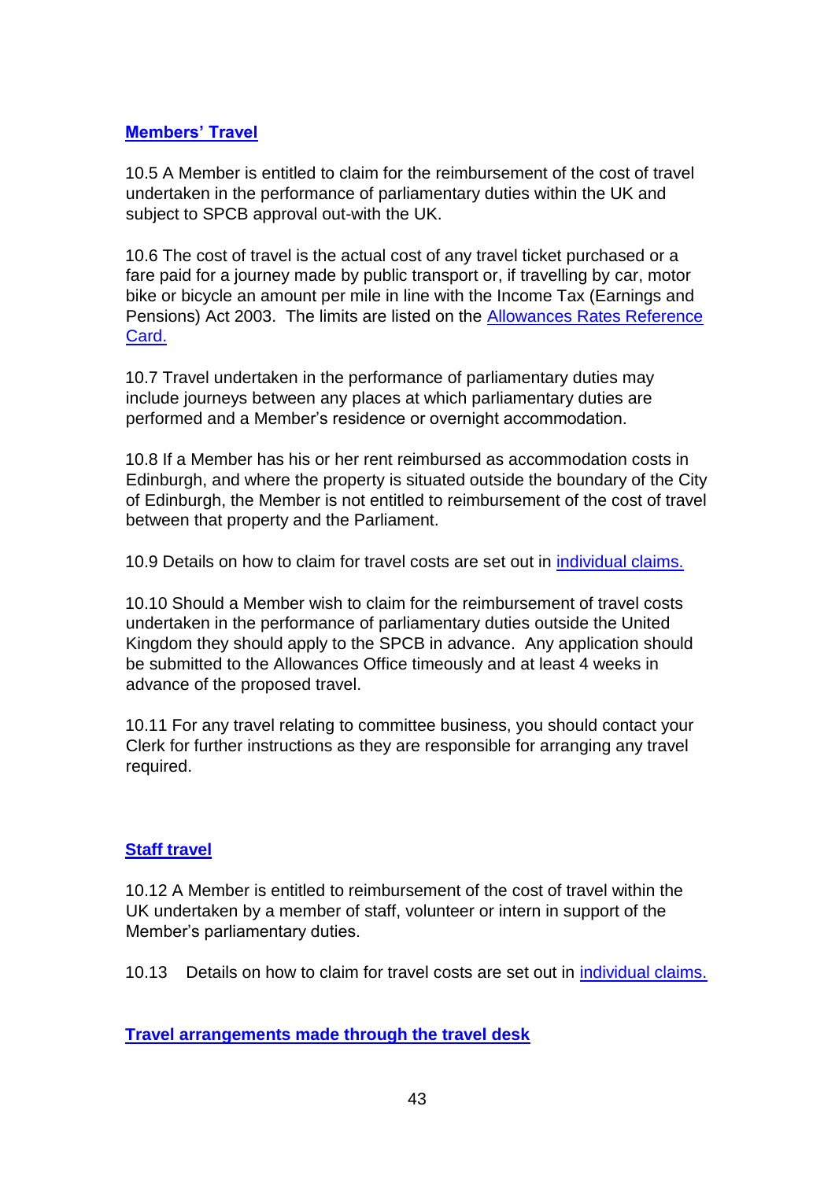## Members' Travel

10.5 A Member is entitled to claim for the reimbursement of the cost of travel undertaken in the performance of parliamentary duties within the UK and subject to SPCB approval out-with the UK.

10.6 The cost of travel is the actual cost of any travel ticket purchased or a fare paid for a journey made by public transport or, if travelling by car, motor bike or bicycle an amount per mile in line with the Income Tax (Earnings and Pensions) Act 2003. The limits are listed on the Allowances Rates Reference Card.

10.7 Travel undertaken in the performance of parliamentary duties may include journeys between any places at which parliamentary duties are performed and a Member's residence or overnight accommodation.

10.8 If a Member has his or her rent reimbursed as accommodation costs in Edinburgh, and where the property is situated outside the boundary of the City of Edinburgh, the Member is not entitled to reimbursement of the cost of travel between that property and the Parliament.

10.9 Details on how to claim for travel costs are set out in individual claims.

10.10 Should a Member wish to claim for the reimbursement of travel costs undertaken in the performance of parliamentary duties outside the United Kingdom they should apply to the SPCB in advance. Any application should be submitted to the Allowances Office timeously and at least 4 weeks in advance of the proposed travel.

10.11 For any travel relating to committee business, you should contact your Clerk for further instructions as they are responsible for arranging any travel required.

## Staff travel

10.12 A Member is entitled to reimbursement of the cost of travel within the UK undertaken by a member of staff, volunteer or intern in support of the Member's parliamentary duties.

10.13 Details on how to claim for travel costs are set out in individual claims.

## Travel arrangements made through the travel desk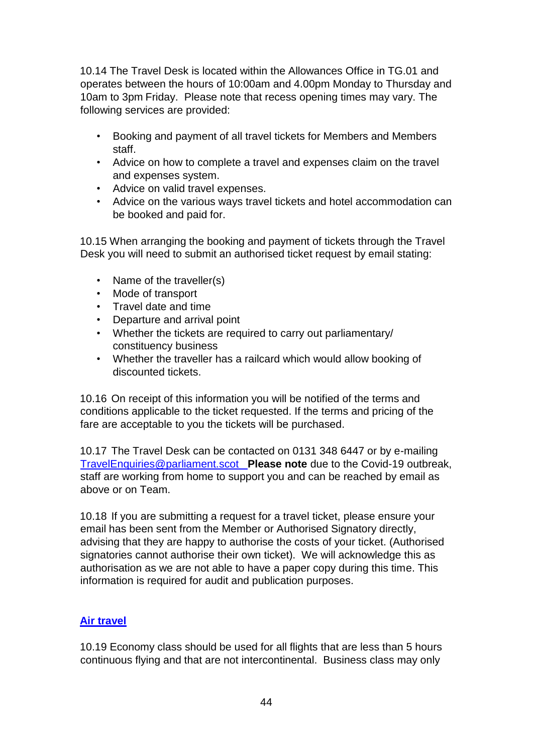10.14 The Travel Desk is located within the Allowances Office in TG.01 and operates between the hours of 10:00am and 4.00pm Monday to Thursday and 10am to 3pm Friday. Please note that recess opening times may vary. The following services are provided:

- Booking and payment of all travel tickets for Members and Members staff.
- Advice on how to complete a travel and expenses claim on the travel and expenses system.
- Advice on valid travel expenses.
- Advice on the various ways travel tickets and hotel accommodation can be booked and paid for.

10.15 When arranging the booking and payment of tickets through the Travel Desk you will need to submit an authorised ticket request by email stating:

- Name of the traveller(s)
- Mode of transport
- Travel date and time
- Departure and arrival point
- Whether the tickets are required to carry out parliamentary/ constituency business
- Whether the traveller has a railcard which would allow booking of discounted tickets.

10.16 On receipt of this information you will be notified of the terms and conditions applicable to the ticket requested. If the terms and pricing of the fare are acceptable to you the tickets will be purchased.

10.17 The Travel Desk can be contacted on 0131 348 6447 or by e-mailing TravelEnquiries@parliament.scot **Please note** due to the Covid-19 outbreak, staff are working from home to support you and can be reached by email as above or on Team.

10.18 If you are submitting a request for a travel ticket, please ensure your email has been sent from the Member or Authorised Signatory directly, advising that they are happy to authorise the costs of your ticket. (Authorised signatories cannot authorise their own ticket). We will acknowledge this as authorisation as we are not able to have a paper copy during this time. This information is required for audit and publication purposes.

## Air travel

10.19 Economy class should be used for all flights that are less than 5 hours continuous flying and that are not intercontinental. Business class may only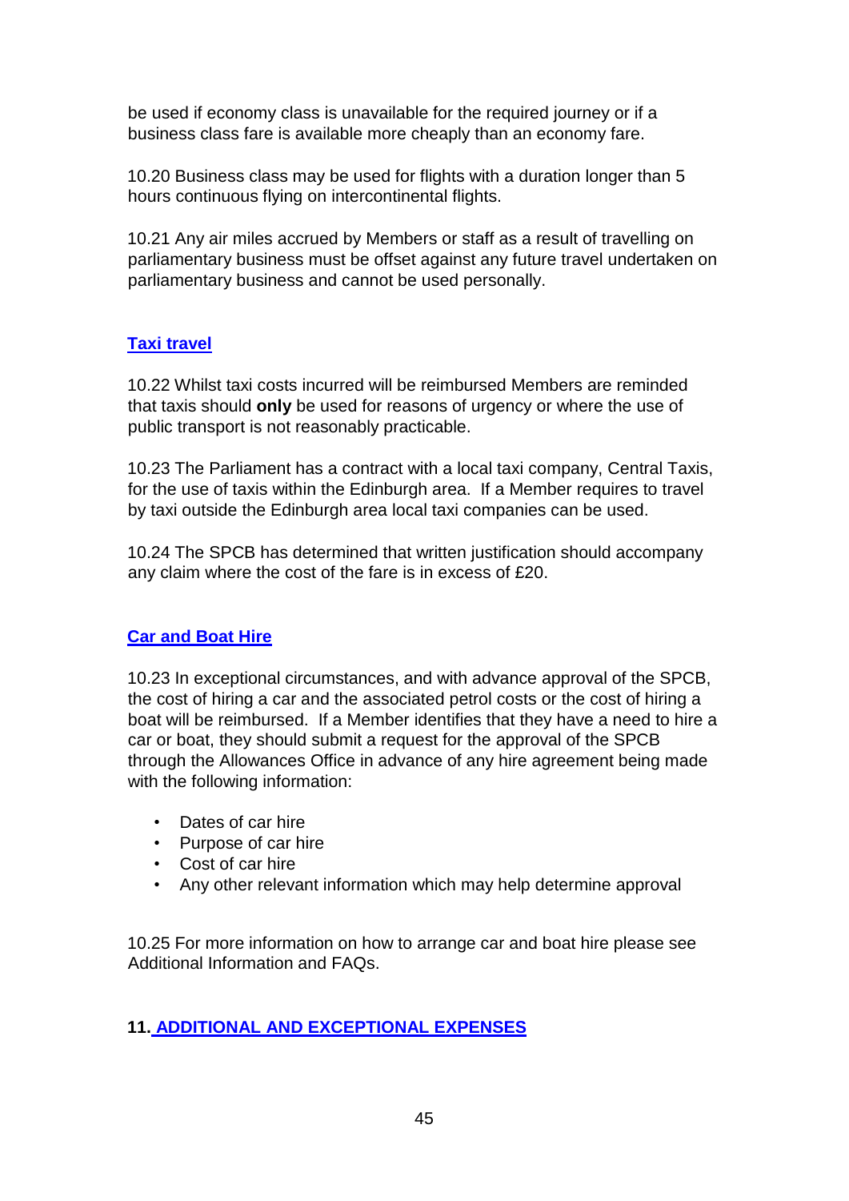be used if economy class is unavailable for the required journey or if a business class fare is available more cheaply than an economy fare.

10.20 Business class may be used for flights with a duration longer than 5 hours continuous flying on intercontinental flights.

10.21 Any air miles accrued by Members or staff as a result of travelling on parliamentary business must be offset against any future travel undertaken on parliamentary business and cannot be used personally.

### Taxi travel

10.22 Whilst taxi costs incurred will be reimbursed Members are reminded that taxis should **only** be used for reasons of urgency or where the use of public transport is not reasonably practicable.

10.23 The Parliament has a contract with a local taxi company, Central Taxis, for the use of taxis within the Edinburgh area. If a Member requires to travel by taxi outside the Edinburgh area local taxi companies can be used.

10.24 The SPCB has determined that written justification should accompany any claim where the cost of the fare is in excess of £20.

### Car and Boat Hire

10.23 In exceptional circumstances, and with advance approval of the SPCB, the cost of hiring a car and the associated petrol costs or the cost of hiring a boat will be reimbursed. If a Member identifies that they have a need to hire a car or boat, they should submit a request for the approval of the SPCB through the Allowances Office in advance of any hire agreement being made with the following information:

- Dates of car hire
- Purpose of car hire
- Cost of car hire
- Any other relevant information which may help determine approval

10.25 For more information on how to arrange car and boat hire please see Additional Information and FAQs.

## 11. ADDITIONAL AND EXCEPTIONAL EXPENSES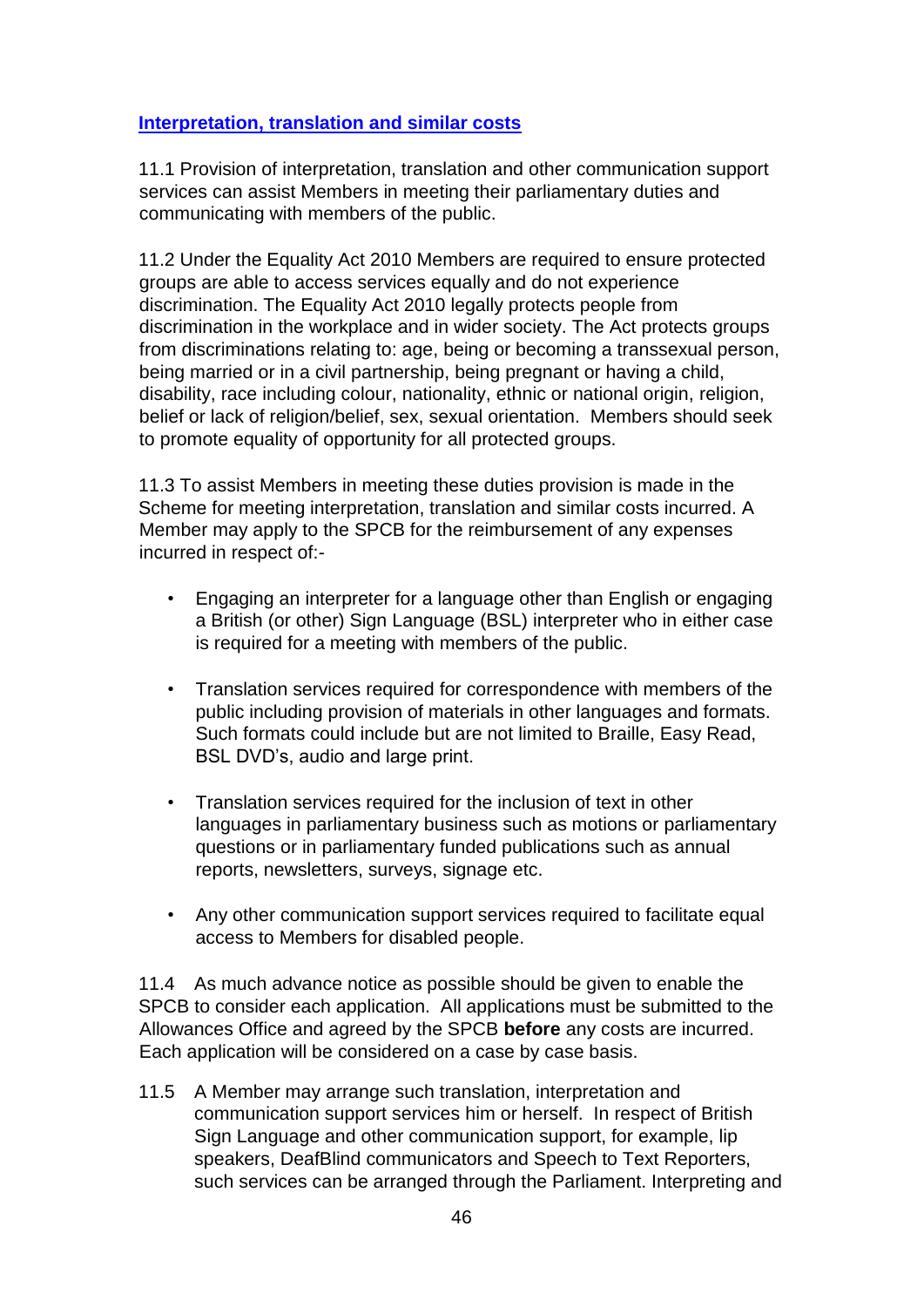**Interpretation, translation and similar costs**

11.1 Provision of interpretation, translation and other communication support services can assist Members in meeting their parliamentary duties and communicating with members of the public.

11.2 Under the Equality Act 2010 Members are required to ensure protected groups are able to access services equally and do not experience discrimination. The Equality Act 2010 legally protects people from discrimination in the workplace and in wider society. The Act protects groups from discriminations relating to: age, being or becoming a transsexual person, being married or in a civil partnership, being pregnant or having a child, disability, race including colour, nationality, ethnic or national origin, religion, belief or lack of religion/belief, sex, sexual orientation. Members should seek to promote equality of opportunity for all protected groups.

11.3 To assist Members in meeting these duties provision is made in the Scheme for meeting interpretation, translation and similar costs incurred. A Member may apply to the SPCB for the reimbursement of any expenses incurred in respect of:-

- Engaging an interpreter for a language other than English or engaging a British (or other) Sign Language (BSL) interpreter who in either case is required for a meeting with members of the public.
- Translation services required for correspondence with members of the public including provision of materials in other languages and formats. Such formats could include but are not limited to Braille, Easy Read, BSL DVD's, audio and large print.
- Translation services required for the inclusion of text in other languages in parliamentary business such as motions or parliamentary questions or in parliamentary funded publications such as annual reports, newsletters, surveys, signage etc.
- Any other communication support services required to facilitate equal access to Members for disabled people.

11.4 As much advance notice as possible should be given to enable the SPCB to consider each application. All applications must be submitted to the Allowances Office and agreed by the SPCB **before** any costs are incurred. Each application will be considered on a case by case basis.

11.5 A Member may arrange such translation, interpretation and communication support services him or herself. In respect of British Sign Language and other communication support, for example, lip speakers, DeafBlind communicators and Speech to Text Reporters, such services can be arranged through the Parliament. Interpreting and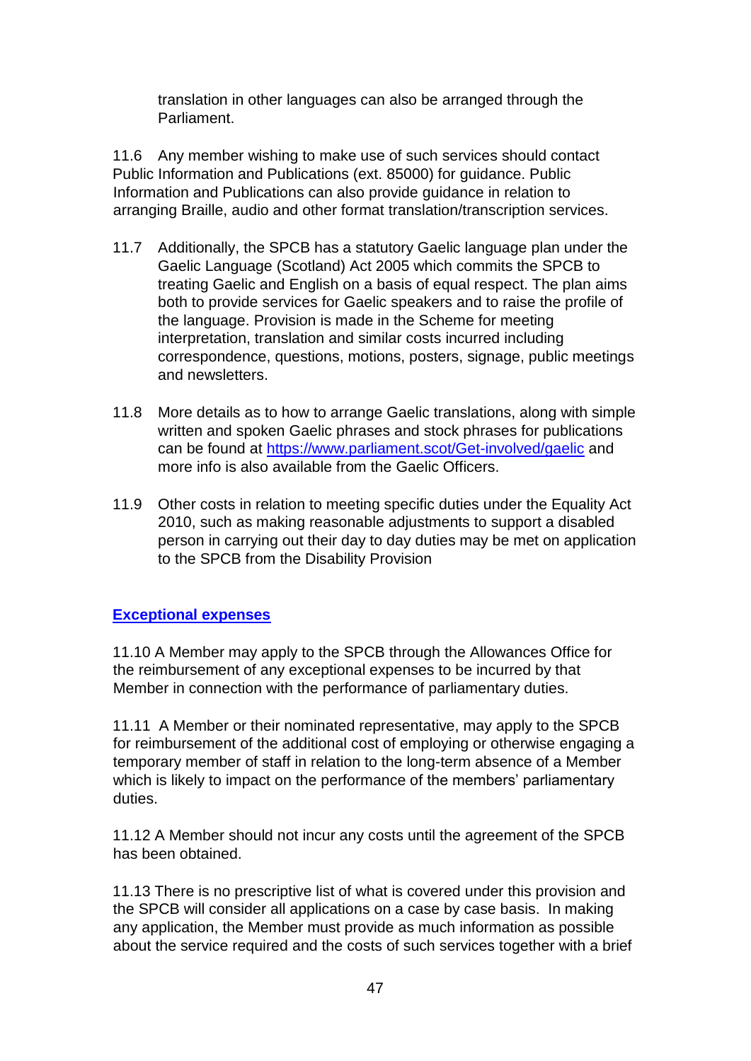translation in other languages can also be arranged through the Parliament.

11.6 Any member wishing to make use of such services should contact Public Information and Publications (ext. 85000) for guidance. Public Information and Publications can also provide guidance in relation to arranging Braille, audio and other format translation/transcription services.

11.7 Additionally, the SPCB has a statutory Gaelic language plan under the Gaelic Language (Scotland) Act 2005 which commits the SPCB to treating Gaelic and English on a basis of equal respect. The plan aims both to provide services for Gaelic speakers and to raise the profile of the language. Provision is made in the Scheme for meeting interpretation, translation and similar costs incurred including correspondence, questions, motions, posters, signage, public meetings and newsletters.

11.8 More details as to how to arrange Gaelic translations, along with simple written and spoken Gaelic phrases and stock phrases for publications can be found at [https://www.parliament.scot/Get-involved/gaelic](https://www.parliament.scot/Get-involved/gaelic) and more info is also available from the Gaelic Officers.

11.9 Other costs in relation to meeting specific duties under the Equality Act 2010, such as making reasonable adjustments to support a disabled person in carrying out their day to day duties may be met on application to the SPCB from the Disability Provision

## Exceptional expenses

11.10 A Member may apply to the SPCB through the Allowances Office for the reimbursement of any exceptional expenses to be incurred by that Member in connection with the performance of parliamentary duties.

11.11 A Member or their nominated representative, may apply to the SPCB for reimbursement of the additional cost of employing or otherwise engaging a temporary member of staff in relation to the long-term absence of a Member which is likely to impact on the performance of the members' parliamentary duties.

11.12 A Member should not incur any costs until the agreement of the SPCB has been obtained.

11.13 There is no prescriptive list of what is covered under this provision and the SPCB will consider all applications on a case by case basis. In making any application, the Member must provide as much information as possible about the service required and the costs of such services together with a brief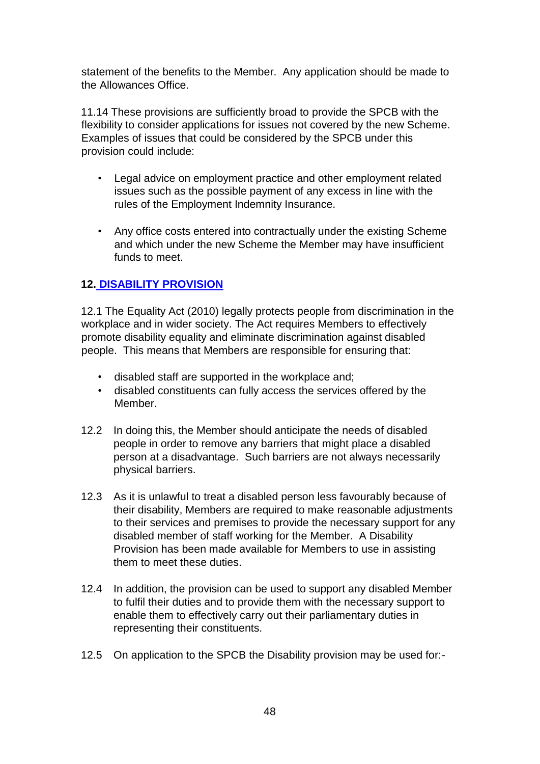statement of the benefits to the Member. Any application should be made to the Allowances Office.

11.14 These provisions are sufficiently broad to provide the SPCB with the flexibility to consider applications for issues not covered by the new Scheme. Examples of issues that could be considered by the SPCB under this provision could include:

- Legal advice on employment practice and other employment related issues such as the possible payment of any excess in line with the rules of the Employment Indemnity Insurance.
- Any office costs entered into contractually under the existing Scheme and which under the new Scheme the Member may have insufficient funds to meet.

## 12. DISABILITY PROVISION

12.1 The Equality Act (2010) legally protects people from discrimination in the workplace and in wider society. The Act requires Members to effectively promote disability equality and eliminate discrimination against disabled people. This means that Members are responsible for ensuring that:

- disabled staff are supported in the workplace and;
- disabled constituents can fully access the services offered by the Member.

12.2 In doing this, the Member should anticipate the needs of disabled people in order to remove any barriers that might place a disabled person at a disadvantage. Such barriers are not always necessarily physical barriers.

12.3 As it is unlawful to treat a disabled person less favourably because of their disability, Members are required to make reasonable adjustments to their services and premises to provide the necessary support for any disabled member of staff working for the Member. A Disability Provision has been made available for Members to use in assisting them to meet these duties.

12.4 In addition, the provision can be used to support any disabled Member to fulfil their duties and to provide them with the necessary support to enable them to effectively carry out their parliamentary duties in representing their constituents.

12.5 On application to the SPCB the Disability provision may be used for:-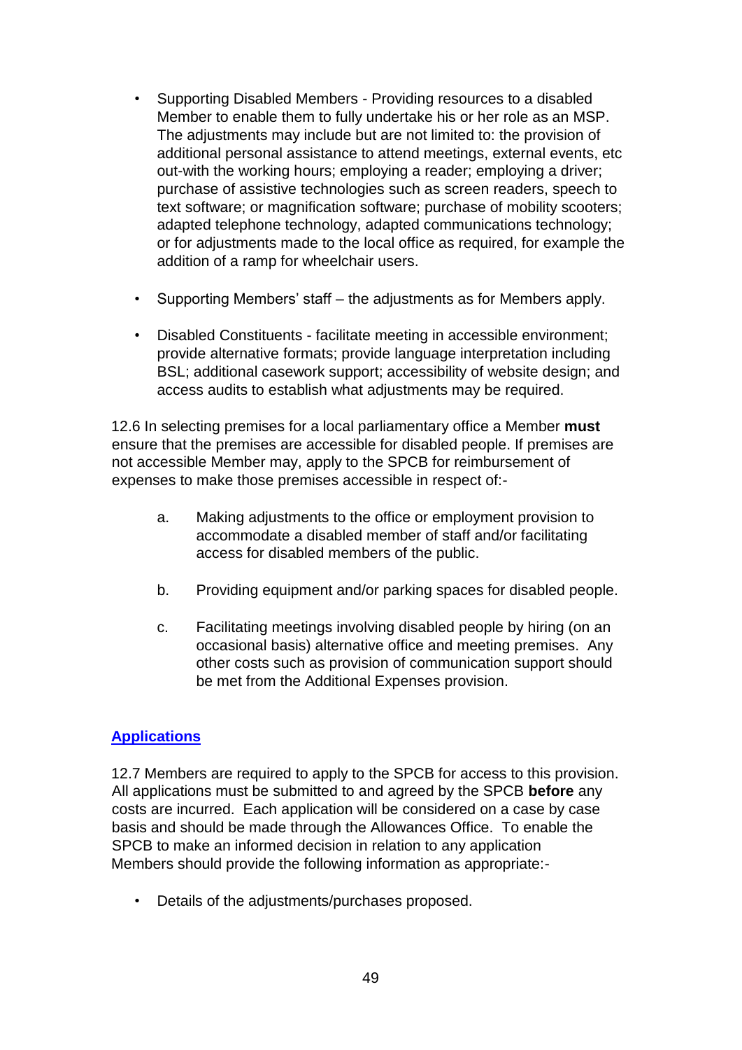- Supporting Disabled Members - Providing resources to a disabled Member to enable them to fully undertake his or her role as an MSP. The adjustments may include but are not limited to: the provision of additional personal assistance to attend meetings, external events, etc out-with the working hours; employing a reader; employing a driver; purchase of assistive technologies such as screen readers, speech to text software; or magnification software; purchase of mobility scooters; adapted telephone technology, adapted communications technology; or for adjustments made to the local office as required, for example the addition of a ramp for wheelchair users.

- Supporting Members' staff – the adjustments as for Members apply.

- Disabled Constituents - facilitate meeting in accessible environment; provide alternative formats; provide language interpretation including BSL; additional casework support; accessibility of website design; and access audits to establish what adjustments may be required.

12.6 In selecting premises for a local parliamentary office a Member **must** ensure that the premises are accessible for disabled people. If premises are not accessible Member may, apply to the SPCB for reimbursement of expenses to make those premises accessible in respect of:-

a. Making adjustments to the office or employment provision to accommodate a disabled member of staff and/or facilitating access for disabled members of the public.

b. Providing equipment and/or parking spaces for disabled people.

c. Facilitating meetings involving disabled people by hiring (on an occasional basis) alternative office and meeting premises. Any other costs such as provision of communication support should be met from the Additional Expenses provision.

## Applications

12.7 Members are required to apply to the SPCB for access to this provision. All applications must be submitted to and agreed by the SPCB **before** any costs are incurred. Each application will be considered on a case by case basis and should be made through the Allowances Office. To enable the SPCB to make an informed decision in relation to any application Members should provide the following information as appropriate:-

- Details of the adjustments/purchases proposed.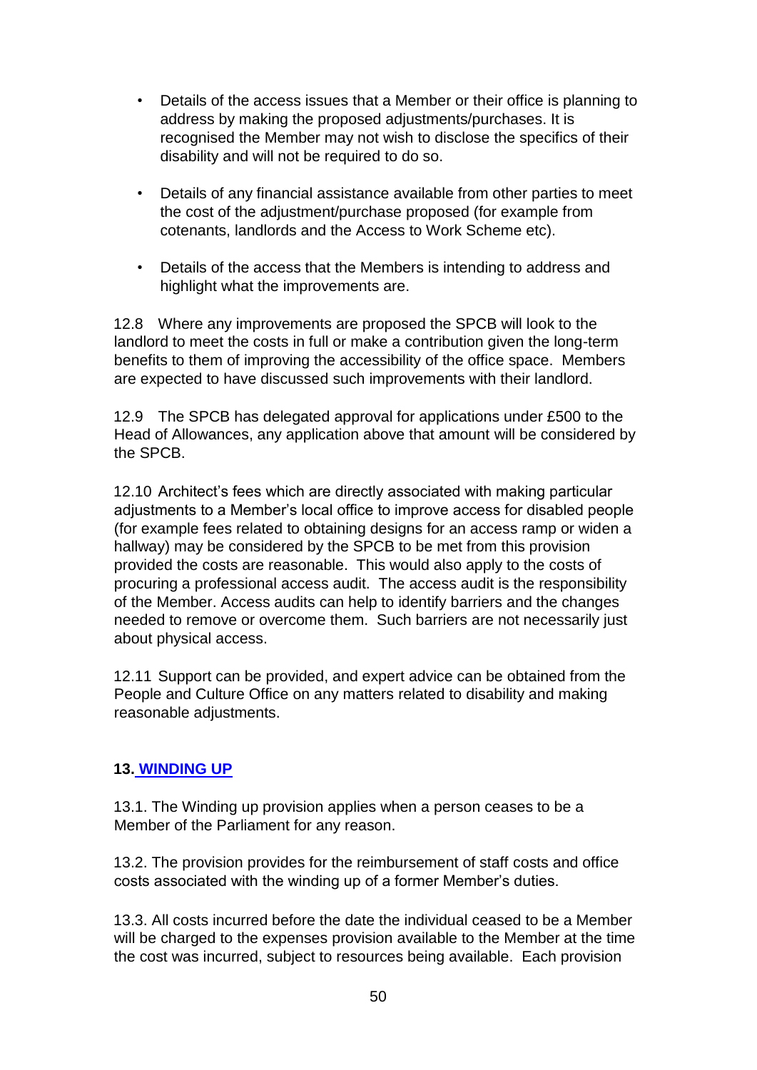- Details of the access issues that a Member or their office is planning to address by making the proposed adjustments/purchases. It is recognised the Member may not wish to disclose the specifics of their disability and will not be required to do so.

- Details of any financial assistance available from other parties to meet the cost of the adjustment/purchase proposed (for example from cotenants, landlords and the Access to Work Scheme etc).

- Details of the access that the Members is intending to address and highlight what the improvements are.

12.8 Where any improvements are proposed the SPCB will look to the landlord to meet the costs in full or make a contribution given the long-term benefits to them of improving the accessibility of the office space. Members are expected to have discussed such improvements with their landlord.

12.9 The SPCB has delegated approval for applications under £500 to the Head of Allowances, any application above that amount will be considered by the SPCB.

12.10 Architect's fees which are directly associated with making particular adjustments to a Member's local office to improve access for disabled people (for example fees related to obtaining designs for an access ramp or widen a hallway) may be considered by the SPCB to be met from this provision provided the costs are reasonable. This would also apply to the costs of procuring a professional access audit. The access audit is the responsibility of the Member. Access audits can help to identify barriers and the changes needed to remove or overcome them. Such barriers are not necessarily just about physical access.

12.11 Support can be provided, and expert advice can be obtained from the People and Culture Office on any matters related to disability and making reasonable adjustments.

## 13. WINDING UP

13.1. The Winding up provision applies when a person ceases to be a Member of the Parliament for any reason.

13.2. The provision provides for the reimbursement of staff costs and office costs associated with the winding up of a former Member's duties.

13.3. All costs incurred before the date the individual ceased to be a Member will be charged to the expenses provision available to the Member at the time the cost was incurred, subject to resources being available. Each provision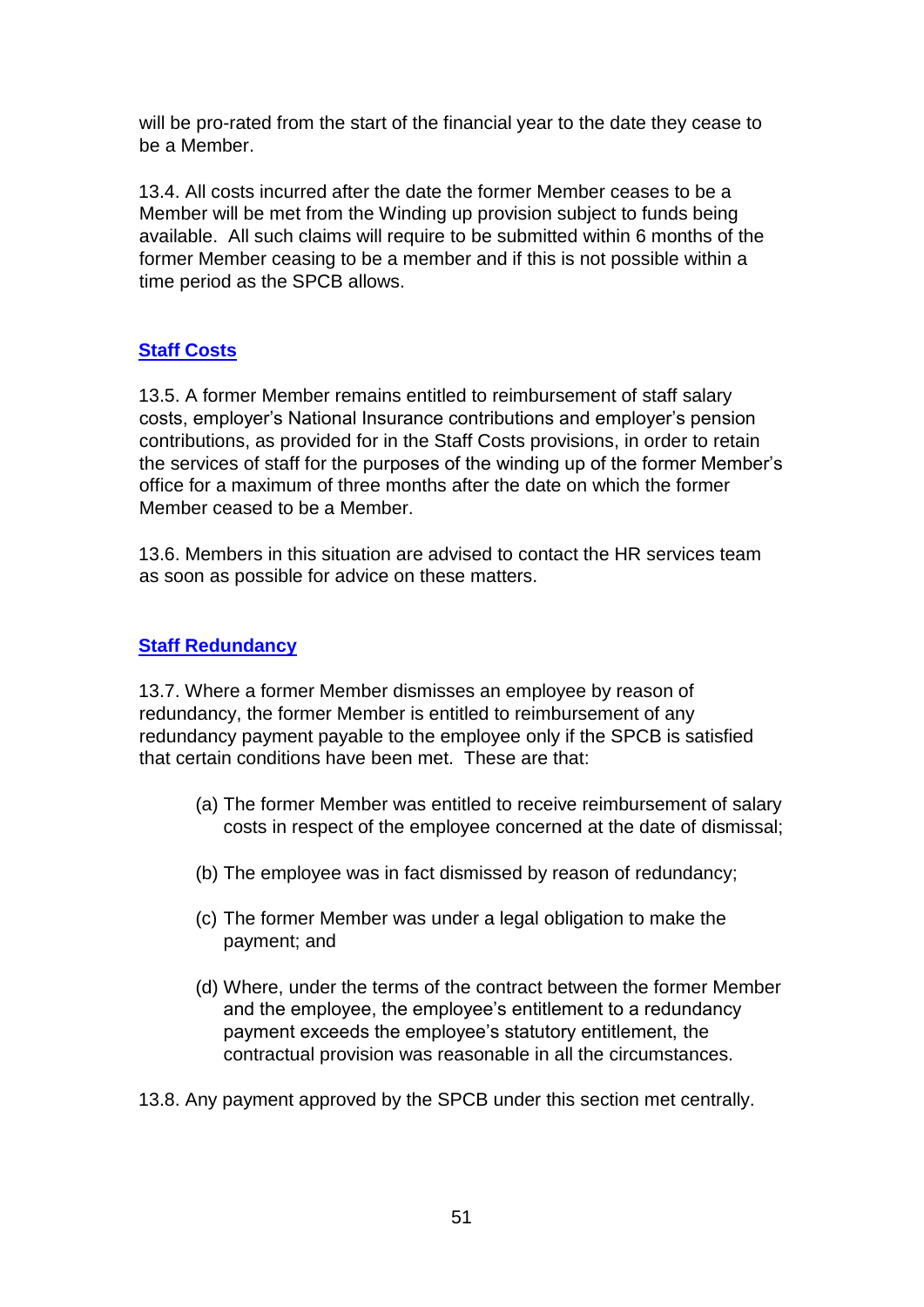will be pro-rated from the start of the financial year to the date they cease to be a Member.

13.4. All costs incurred after the date the former Member ceases to be a Member will be met from the Winding up provision subject to funds being available. All such claims will require to be submitted within 6 months of the former Member ceasing to be a member and if this is not possible within a time period as the SPCB allows.

### Staff Costs

13.5. A former Member remains entitled to reimbursement of staff salary costs, employer's National Insurance contributions and employer's pension contributions, as provided for in the Staff Costs provisions, in order to retain the services of staff for the purposes of the winding up of the former Member's office for a maximum of three months after the date on which the former Member ceased to be a Member.

13.6. Members in this situation are advised to contact the HR services team as soon as possible for advice on these matters.

### Staff Redundancy

13.7. Where a former Member dismisses an employee by reason of redundancy, the former Member is entitled to reimbursement of any redundancy payment payable to the employee only if the SPCB is satisfied that certain conditions have been met. These are that:

- (a) The former Member was entitled to receive reimbursement of salary costs in respect of the employee concerned at the date of dismissal;
- (b) The employee was in fact dismissed by reason of redundancy;
- (c) The former Member was under a legal obligation to make the payment; and
- (d) Where, under the terms of the contract between the former Member and the employee, the employee's entitlement to a redundancy payment exceeds the employee's statutory entitlement, the contractual provision was reasonable in all the circumstances.

13.8. Any payment approved by the SPCB under this section met centrally.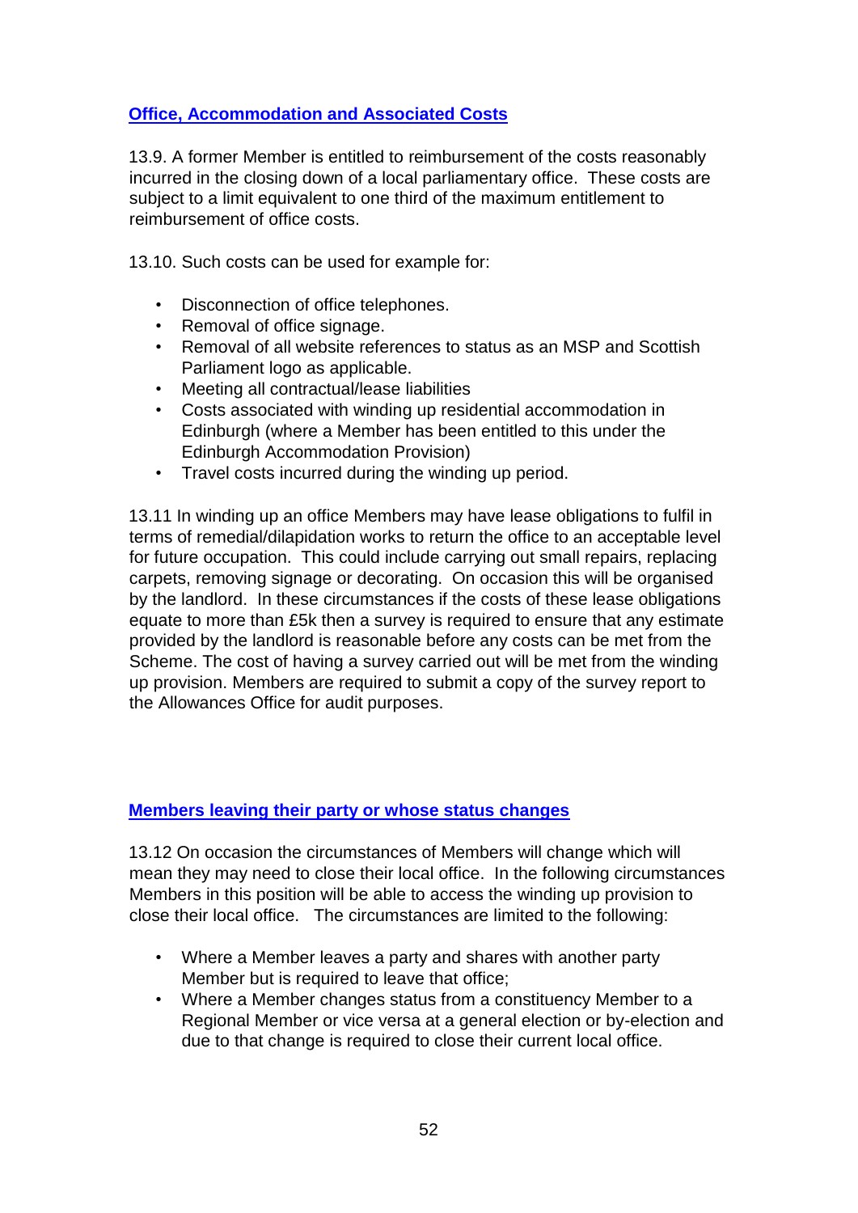## Office, Accommodation and Associated Costs

13.9. A former Member is entitled to reimbursement of the costs reasonably incurred in the closing down of a local parliamentary office. These costs are subject to a limit equivalent to one third of the maximum entitlement to reimbursement of office costs.

13.10. Such costs can be used for example for:

- Disconnection of office telephones.
- Removal of office signage.
- Removal of all website references to status as an MSP and Scottish Parliament logo as applicable.
- Meeting all contractual/lease liabilities
- Costs associated with winding up residential accommodation in Edinburgh (where a Member has been entitled to this under the Edinburgh Accommodation Provision)
- Travel costs incurred during the winding up period.

13.11 In winding up an office Members may have lease obligations to fulfil in terms of remedial/dilapidation works to return the office to an acceptable level for future occupation. This could include carrying out small repairs, replacing carpets, removing signage or decorating. On occasion this will be organised by the landlord. In these circumstances if the costs of these lease obligations equate to more than £5k then a survey is required to ensure that any estimate provided by the landlord is reasonable before any costs can be met from the Scheme. The cost of having a survey carried out will be met from the winding up provision. Members are required to submit a copy of the survey report to the Allowances Office for audit purposes.

## Members leaving their party or whose status changes

13.12 On occasion the circumstances of Members will change which will mean they may need to close their local office. In the following circumstances Members in this position will be able to access the winding up provision to close their local office. The circumstances are limited to the following:

- Where a Member leaves a party and shares with another party Member but is required to leave that office;
- Where a Member changes status from a constituency Member to a Regional Member or vice versa at a general election or by-election and due to that change is required to close their current local office.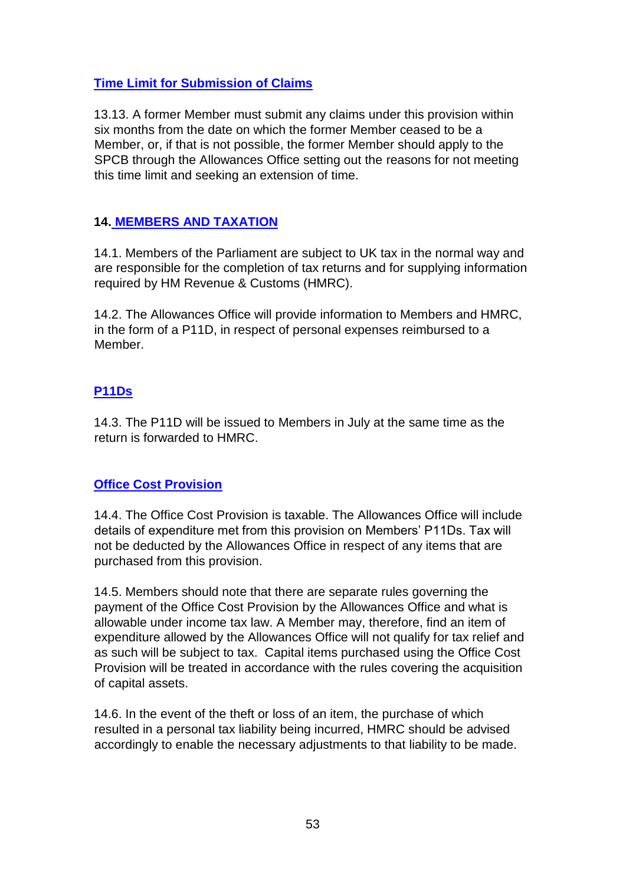### Time Limit for Submission of Claims

13.13. A former Member must submit any claims under this provision within six months from the date on which the former Member ceased to be a Member, or, if that is not possible, the former Member should apply to the SPCB through the Allowances Office setting out the reasons for not meeting this time limit and seeking an extension of time.

## 14. MEMBERS AND TAXATION

14.1. Members of the Parliament are subject to UK tax in the normal way and are responsible for the completion of tax returns and for supplying information required by HM Revenue & Customs (HMRC).

14.2. The Allowances Office will provide information to Members and HMRC, in the form of a P11D, in respect of personal expenses reimbursed to a Member.

### P11Ds

14.3. The P11D will be issued to Members in July at the same time as the return is forwarded to HMRC.

### Office Cost Provision

14.4. The Office Cost Provision is taxable. The Allowances Office will include details of expenditure met from this provision on Members' P11Ds. Tax will not be deducted by the Allowances Office in respect of any items that are purchased from this provision.

14.5. Members should note that there are separate rules governing the payment of the Office Cost Provision by the Allowances Office and what is allowable under income tax law. A Member may, therefore, find an item of expenditure allowed by the Allowances Office will not qualify for tax relief and as such will be subject to tax. Capital items purchased using the Office Cost Provision will be treated in accordance with the rules covering the acquisition of capital assets.

14.6. In the event of the theft or loss of an item, the purchase of which resulted in a personal tax liability being incurred, HMRC should be advised accordingly to enable the necessary adjustments to that liability to be made.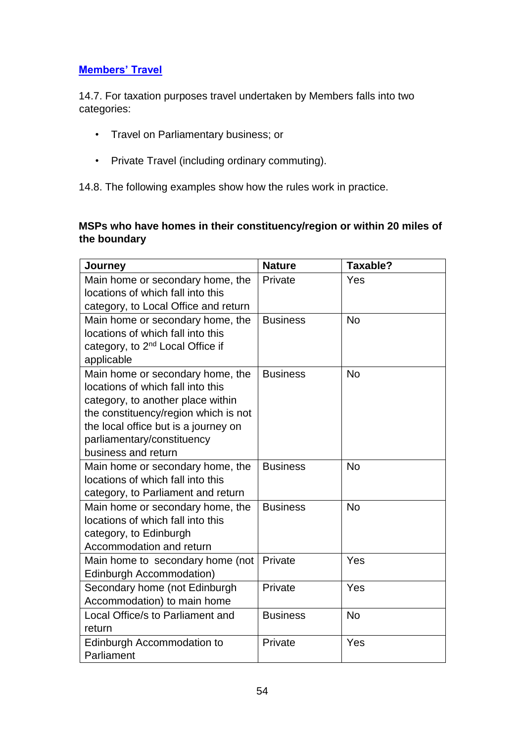[**Members' Travel**]()

14.7. For taxation purposes travel undertaken by Members falls into two categories:

- Travel on Parliamentary business; or
- Private Travel (including ordinary commuting).

14.8. The following examples show how the rules work in practice.

**MSPs who have homes in their constituency/region or within 20 miles of the boundary**

| Journey | Nature | Taxable? |
|---|---|---|
| Main home or secondary home, the locations of which fall into this category, to Local Office and return | Private | Yes |
| Main home or secondary home, the locations of which fall into this category, to 2nd Local Office if applicable | Business | No |
| Main home or secondary home, the locations of which fall into this category, to another place within the constituency/region which is not the local office but is a journey on parliamentary/constituency business and return | Business | No |
| Main home or secondary home, the locations of which fall into this category, to Parliament and return | Business | No |
| Main home or secondary home, the locations of which fall into this category, to Edinburgh Accommodation and return | Business | No |
| Main home to secondary home (not Edinburgh Accommodation) | Private | Yes |
| Secondary home (not Edinburgh Accommodation) to main home | Private | Yes |
| Local Office/s to Parliament and return | Business | No |
| Edinburgh Accommodation to Parliament | Private | Yes |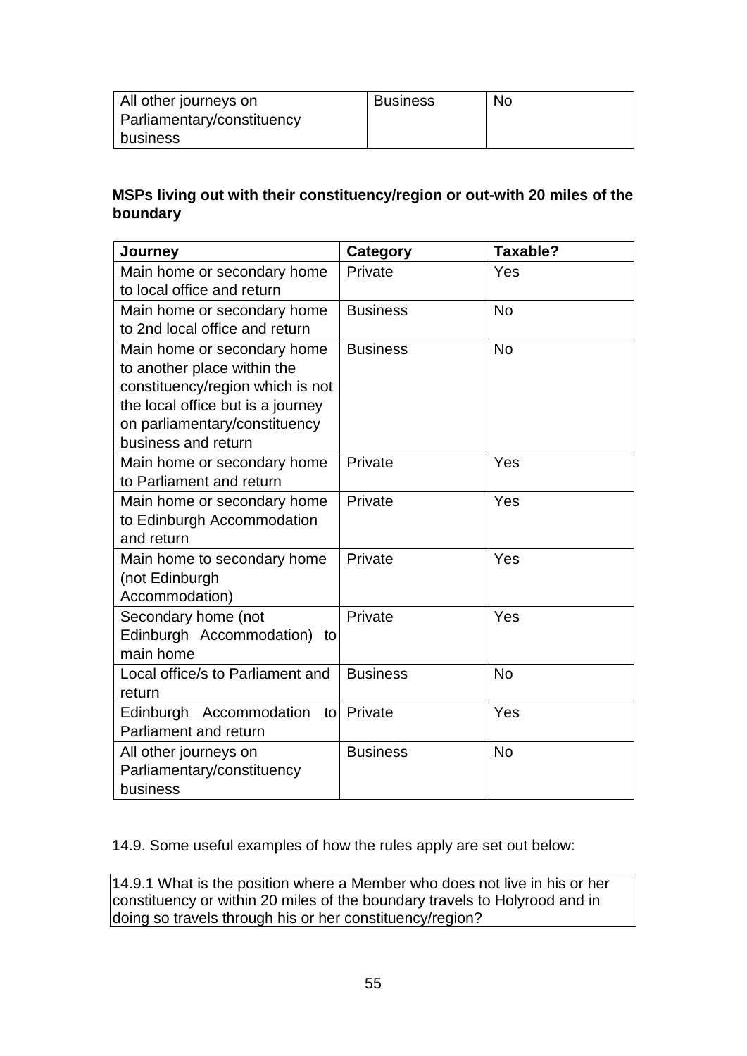| All other journeys on Parliamentary/constituency business | Business | No |
|---|---|---|

**MSPs living out with their constituency/region or out-with 20 miles of the boundary**

| Journey | Category | Taxable? |
|---|---|---|
| Main home or secondary home to local office and return | Private | Yes |
| Main home or secondary home to 2nd local office and return | Business | No |
| Main home or secondary home to another place within the constituency/region which is not the local office but is a journey on parliamentary/constituency business and return | Business | No |
| Main home or secondary home to Parliament and return | Private | Yes |
| Main home or secondary home to Edinburgh Accommodation and return | Private | Yes |
| Main home to secondary home (not Edinburgh Accommodation) | Private | Yes |
| Secondary home (not Edinburgh Accommodation) to main home | Private | Yes |
| Local office/s to Parliament and return | Business | No |
| Edinburgh Accommodation to Parliament and return | Private | Yes |
| All other journeys on Parliamentary/constituency business | Business | No |

14.9. Some useful examples of how the rules apply are set out below:

| 14.9.1 What is the position where a Member who does not live in his or her constituency or within 20 miles of the boundary travels to Holyrood and in doing so travels through his or her constituency/region? |
|---|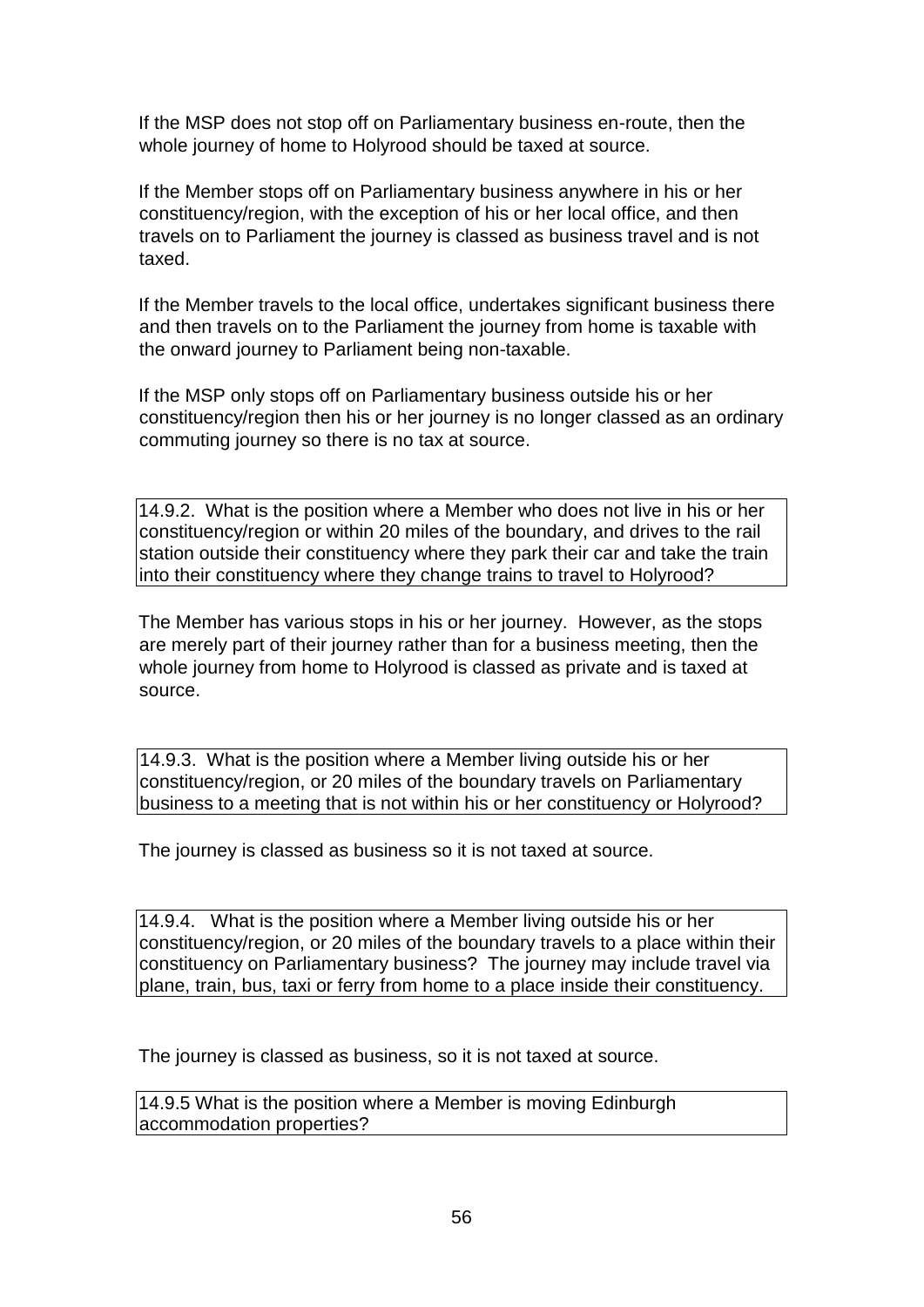If the MSP does not stop off on Parliamentary business en-route, then the whole journey of home to Holyrood should be taxed at source.

If the Member stops off on Parliamentary business anywhere in his or her constituency/region, with the exception of his or her local office, and then travels on to Parliament the journey is classed as business travel and is not taxed.

If the Member travels to the local office, undertakes significant business there and then travels on to the Parliament the journey from home is taxable with the onward journey to Parliament being non-taxable.

If the MSP only stops off on Parliamentary business outside his or her constituency/region then his or her journey is no longer classed as an ordinary commuting journey so there is no tax at source.

**14.9.2. What is the position where a Member who does not live in his or her constituency/region or within 20 miles of the boundary, and drives to the rail station outside their constituency where they park their car and take the train into their constituency where they change trains to travel to Holyrood?**

The Member has various stops in his or her journey. However, as the stops are merely part of their journey rather than for a business meeting, then the whole journey from home to Holyrood is classed as private and is taxed at source.

**14.9.3. What is the position where a Member living outside his or her constituency/region, or 20 miles of the boundary travels on Parliamentary business to a meeting that is not within his or her constituency or Holyrood?**

The journey is classed as business so it is not taxed at source.

**14.9.4. What is the position where a Member living outside his or her constituency/region, or 20 miles of the boundary travels to a place within their constituency on Parliamentary business? The journey may include travel via plane, train, bus, taxi or ferry from home to a place inside their constituency.**

The journey is classed as business, so it is not taxed at source.

**14.9.5 What is the position where a Member is moving Edinburgh accommodation properties?**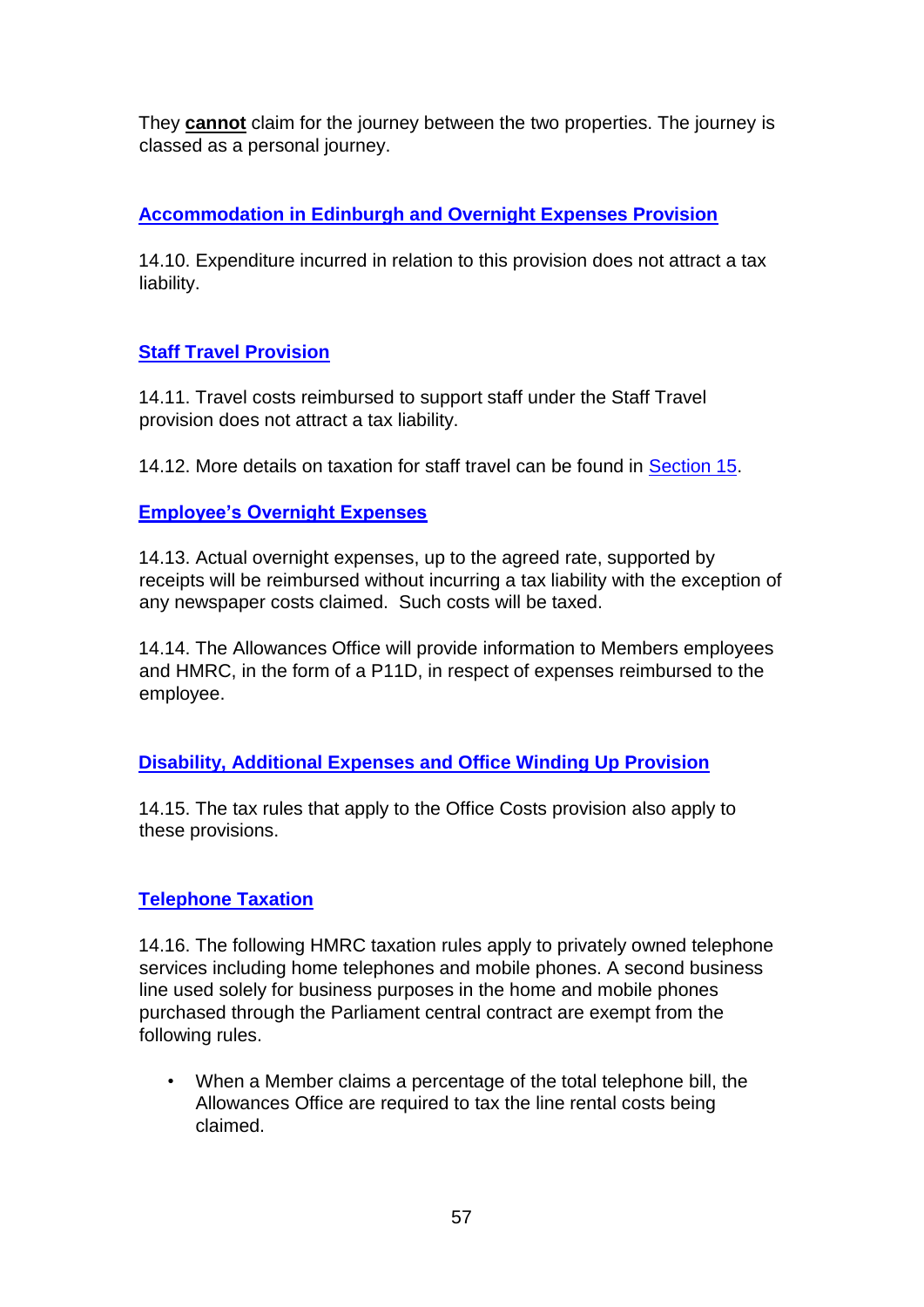They **cannot** claim for the journey between the two properties. The journey is classed as a personal journey.

### Accommodation in Edinburgh and Overnight Expenses Provision

14.10. Expenditure incurred in relation to this provision does not attract a tax liability.

### Staff Travel Provision

14.11. Travel costs reimbursed to support staff under the Staff Travel provision does not attract a tax liability.

14.12. More details on taxation for staff travel can be found in Section 15.

### Employee's Overnight Expenses

14.13. Actual overnight expenses, up to the agreed rate, supported by receipts will be reimbursed without incurring a tax liability with the exception of any newspaper costs claimed. Such costs will be taxed.

14.14. The Allowances Office will provide information to Members employees and HMRC, in the form of a P11D, in respect of expenses reimbursed to the employee.

### Disability, Additional Expenses and Office Winding Up Provision

14.15. The tax rules that apply to the Office Costs provision also apply to these provisions.

### Telephone Taxation

14.16. The following HMRC taxation rules apply to privately owned telephone services including home telephones and mobile phones. A second business line used solely for business purposes in the home and mobile phones purchased through the Parliament central contract are exempt from the following rules.

- When a Member claims a percentage of the total telephone bill, the Allowances Office are required to tax the line rental costs being claimed.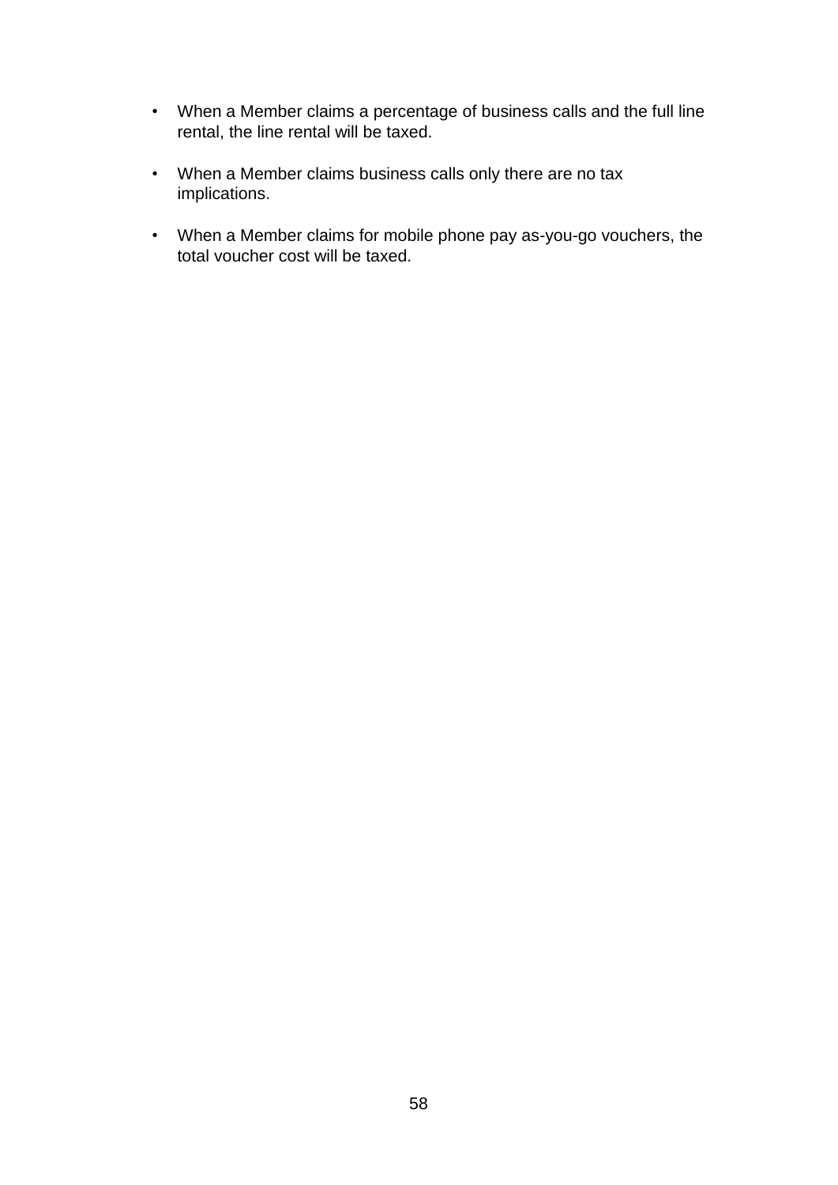- When a Member claims a percentage of business calls and the full line rental, the line rental will be taxed.

- When a Member claims business calls only there are no tax implications.

- When a Member claims for mobile phone pay as-you-go vouchers, the total voucher cost will be taxed.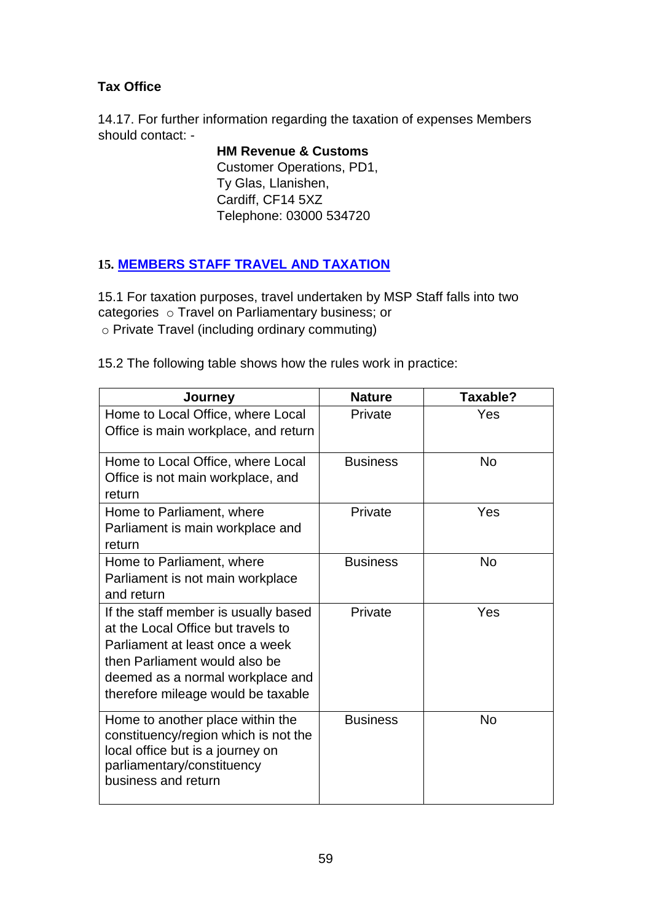**Tax Office**

14.17. For further information regarding the taxation of expenses Members should contact: -

**HM Revenue & Customs**
Customer Operations, PD1,
Ty Glas, Llanishen,
Cardiff, CF14 5XZ
Telephone: 03000 534720

## 15. MEMBERS STAFF TRAVEL AND TAXATION

15.1 For taxation purposes, travel undertaken by MSP Staff falls into two categories
- Travel on Parliamentary business; or
- Private Travel (including ordinary commuting)

15.2 The following table shows how the rules work in practice:

| Journey | Nature | Taxable? |
|---|---|---|
| Home to Local Office, where Local Office is main workplace, and return | Private | Yes |
| Home to Local Office, where Local Office is not main workplace, and return | Business | No |
| Home to Parliament, where Parliament is main workplace and return | Private | Yes |
| Home to Parliament, where Parliament is not main workplace and return | Business | No |
| If the staff member is usually based at the Local Office but travels to Parliament at least once a week then Parliament would also be deemed as a normal workplace and therefore mileage would be taxable | Private | Yes |
| Home to another place within the constituency/region which is not the local office but is a journey on parliamentary/constituency business and return | Business | No |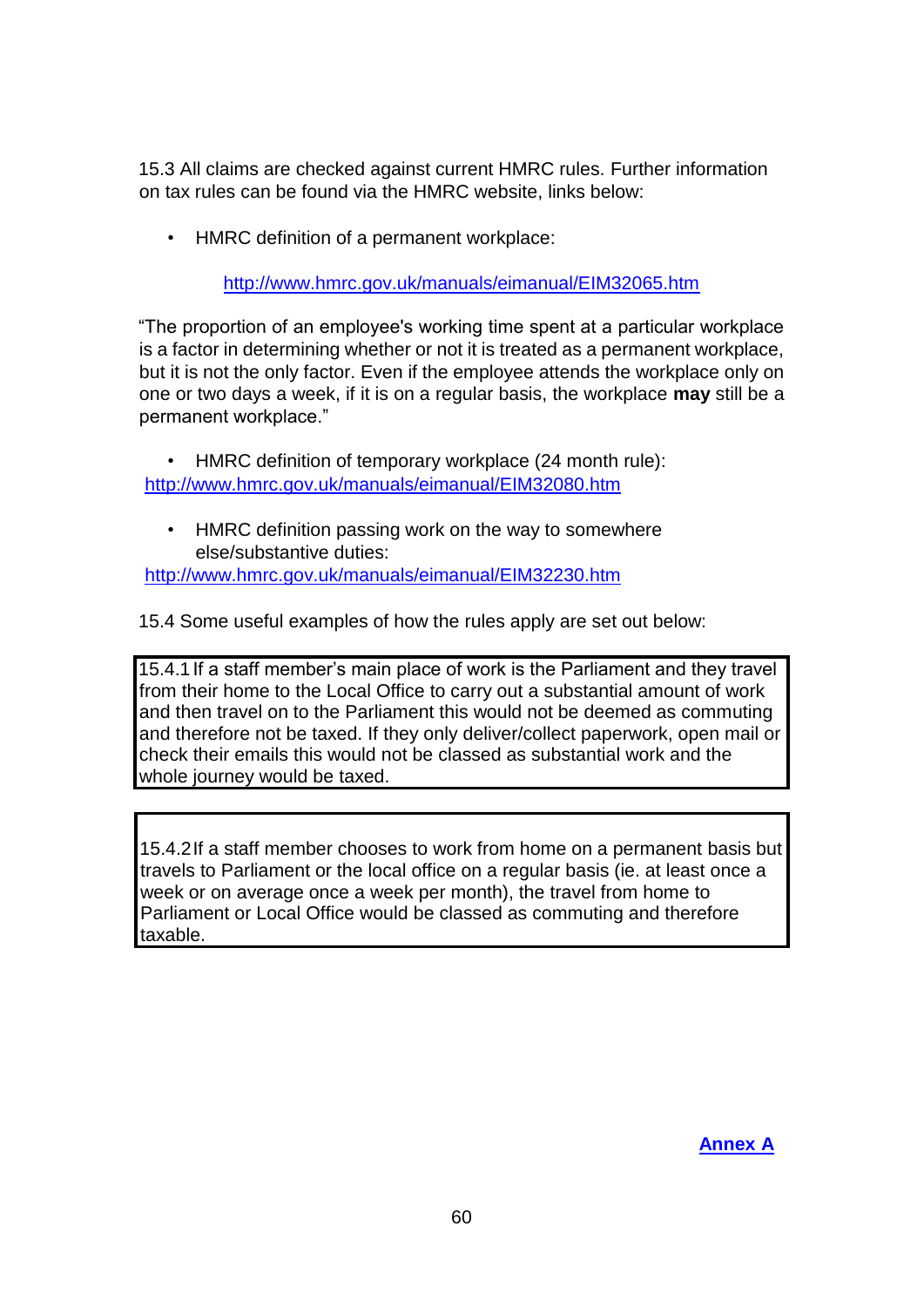15.3 All claims are checked against current HMRC rules. Further information on tax rules can be found via the HMRC website, links below:

- HMRC definition of a permanent workplace:

  http://www.hmrc.gov.uk/manuals/eimanual/EIM32065.htm

"The proportion of an employee's working time spent at a particular workplace is a factor in determining whether or not it is treated as a permanent workplace, but it is not the only factor. Even if the employee attends the workplace only on one or two days a week, if it is on a regular basis, the workplace **may** still be a permanent workplace."

- HMRC definition of temporary workplace (24 month rule):
  http://www.hmrc.gov.uk/manuals/eimanual/EIM32080.htm

- HMRC definition passing work on the way to somewhere else/substantive duties:
  http://www.hmrc.gov.uk/manuals/eimanual/EIM32230.htm

15.4 Some useful examples of how the rules apply are set out below:

| 15.4.1 If a staff member's main place of work is the Parliament and they travel from their home to the Local Office to carry out a substantial amount of work and then travel on to the Parliament this would not be deemed as commuting and therefore not be taxed. If they only deliver/collect paperwork, open mail or check their emails this would not be classed as substantial work and the whole journey would be taxed. |
| --- |

| 15.4.2 If a staff member chooses to work from home on a permanent basis but travels to Parliament or the local office on a regular basis (ie. at least once a week or on average once a week per month), the travel from home to Parliament or Local Office would be classed as commuting and therefore taxable. |
| --- |

**Annex A**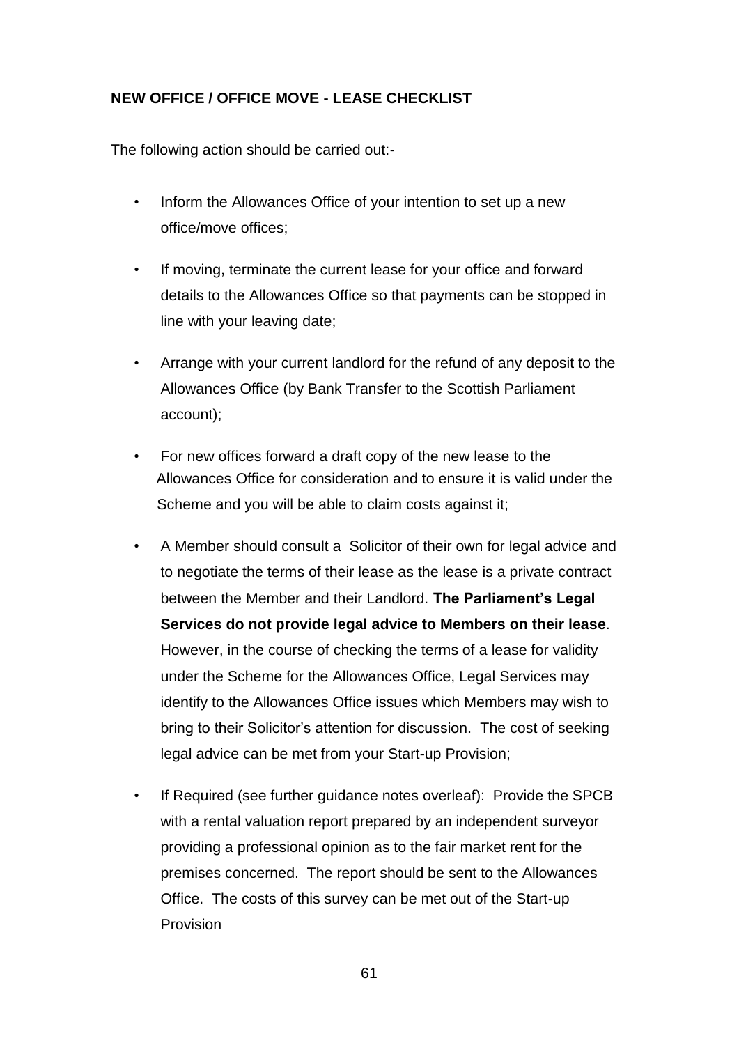**NEW OFFICE / OFFICE MOVE - LEASE CHECKLIST**

The following action should be carried out:-

- Inform the Allowances Office of your intention to set up a new office/move offices;
- If moving, terminate the current lease for your office and forward details to the Allowances Office so that payments can be stopped in line with your leaving date;
- Arrange with your current landlord for the refund of any deposit to the Allowances Office (by Bank Transfer to the Scottish Parliament account);
- For new offices forward a draft copy of the new lease to the Allowances Office for consideration and to ensure it is valid under the Scheme and you will be able to claim costs against it;
- A Member should consult a Solicitor of their own for legal advice and to negotiate the terms of their lease as the lease is a private contract between the Member and their Landlord. **The Parliament's Legal Services do not provide legal advice to Members on their lease**. However, in the course of checking the terms of a lease for validity under the Scheme for the Allowances Office, Legal Services may identify to the Allowances Office issues which Members may wish to bring to their Solicitor's attention for discussion. The cost of seeking legal advice can be met from your Start-up Provision;
- If Required (see further guidance notes overleaf): Provide the SPCB with a rental valuation report prepared by an independent surveyor providing a professional opinion as to the fair market rent for the premises concerned. The report should be sent to the Allowances Office. The costs of this survey can be met out of the Start-up Provision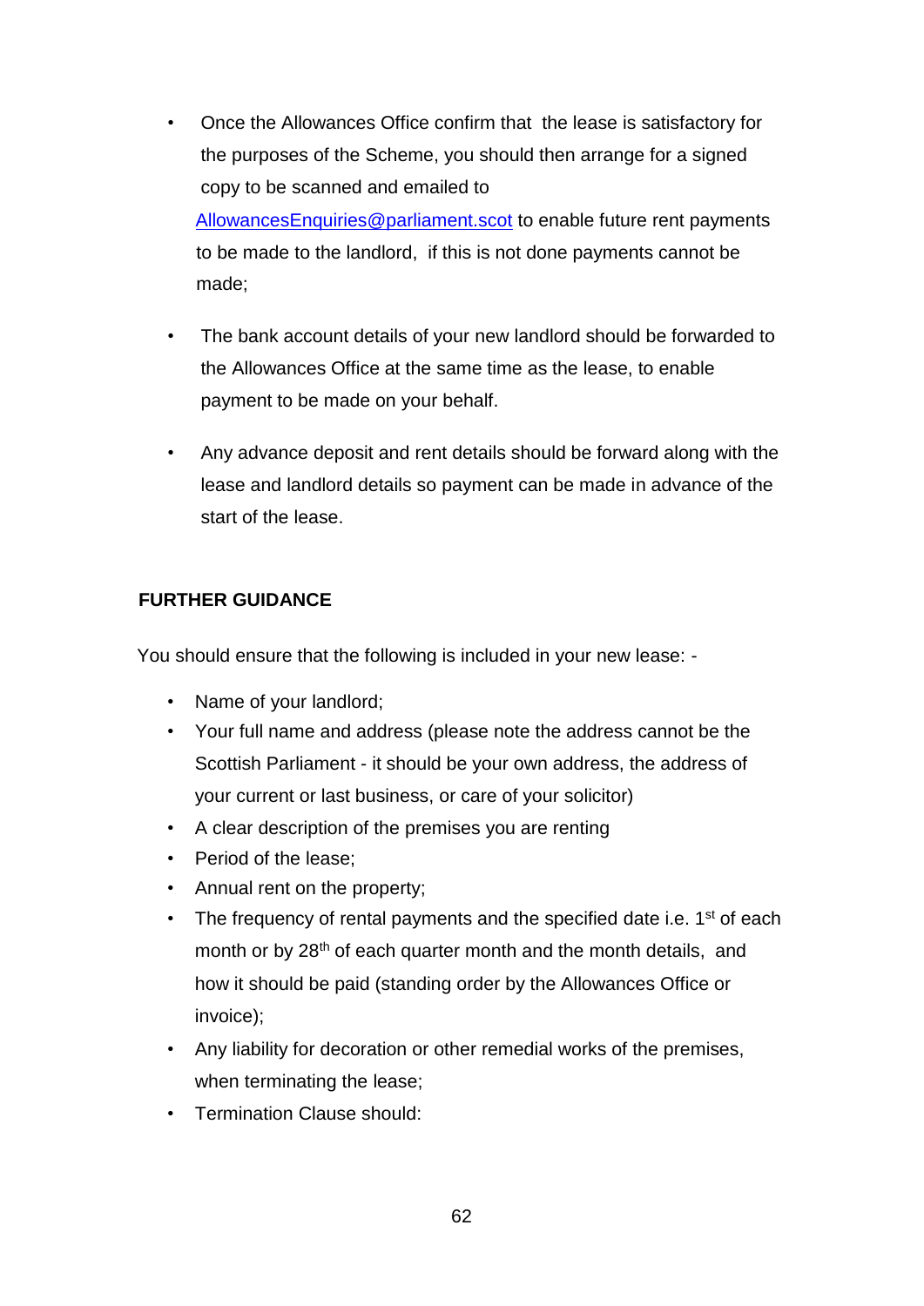- Once the Allowances Office confirm that the lease is satisfactory for the purposes of the Scheme, you should then arrange for a signed copy to be scanned and emailed to AllowancesEnquiries@parliament.scot to enable future rent payments to be made to the landlord, if this is not done payments cannot be made;

- The bank account details of your new landlord should be forwarded to the Allowances Office at the same time as the lease, to enable payment to be made on your behalf.

- Any advance deposit and rent details should be forward along with the lease and landlord details so payment can be made in advance of the start of the lease.

**FURTHER GUIDANCE**

You should ensure that the following is included in your new lease: -

- Name of your landlord;
- Your full name and address (please note the address cannot be the Scottish Parliament - it should be your own address, the address of your current or last business, or care of your solicitor)
- A clear description of the premises you are renting
- Period of the lease;
- Annual rent on the property;
- The frequency of rental payments and the specified date i.e. 1st of each month or by 28th of each quarter month and the month details, and how it should be paid (standing order by the Allowances Office or invoice);
- Any liability for decoration or other remedial works of the premises, when terminating the lease;
- Termination Clause should: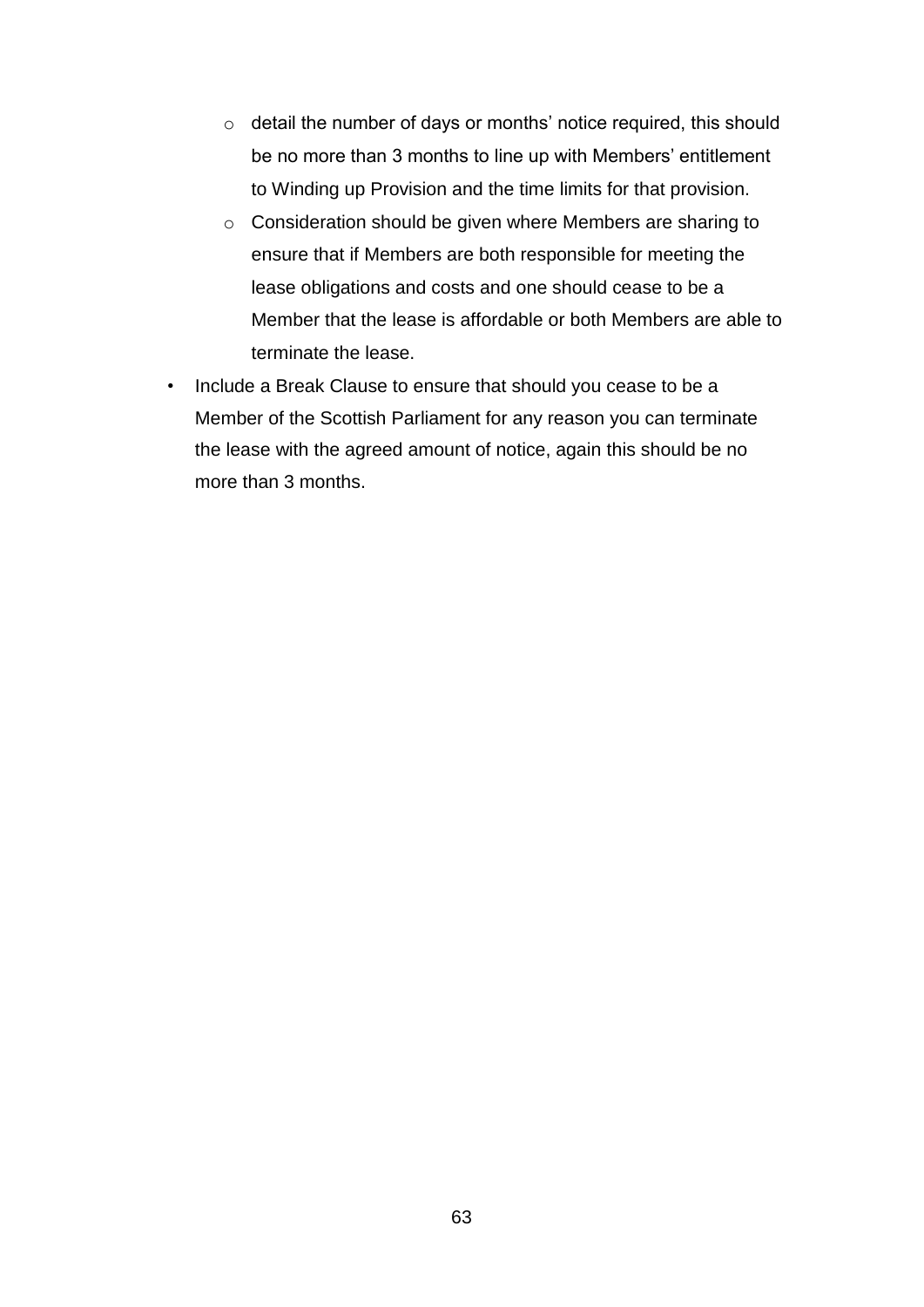- detail the number of days or months' notice required, this should be no more than 3 months to line up with Members' entitlement to Winding up Provision and the time limits for that provision.
  - Consideration should be given where Members are sharing to ensure that if Members are both responsible for meeting the lease obligations and costs and one should cease to be a Member that the lease is affordable or both Members are able to terminate the lease.
- Include a Break Clause to ensure that should you cease to be a Member of the Scottish Parliament for any reason you can terminate the lease with the agreed amount of notice, again this should be no more than 3 months.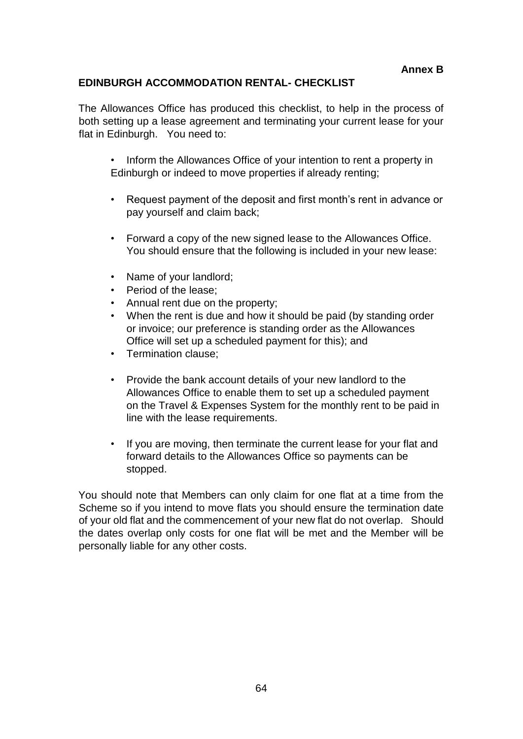**Annex B**

## EDINBURGH ACCOMMODATION RENTAL- CHECKLIST

The Allowances Office has produced this checklist, to help in the process of both setting up a lease agreement and terminating your current lease for your flat in Edinburgh. You need to:

- Inform the Allowances Office of your intention to rent a property in Edinburgh or indeed to move properties if already renting;
- Request payment of the deposit and first month's rent in advance or pay yourself and claim back;
- Forward a copy of the new signed lease to the Allowances Office. You should ensure that the following is included in your new lease:
- Name of your landlord;
- Period of the lease;
- Annual rent due on the property;
- When the rent is due and how it should be paid (by standing order or invoice; our preference is standing order as the Allowances Office will set up a scheduled payment for this); and
- Termination clause;
- Provide the bank account details of your new landlord to the Allowances Office to enable them to set up a scheduled payment on the Travel & Expenses System for the monthly rent to be paid in line with the lease requirements.
- If you are moving, then terminate the current lease for your flat and forward details to the Allowances Office so payments can be stopped.

You should note that Members can only claim for one flat at a time from the Scheme so if you intend to move flats you should ensure the termination date of your old flat and the commencement of your new flat do not overlap. Should the dates overlap only costs for one flat will be met and the Member will be personally liable for any other costs.